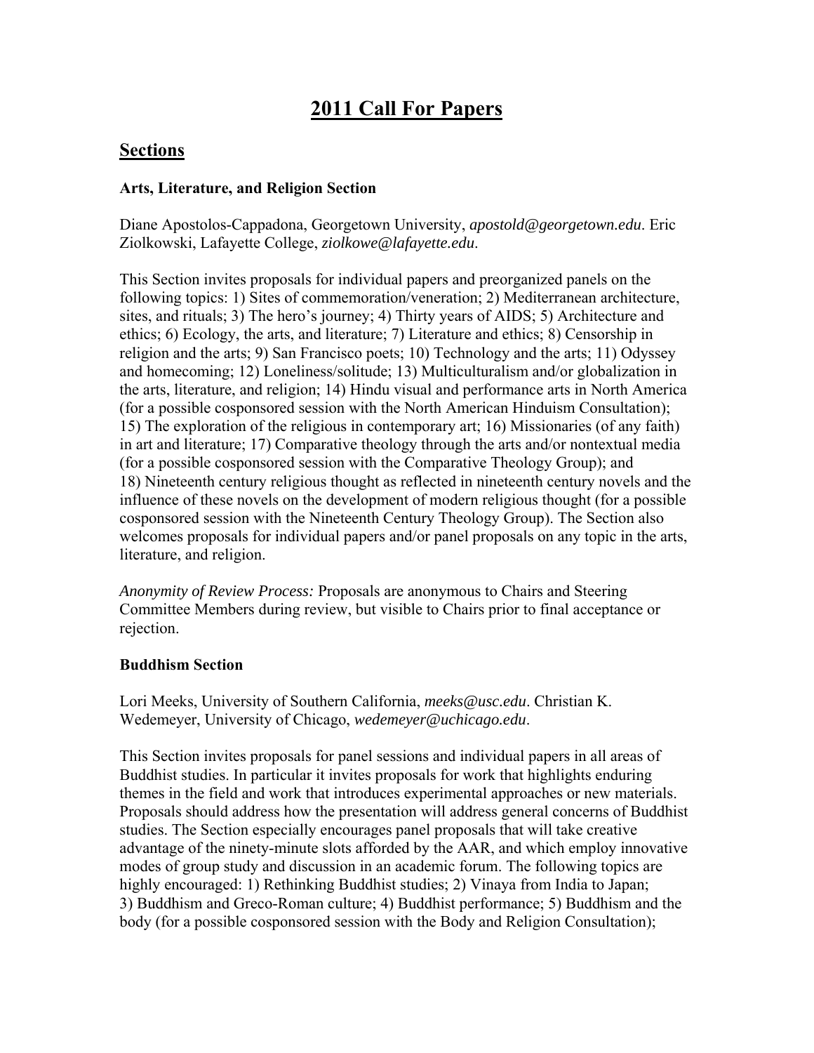# 2011 Call For Papers

## Sections

### Arts, Literature, and Religion Section

Diane Apostolos-Cappadona, Georgetown University, *apostold@georgetown.edu*. Eric Ziolkowski, Lafayette College, *ziolkowe@lafayette.edu*.

This Section invites proposals for individual papers and preorganized panels on the following topics: 1) Sites of commemoration/veneration; 2) Mediterranean architecture, sites, and rituals; 3) The hero's journey; 4) Thirty years of AIDS; 5) Architecture and ethics; 6) Ecology, the arts, and literature; 7) Literature and ethics; 8) Censorship in religion and the arts; 9) San Francisco poets; 10) Technology and the arts; 11) Odyssey and homecoming; 12) Loneliness/solitude; 13) Multiculturalism and/or globalization in the arts, literature, and religion; 14) Hindu visual and performance arts in North America (for a possible cosponsored session with the North American Hinduism Consultation); 15) The exploration of the religious in contemporary art; 16) Missionaries (of any faith) in art and literature; 17) Comparative theology through the arts and/or nontextual media (for a possible cosponsored session with the Comparative Theology Group); and 18) Nineteenth century religious thought as reflected in nineteenth century novels and the influence of these novels on the development of modern religious thought (for a possible cosponsored session with the Nineteenth Century Theology Group). The Section also welcomes proposals for individual papers and/or panel proposals on any topic in the arts, literature, and religion.

*Anonymity of Review Process:* Proposals are anonymous to Chairs and Steering Committee Members during review, but visible to Chairs prior to final acceptance or rejection.

### Buddhism Section

Lori Meeks, University of Southern California, *meeks@usc.edu*. Christian K. Wedemeyer, University of Chicago, *wedemeyer@uchicago.edu*.

This Section invites proposals for panel sessions and individual papers in all areas of Buddhist studies. In particular it invites proposals for work that highlights enduring themes in the field and work that introduces experimental approaches or new materials. Proposals should address how the presentation will address general concerns of Buddhist studies. The Section especially encourages panel proposals that will take creative advantage of the ninety-minute slots afforded by the AAR, and which employ innovative modes of group study and discussion in an academic forum. The following topics are highly encouraged: 1) Rethinking Buddhist studies; 2) Vinaya from India to Japan; 3) Buddhism and Greco-Roman culture; 4) Buddhist performance; 5) Buddhism and the body (for a possible cosponsored session with the Body and Religion Consultation);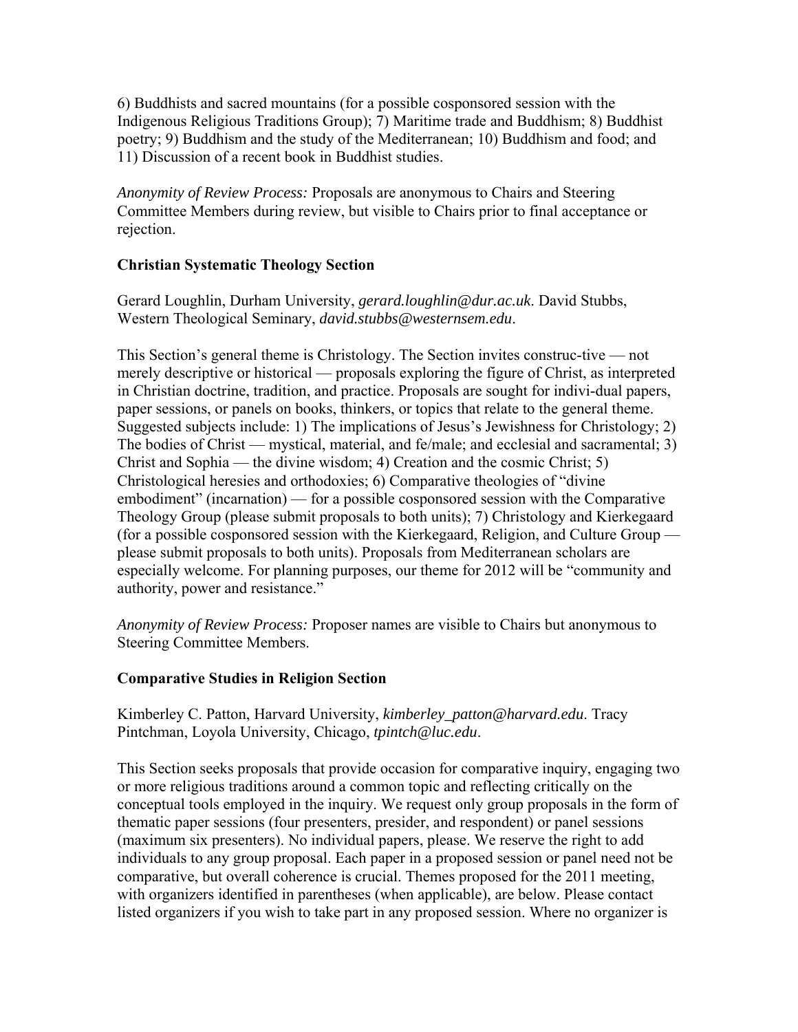6) Buddhists and sacred mountains (for a possible cosponsored session with the Indigenous Religious Traditions Group); 7) Maritime trade and Buddhism; 8) Buddhist poetry; 9) Buddhism and the study of the Mediterranean; 10) Buddhism and food; and 11) Discussion of a recent book in Buddhist studies.

*Anonymity of Review Process:* Proposals are anonymous to Chairs and Steering Committee Members during review, but visible to Chairs prior to final acceptance or rejection.

### Christian Systematic Theology Section

Gerard Loughlin, Durham University, *gerard.loughlin@dur.ac.uk*. David Stubbs, Western Theological Seminary, *david.stubbs@westernsem.edu*.

This Section's general theme is Christology. The Section invites construc-tive — not merely descriptive or historical — proposals exploring the figure of Christ, as interpreted in Christian doctrine, tradition, and practice. Proposals are sought for indivi-dual papers, paper sessions, or panels on books, thinkers, or topics that relate to the general theme. Suggested subjects include: 1) The implications of Jesus's Jewishness for Christology; 2) The bodies of Christ — mystical, material, and fe/male; and ecclesial and sacramental; 3) Christ and Sophia — the divine wisdom; 4) Creation and the cosmic Christ; 5) Christological heresies and orthodoxies; 6) Comparative theologies of "divine embodiment" (incarnation) — for a possible cosponsored session with the Comparative Theology Group (please submit proposals to both units); 7) Christology and Kierkegaard (for a possible cosponsored session with the Kierkegaard, Religion, and Culture Group — please submit proposals to both units). Proposals from Mediterranean scholars are especially welcome. For planning purposes, our theme for 2012 will be "community and authority, power and resistance."

*Anonymity of Review Process:* Proposer names are visible to Chairs but anonymous to Steering Committee Members.

### Comparative Studies in Religion Section

Kimberley C. Patton, Harvard University, *kimberley_patton@harvard.edu*. Tracy Pintchman, Loyola University, Chicago, *tpintch@luc.edu*.

This Section seeks proposals that provide occasion for comparative inquiry, engaging two or more religious traditions around a common topic and reflecting critically on the conceptual tools employed in the inquiry. We request only group proposals in the form of thematic paper sessions (four presenters, presider, and respondent) or panel sessions (maximum six presenters). No individual papers, please. We reserve the right to add individuals to any group proposal. Each paper in a proposed session or panel need not be comparative, but overall coherence is crucial. Themes proposed for the 2011 meeting, with organizers identified in parentheses (when applicable), are below. Please contact listed organizers if you wish to take part in any proposed session. Where no organizer is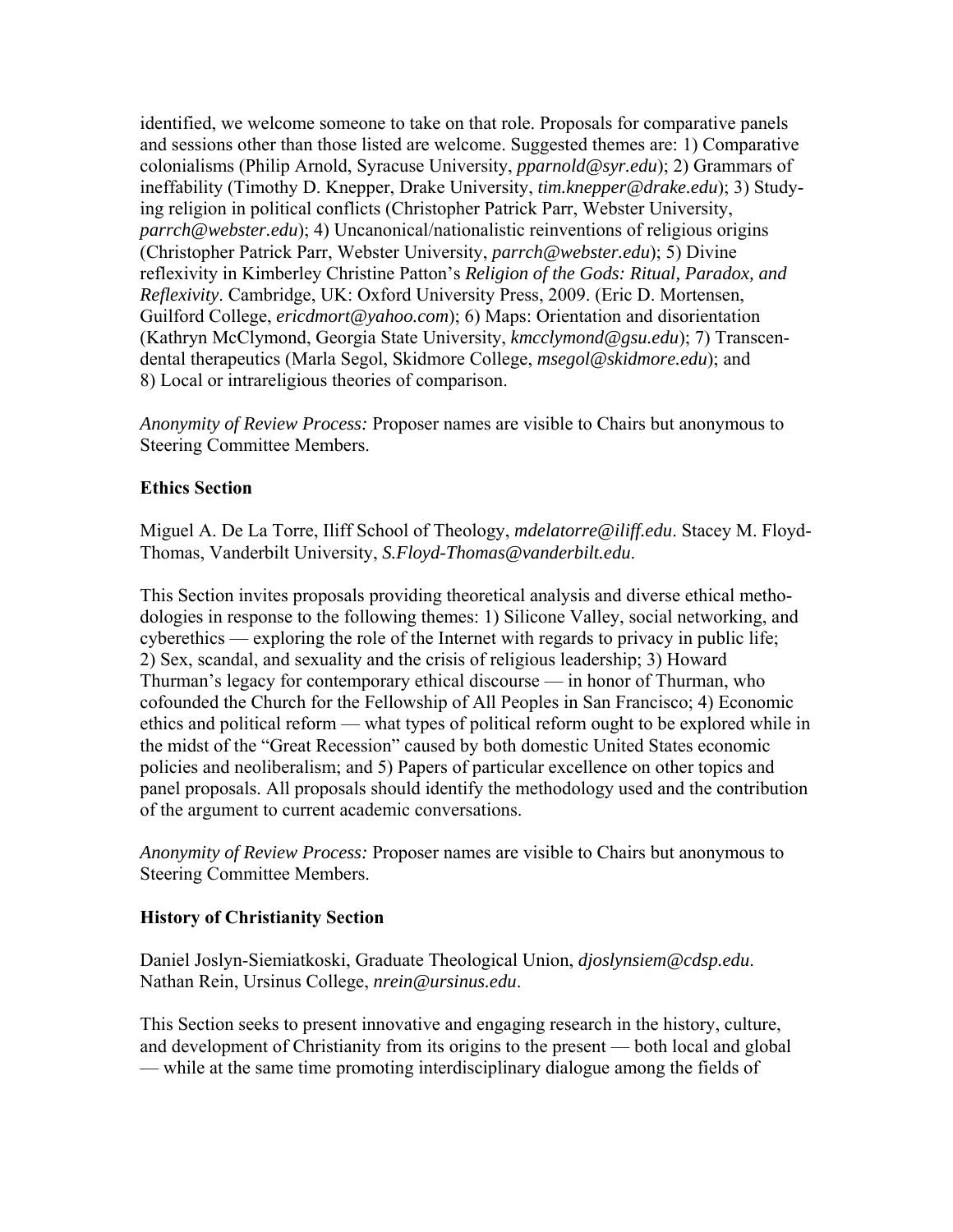identified, we welcome someone to take on that role. Proposals for comparative panels and sessions other than those listed are welcome. Suggested themes are: 1) Comparative colonialisms (Philip Arnold, Syracuse University, *pparnold@syr.edu*); 2) Grammars of ineffability (Timothy D. Knepper, Drake University, *tim.knepper@drake.edu*); 3) Studying religion in political conflicts (Christopher Patrick Parr, Webster University, *parrch@webster.edu*); 4) Uncanonical/nationalistic reinventions of religious origins (Christopher Patrick Parr, Webster University, *parrch@webster.edu*); 5) Divine reflexivity in Kimberley Christine Patton's *Religion of the Gods: Ritual, Paradox, and Reflexivity*. Cambridge, UK: Oxford University Press, 2009. (Eric D. Mortensen, Guilford College, *ericdmort@yahoo.com*); 6) Maps: Orientation and disorientation (Kathryn McClymond, Georgia State University, *kmcclymond@gsu.edu*); 7) Transcendental therapeutics (Marla Segol, Skidmore College, *msegol@skidmore.edu*); and 8) Local or intrareligious theories of comparison.

*Anonymity of Review Process:* Proposer names are visible to Chairs but anonymous to Steering Committee Members.

### Ethics Section

Miguel A. De La Torre, Iliff School of Theology, *mdelatorre@iliff.edu*. Stacey M. Floyd-Thomas, Vanderbilt University, *S.Floyd-Thomas@vanderbilt.edu*.

This Section invites proposals providing theoretical analysis and diverse ethical methodologies in response to the following themes: 1) Silicone Valley, social networking, and cyberethics — exploring the role of the Internet with regards to privacy in public life; 2) Sex, scandal, and sexuality and the crisis of religious leadership; 3) Howard Thurman's legacy for contemporary ethical discourse — in honor of Thurman, who cofounded the Church for the Fellowship of All Peoples in San Francisco; 4) Economic ethics and political reform — what types of political reform ought to be explored while in the midst of the "Great Recession" caused by both domestic United States economic policies and neoliberalism; and 5) Papers of particular excellence on other topics and panel proposals. All proposals should identify the methodology used and the contribution of the argument to current academic conversations.

*Anonymity of Review Process:* Proposer names are visible to Chairs but anonymous to Steering Committee Members.

### History of Christianity Section

Daniel Joslyn-Siemiatkoski, Graduate Theological Union, *djoslynsiem@cdsp.edu*. Nathan Rein, Ursinus College, *nrein@ursinus.edu*.

This Section seeks to present innovative and engaging research in the history, culture, and development of Christianity from its origins to the present — both local and global — while at the same time promoting interdisciplinary dialogue among the fields of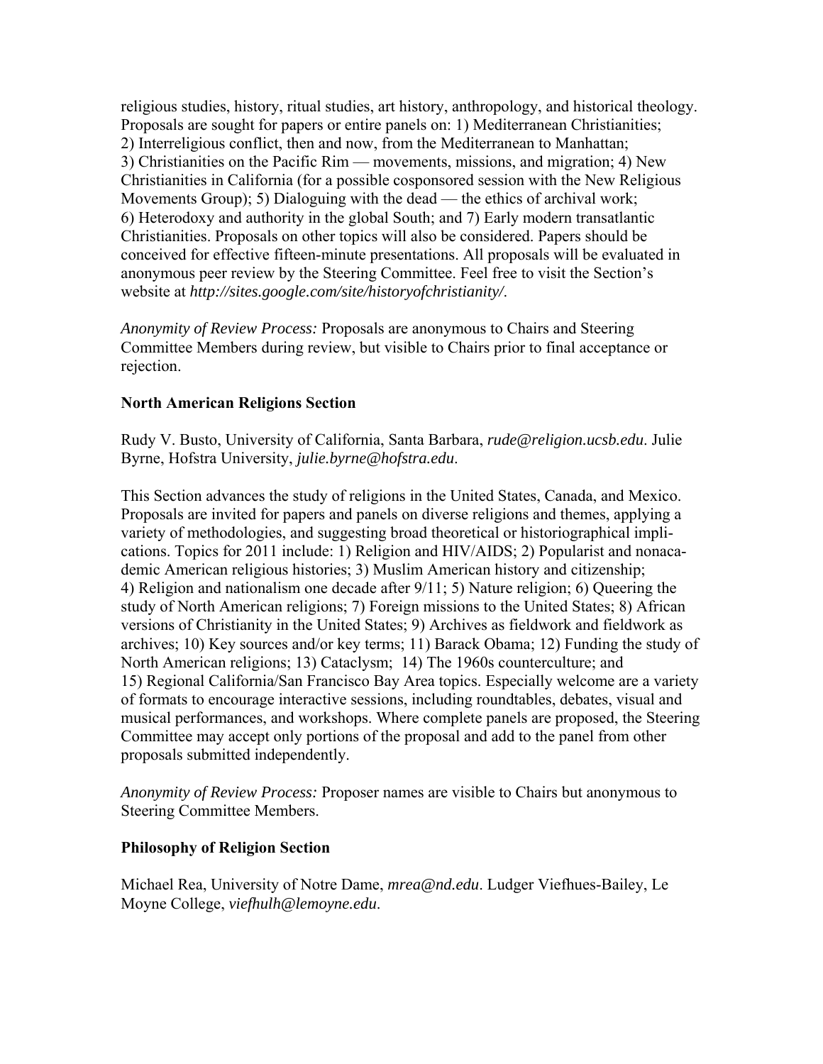religious studies, history, ritual studies, art history, anthropology, and historical theology. Proposals are sought for papers or entire panels on: 1) Mediterranean Christianities; 2) Interreligious conflict, then and now, from the Mediterranean to Manhattan; 3) Christianities on the Pacific Rim — movements, missions, and migration; 4) New Christianities in California (for a possible cosponsored session with the New Religious Movements Group); 5) Dialoguing with the dead — the ethics of archival work; 6) Heterodoxy and authority in the global South; and 7) Early modern transatlantic Christianities. Proposals on other topics will also be considered. Papers should be conceived for effective fifteen-minute presentations. All proposals will be evaluated in anonymous peer review by the Steering Committee. Feel free to visit the Section's website at *http://sites.google.com/site/historyofchristianity/*.

*Anonymity of Review Process:* Proposals are anonymous to Chairs and Steering Committee Members during review, but visible to Chairs prior to final acceptance or rejection.

**North American Religions Section**

Rudy V. Busto, University of California, Santa Barbara, *rude@religion.ucsb.edu*. Julie Byrne, Hofstra University, *julie.byrne@hofstra.edu*.

This Section advances the study of religions in the United States, Canada, and Mexico. Proposals are invited for papers and panels on diverse religions and themes, applying a variety of methodologies, and suggesting broad theoretical or historiographical implications. Topics for 2011 include: 1) Religion and HIV/AIDS; 2) Popularist and nonacademic American religious histories; 3) Muslim American history and citizenship; 4) Religion and nationalism one decade after 9/11; 5) Nature religion; 6) Queering the study of North American religions; 7) Foreign missions to the United States; 8) African versions of Christianity in the United States; 9) Archives as fieldwork and fieldwork as archives; 10) Key sources and/or key terms; 11) Barack Obama; 12) Funding the study of North American religions; 13) Cataclysm; 14) The 1960s counterculture; and 15) Regional California/San Francisco Bay Area topics. Especially welcome are a variety of formats to encourage interactive sessions, including roundtables, debates, visual and musical performances, and workshops. Where complete panels are proposed, the Steering Committee may accept only portions of the proposal and add to the panel from other proposals submitted independently.

*Anonymity of Review Process:* Proposer names are visible to Chairs but anonymous to Steering Committee Members.

**Philosophy of Religion Section**

Michael Rea, University of Notre Dame, *mrea@nd.edu*. Ludger Viefhues-Bailey, Le Moyne College, *viefhulh@lemoyne.edu*.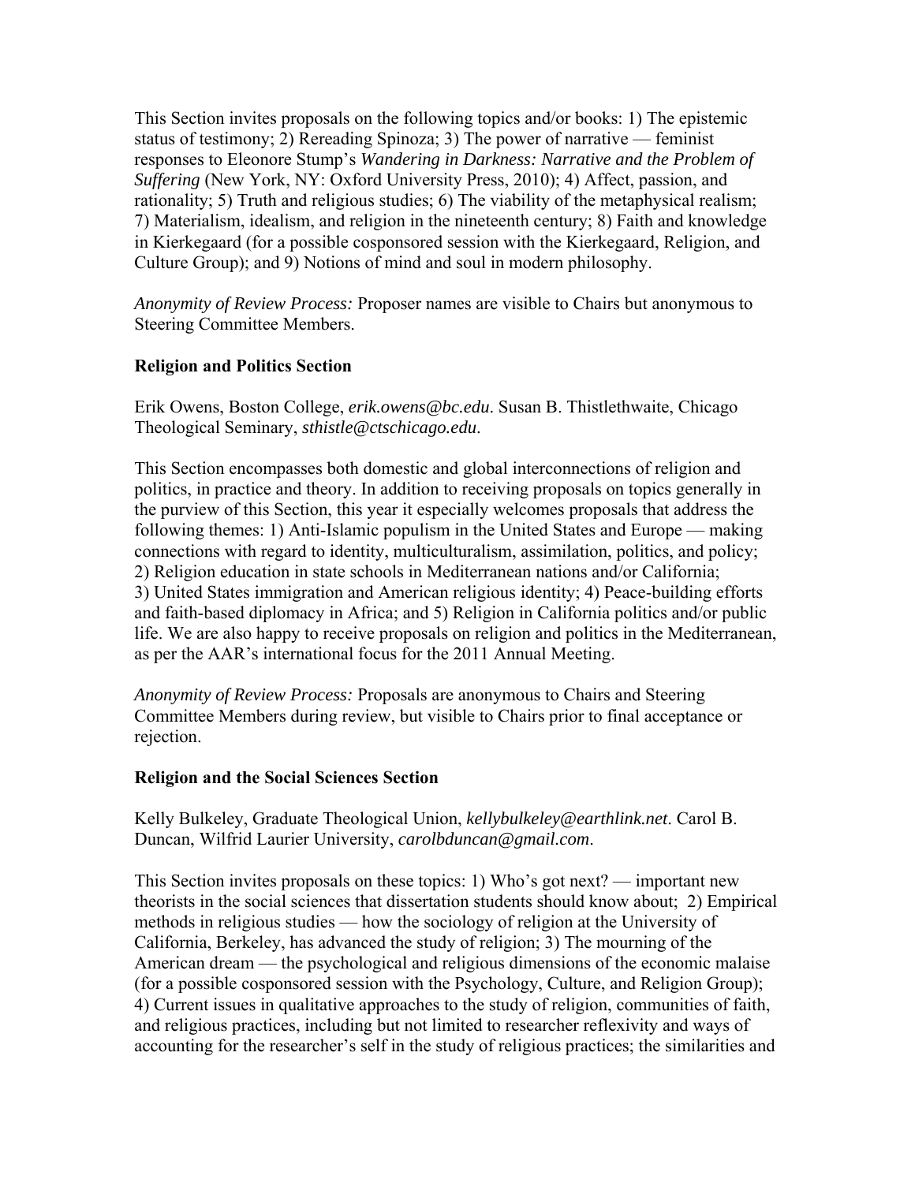This Section invites proposals on the following topics and/or books: 1) The epistemic status of testimony; 2) Rereading Spinoza; 3) The power of narrative — feminist responses to Eleonore Stump's ***Wandering in Darkness: Narrative and the Problem of Suffering*** (New York, NY: Oxford University Press, 2010); 4) Affect, passion, and rationality; 5) Truth and religious studies; 6) The viability of the metaphysical realism; 7) Materialism, idealism, and religion in the nineteenth century; 8) Faith and knowledge in Kierkegaard (for a possible cosponsored session with the Kierkegaard, Religion, and Culture Group); and 9) Notions of mind and soul in modern philosophy.

*Anonymity of Review Process:* Proposer names are visible to Chairs but anonymous to Steering Committee Members.

**Religion and Politics Section**

Erik Owens, Boston College, *erik.owens@bc.edu*. Susan B. Thistlethwaite, Chicago Theological Seminary, *sthistle@ctschicago.edu*.

This Section encompasses both domestic and global interconnections of religion and politics, in practice and theory. In addition to receiving proposals on topics generally in the purview of this Section, this year it especially welcomes proposals that address the following themes: 1) Anti-Islamic populism in the United States and Europe — making connections with regard to identity, multiculturalism, assimilation, politics, and policy; 2) Religion education in state schools in Mediterranean nations and/or California; 3) United States immigration and American religious identity; 4) Peace-building efforts and faith-based diplomacy in Africa; and 5) Religion in California politics and/or public life. We are also happy to receive proposals on religion and politics in the Mediterranean, as per the AAR's international focus for the 2011 Annual Meeting.

*Anonymity of Review Process:* Proposals are anonymous to Chairs and Steering Committee Members during review, but visible to Chairs prior to final acceptance or rejection.

**Religion and the Social Sciences Section**

Kelly Bulkeley, Graduate Theological Union, *kellybulkeley@earthlink.net*. Carol B. Duncan, Wilfrid Laurier University, *carolbduncan@gmail.com*.

This Section invites proposals on these topics: 1) Who's got next? — important new theorists in the social sciences that dissertation students should know about; 2) Empirical methods in religious studies — how the sociology of religion at the University of California, Berkeley, has advanced the study of religion; 3) The mourning of the American dream — the psychological and religious dimensions of the economic malaise (for a possible cosponsored session with the Psychology, Culture, and Religion Group); 4) Current issues in qualitative approaches to the study of religion, communities of faith, and religious practices, including but not limited to researcher reflexivity and ways of accounting for the researcher's self in the study of religious practices; the similarities and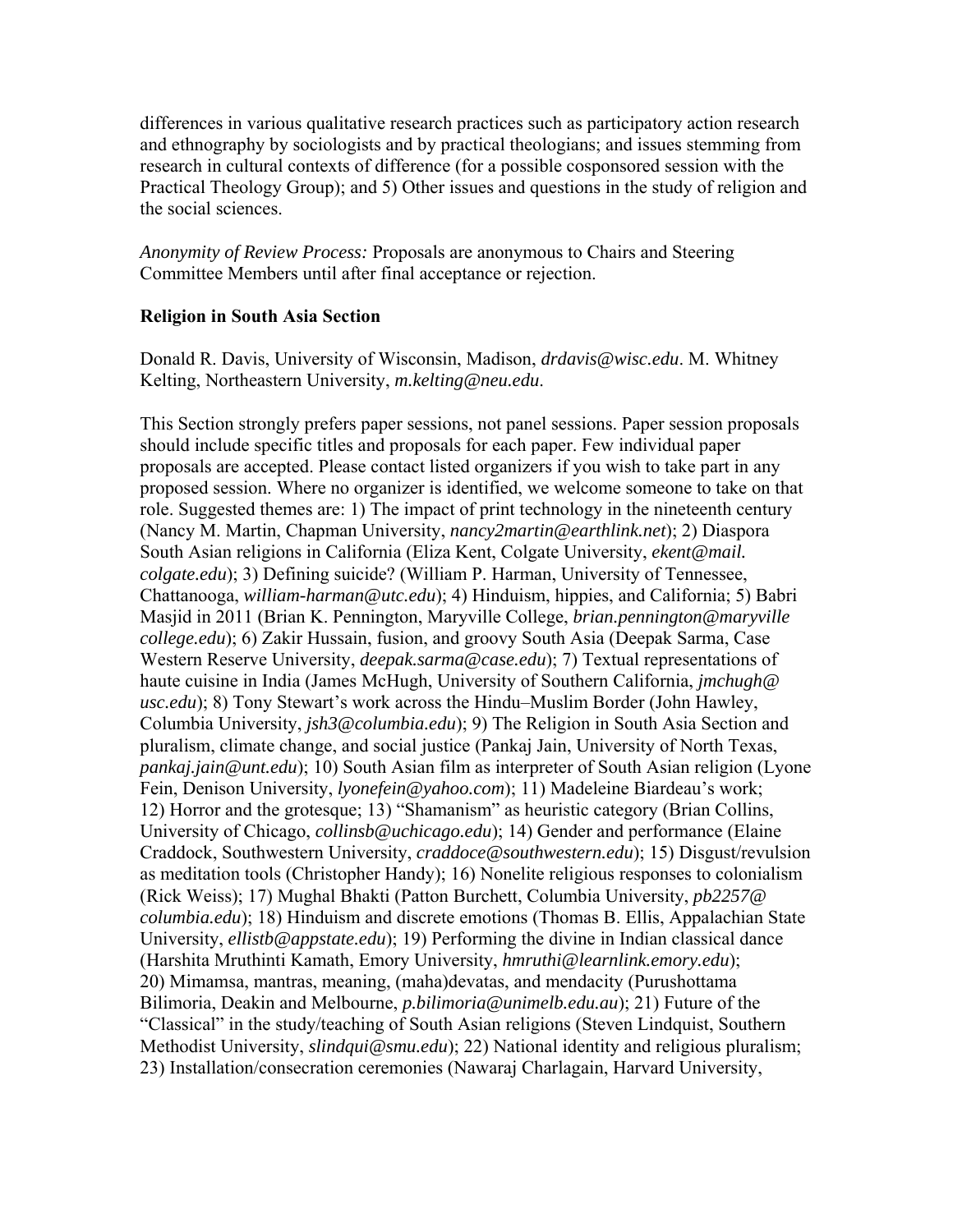differences in various qualitative research practices such as participatory action research and ethnography by sociologists and by practical theologians; and issues stemming from research in cultural contexts of difference (for a possible cosponsored session with the Practical Theology Group); and 5) Other issues and questions in the study of religion and the social sciences.

*Anonymity of Review Process:* Proposals are anonymous to Chairs and Steering Committee Members until after final acceptance or rejection.

**Religion in South Asia Section**

Donald R. Davis, University of Wisconsin, Madison, *drdavis@wisc.edu*. M. Whitney Kelting, Northeastern University, *m.kelting@neu.edu*.

This Section strongly prefers paper sessions, not panel sessions. Paper session proposals should include specific titles and proposals for each paper. Few individual paper proposals are accepted. Please contact listed organizers if you wish to take part in any proposed session. Where no organizer is identified, we welcome someone to take on that role. Suggested themes are: 1) The impact of print technology in the nineteenth century (Nancy M. Martin, Chapman University, *nancy2martin@earthlink.net*); 2) Diaspora South Asian religions in California (Eliza Kent, Colgate University, *ekent@mail.colgate.edu*); 3) Defining suicide? (William P. Harman, University of Tennessee, Chattanooga, *william-harman@utc.edu*); 4) Hinduism, hippies, and California; 5) Babri Masjid in 2011 (Brian K. Pennington, Maryville College, *brian.pennington@maryvillecollege.edu*); 6) Zakir Hussain, fusion, and groovy South Asia (Deepak Sarma, Case Western Reserve University, *deepak.sarma@case.edu*); 7) Textual representations of haute cuisine in India (James McHugh, University of Southern California, *jmchugh@usc.edu*); 8) Tony Stewart's work across the Hindu–Muslim Border (John Hawley, Columbia University, *jsh3@columbia.edu*); 9) The Religion in South Asia Section and pluralism, climate change, and social justice (Pankaj Jain, University of North Texas, *pankaj.jain@unt.edu*); 10) South Asian film as interpreter of South Asian religion (Lyone Fein, Denison University, *lyonefein@yahoo.com*); 11) Madeleine Biardeau's work; 12) Horror and the grotesque; 13) "Shamanism" as heuristic category (Brian Collins, University of Chicago, *collinsb@uchicago.edu*); 14) Gender and performance (Elaine Craddock, Southwestern University, *craddoce@southwestern.edu*); 15) Disgust/revulsion as meditation tools (Christopher Handy); 16) Nonelite religious responses to colonialism (Rick Weiss); 17) Mughal Bhakti (Patton Burchett, Columbia University, *pb2257@columbia.edu*); 18) Hinduism and discrete emotions (Thomas B. Ellis, Appalachian State University, *ellistb@appstate.edu*); 19) Performing the divine in Indian classical dance (Harshita Mruthinti Kamath, Emory University, *hmruthi@learnlink.emory.edu*); 20) Mimamsa, mantras, meaning, (maha)devatas, and mendacity (Purushottama Bilimoria, Deakin and Melbourne, *p.bilimoria@unimelb.edu.au*); 21) Future of the "Classical" in the study/teaching of South Asian religions (Steven Lindquist, Southern Methodist University, *slindqui@smu.edu*); 22) National identity and religious pluralism; 23) Installation/consecration ceremonies (Nawaraj Charlagain, Harvard University,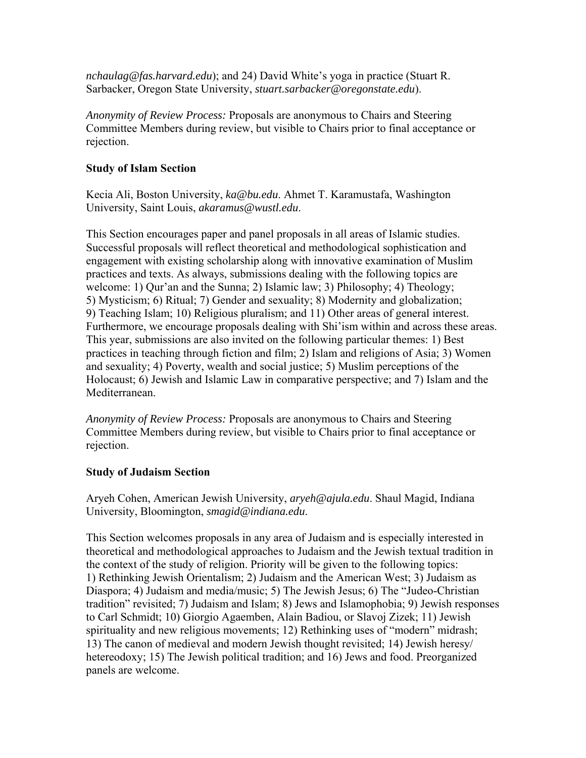*nchaulag@fas.harvard.edu*); and 24) David White's yoga in practice (Stuart R. Sarbacker, Oregon State University, *stuart.sarbacker@oregonstate.edu*).

*Anonymity of Review Process:* Proposals are anonymous to Chairs and Steering Committee Members during review, but visible to Chairs prior to final acceptance or rejection.

**Study of Islam Section**

Kecia Ali, Boston University, *ka@bu.edu*. Ahmet T. Karamustafa, Washington University, Saint Louis, *akaramus@wustl.edu*.

This Section encourages paper and panel proposals in all areas of Islamic studies. Successful proposals will reflect theoretical and methodological sophistication and engagement with existing scholarship along with innovative examination of Muslim practices and texts. As always, submissions dealing with the following topics are welcome: 1) Qur'an and the Sunna; 2) Islamic law; 3) Philosophy; 4) Theology; 5) Mysticism; 6) Ritual; 7) Gender and sexuality; 8) Modernity and globalization; 9) Teaching Islam; 10) Religious pluralism; and 11) Other areas of general interest. Furthermore, we encourage proposals dealing with Shi'ism within and across these areas. This year, submissions are also invited on the following particular themes: 1) Best practices in teaching through fiction and film; 2) Islam and religions of Asia; 3) Women and sexuality; 4) Poverty, wealth and social justice; 5) Muslim perceptions of the Holocaust; 6) Jewish and Islamic Law in comparative perspective; and 7) Islam and the Mediterranean.

*Anonymity of Review Process:* Proposals are anonymous to Chairs and Steering Committee Members during review, but visible to Chairs prior to final acceptance or rejection.

**Study of Judaism Section**

Aryeh Cohen, American Jewish University, *aryeh@ajula.edu*. Shaul Magid, Indiana University, Bloomington, *smagid@indiana.edu*.

This Section welcomes proposals in any area of Judaism and is especially interested in theoretical and methodological approaches to Judaism and the Jewish textual tradition in the context of the study of religion. Priority will be given to the following topics: 1) Rethinking Jewish Orientalism; 2) Judaism and the American West; 3) Judaism as Diaspora; 4) Judaism and media/music; 5) The Jewish Jesus; 6) The "Judeo-Christian tradition" revisited; 7) Judaism and Islam; 8) Jews and Islamophobia; 9) Jewish responses to Carl Schmidt; 10) Giorgio Agaemben, Alain Badiou, or Slavoj Zizek; 11) Jewish spirituality and new religious movements; 12) Rethinking uses of "modern" midrash; 13) The canon of medieval and modern Jewish thought revisited; 14) Jewish heresy/ hetereodoxy; 15) The Jewish political tradition; and 16) Jews and food. Preorganized panels are welcome.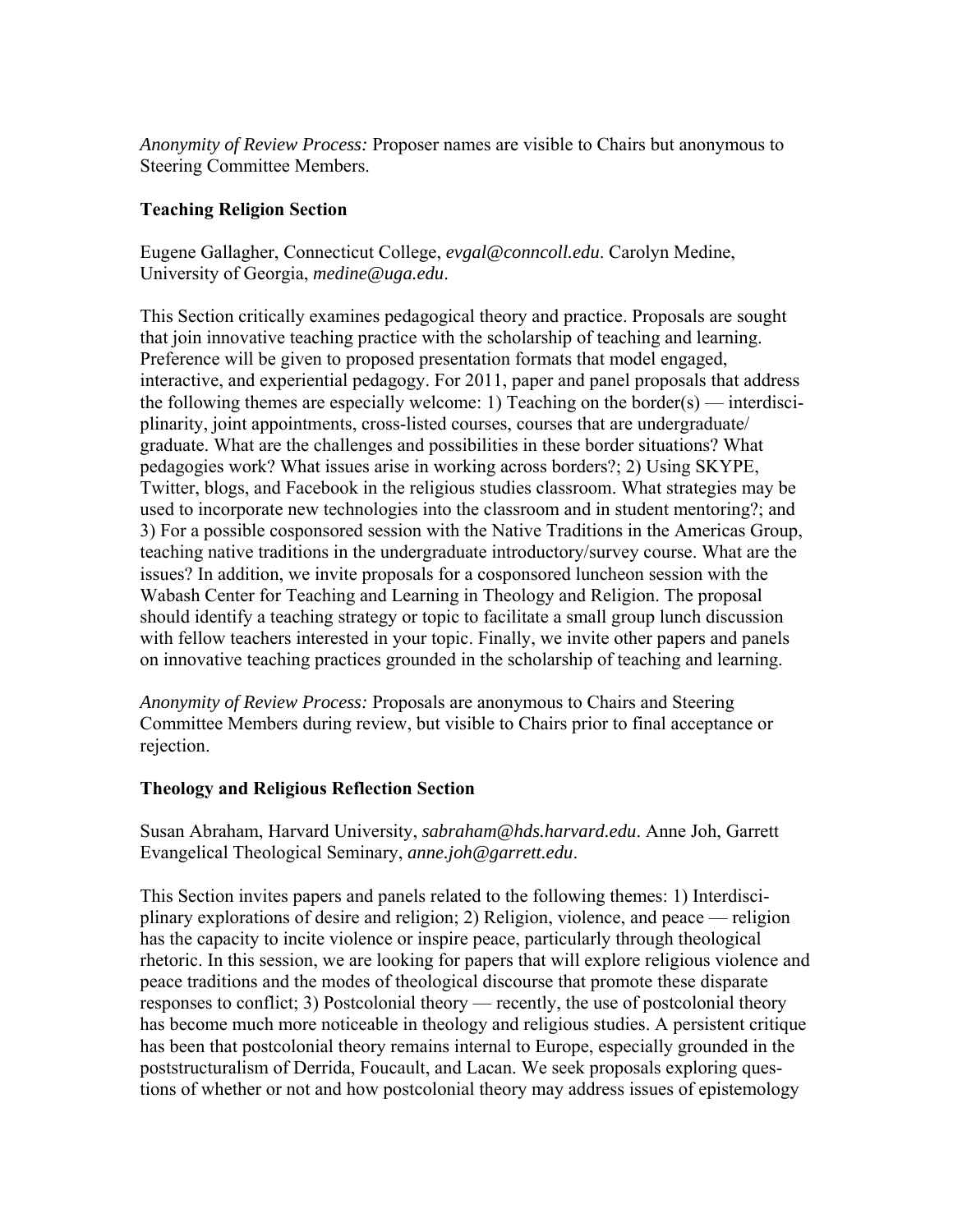*Anonymity of Review Process:* Proposer names are visible to Chairs but anonymous to Steering Committee Members.

### Teaching Religion Section

Eugene Gallagher, Connecticut College, *evgal@conncoll.edu*. Carolyn Medine, University of Georgia, *medine@uga.edu*.

This Section critically examines pedagogical theory and practice. Proposals are sought that join innovative teaching practice with the scholarship of teaching and learning. Preference will be given to proposed presentation formats that model engaged, interactive, and experiential pedagogy. For 2011, paper and panel proposals that address the following themes are especially welcome: 1) Teaching on the border(s) — interdisciplinarity, joint appointments, cross-listed courses, courses that are undergraduate/graduate. What are the challenges and possibilities in these border situations? What pedagogies work? What issues arise in working across borders?; 2) Using SKYPE, Twitter, blogs, and Facebook in the religious studies classroom. What strategies may be used to incorporate new technologies into the classroom and in student mentoring?; and 3) For a possible cosponsored session with the Native Traditions in the Americas Group, teaching native traditions in the undergraduate introductory/survey course. What are the issues? In addition, we invite proposals for a cosponsored luncheon session with the Wabash Center for Teaching and Learning in Theology and Religion. The proposal should identify a teaching strategy or topic to facilitate a small group lunch discussion with fellow teachers interested in your topic. Finally, we invite other papers and panels on innovative teaching practices grounded in the scholarship of teaching and learning.

*Anonymity of Review Process:* Proposals are anonymous to Chairs and Steering Committee Members during review, but visible to Chairs prior to final acceptance or rejection.

### Theology and Religious Reflection Section

Susan Abraham, Harvard University, *sabraham@hds.harvard.edu*. Anne Joh, Garrett Evangelical Theological Seminary, *anne.joh@garrett.edu*.

This Section invites papers and panels related to the following themes: 1) Interdisciplinary explorations of desire and religion; 2) Religion, violence, and peace — religion has the capacity to incite violence or inspire peace, particularly through theological rhetoric. In this session, we are looking for papers that will explore religious violence and peace traditions and the modes of theological discourse that promote these disparate responses to conflict; 3) Postcolonial theory — recently, the use of postcolonial theory has become much more noticeable in theology and religious studies. A persistent critique has been that postcolonial theory remains internal to Europe, especially grounded in the poststructuralism of Derrida, Foucault, and Lacan. We seek proposals exploring questions of whether or not and how postcolonial theory may address issues of epistemology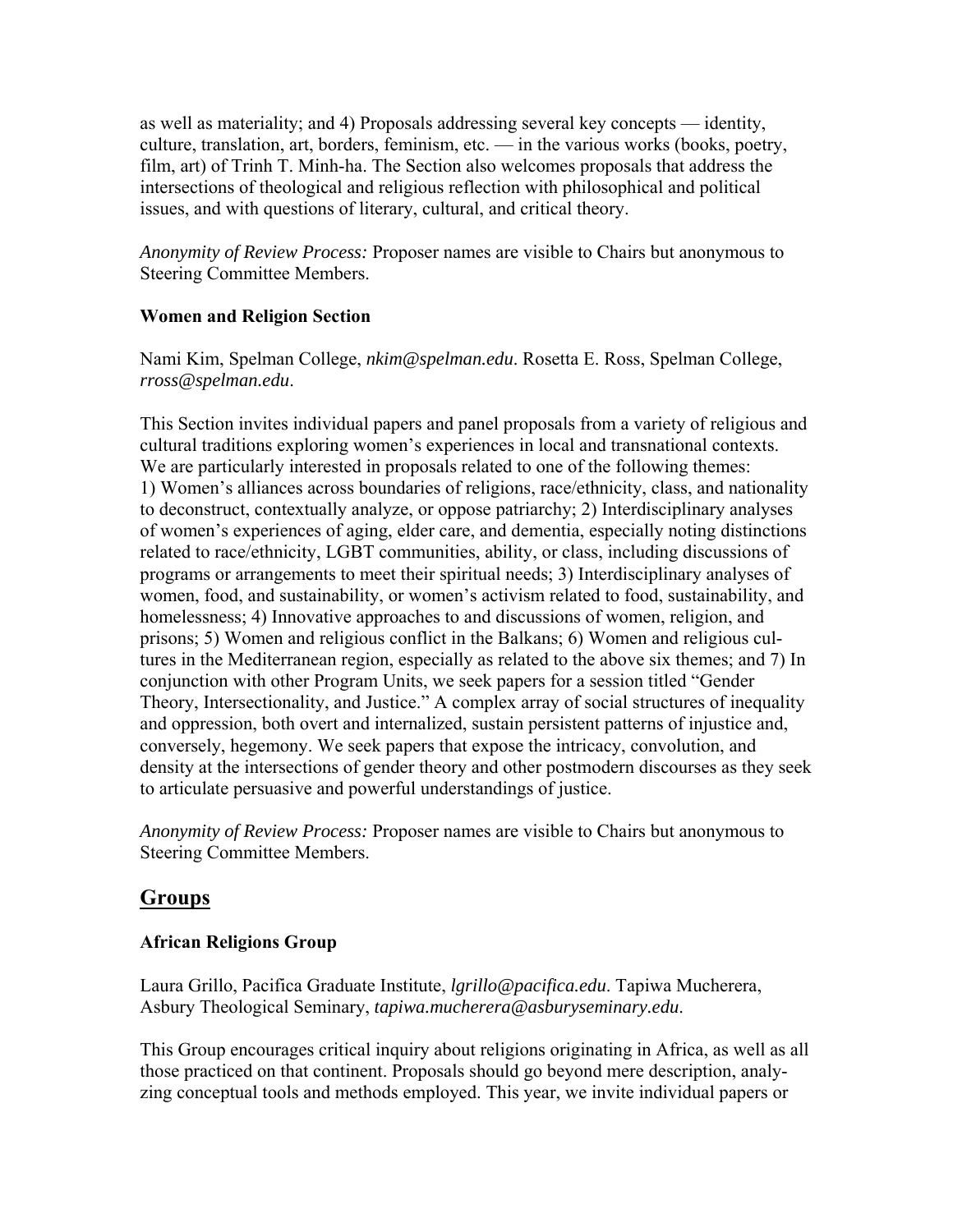as well as materiality; and 4) Proposals addressing several key concepts — identity, culture, translation, art, borders, feminism, etc. — in the various works (books, poetry, film, art) of Trinh T. Minh-ha. The Section also welcomes proposals that address the intersections of theological and religious reflection with philosophical and political issues, and with questions of literary, cultural, and critical theory.

*Anonymity of Review Process:* Proposer names are visible to Chairs but anonymous to Steering Committee Members.

### Women and Religion Section

Nami Kim, Spelman College, *nkim@spelman.edu*. Rosetta E. Ross, Spelman College, *rross@spelman.edu*.

This Section invites individual papers and panel proposals from a variety of religious and cultural traditions exploring women's experiences in local and transnational contexts. We are particularly interested in proposals related to one of the following themes: 1) Women's alliances across boundaries of religions, race/ethnicity, class, and nationality to deconstruct, contextually analyze, or oppose patriarchy; 2) Interdisciplinary analyses of women's experiences of aging, elder care, and dementia, especially noting distinctions related to race/ethnicity, LGBT communities, ability, or class, including discussions of programs or arrangements to meet their spiritual needs; 3) Interdisciplinary analyses of women, food, and sustainability, or women's activism related to food, sustainability, and homelessness; 4) Innovative approaches to and discussions of women, religion, and prisons; 5) Women and religious conflict in the Balkans; 6) Women and religious cultures in the Mediterranean region, especially as related to the above six themes; and 7) In conjunction with other Program Units, we seek papers for a session titled "Gender Theory, Intersectionality, and Justice." A complex array of social structures of inequality and oppression, both overt and internalized, sustain persistent patterns of injustice and, conversely, hegemony. We seek papers that expose the intricacy, convolution, and density at the intersections of gender theory and other postmodern discourses as they seek to articulate persuasive and powerful understandings of justice.

*Anonymity of Review Process:* Proposer names are visible to Chairs but anonymous to Steering Committee Members.

## Groups

### African Religions Group

Laura Grillo, Pacifica Graduate Institute, *lgrillo@pacifica.edu*. Tapiwa Mucherera, Asbury Theological Seminary, *tapiwa.mucherera@asburyseminary.edu*.

This Group encourages critical inquiry about religions originating in Africa, as well as all those practiced on that continent. Proposals should go beyond mere description, analyzing conceptual tools and methods employed. This year, we invite individual papers or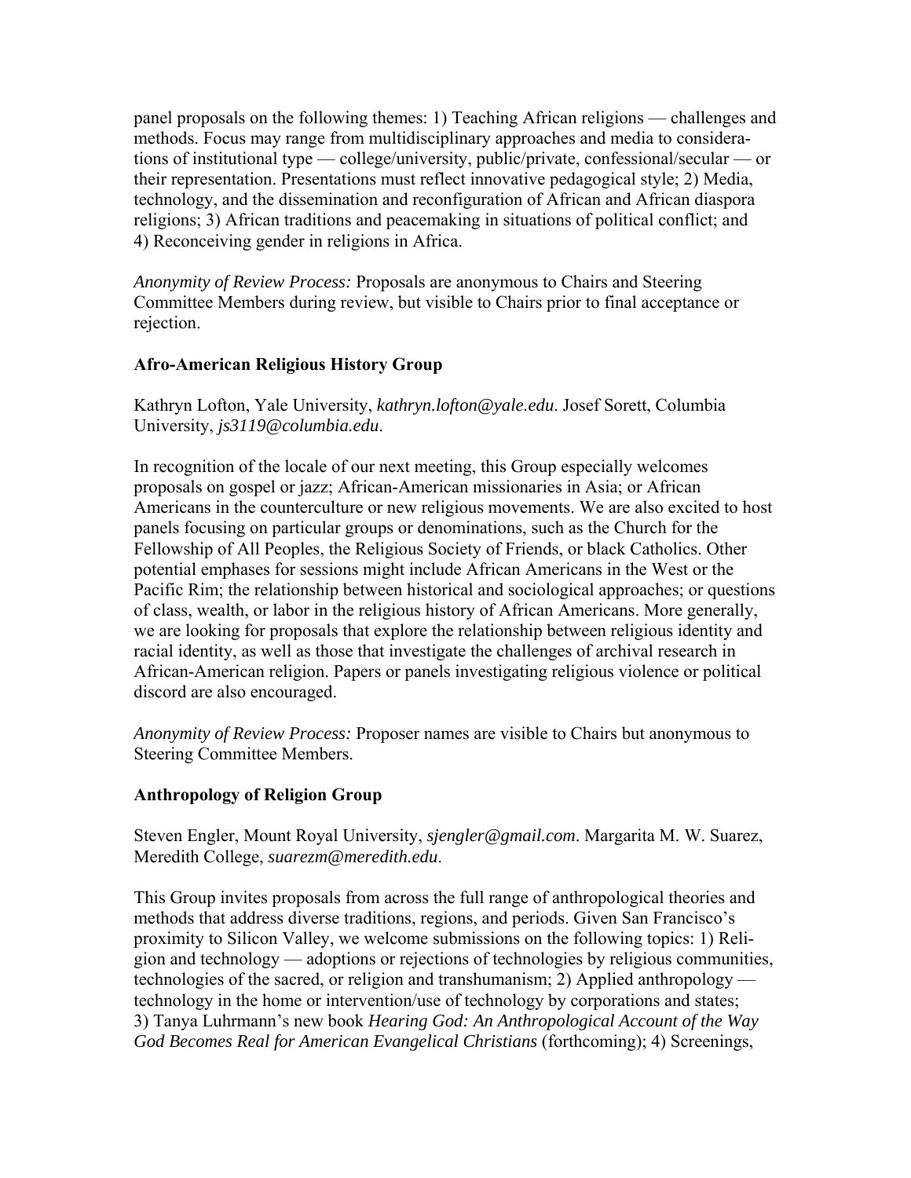panel proposals on the following themes: 1) Teaching African religions — challenges and methods. Focus may range from multidisciplinary approaches and media to considerations of institutional type — college/university, public/private, confessional/secular — or their representation. Presentations must reflect innovative pedagogical style; 2) Media, technology, and the dissemination and reconfiguration of African and African diaspora religions; 3) African traditions and peacemaking in situations of political conflict; and 4) Reconceiving gender in religions in Africa.

*Anonymity of Review Process:* Proposals are anonymous to Chairs and Steering Committee Members during review, but visible to Chairs prior to final acceptance or rejection.

### Afro-American Religious History Group

Kathryn Lofton, Yale University, *kathryn.lofton@yale.edu*. Josef Sorett, Columbia University, *js3119@columbia.edu*.

In recognition of the locale of our next meeting, this Group especially welcomes proposals on gospel or jazz; African-American missionaries in Asia; or African Americans in the counterculture or new religious movements. We are also excited to host panels focusing on particular groups or denominations, such as the Church for the Fellowship of All Peoples, the Religious Society of Friends, or black Catholics. Other potential emphases for sessions might include African Americans in the West or the Pacific Rim; the relationship between historical and sociological approaches; or questions of class, wealth, or labor in the religious history of African Americans. More generally, we are looking for proposals that explore the relationship between religious identity and racial identity, as well as those that investigate the challenges of archival research in African-American religion. Papers or panels investigating religious violence or political discord are also encouraged.

*Anonymity of Review Process:* Proposer names are visible to Chairs but anonymous to Steering Committee Members.

### Anthropology of Religion Group

Steven Engler, Mount Royal University, *sjengler@gmail.com*. Margarita M. W. Suarez, Meredith College, *suarezm@meredith.edu*.

This Group invites proposals from across the full range of anthropological theories and methods that address diverse traditions, regions, and periods. Given San Francisco's proximity to Silicon Valley, we welcome submissions on the following topics: 1) Religion and technology — adoptions or rejections of technologies by religious communities, technologies of the sacred, or religion and transhumanism; 2) Applied anthropology — technology in the home or intervention/use of technology by corporations and states; 3) Tanya Luhrmann's new book *Hearing God: An Anthropological Account of the Way God Becomes Real for American Evangelical Christians* (forthcoming); 4) Screenings,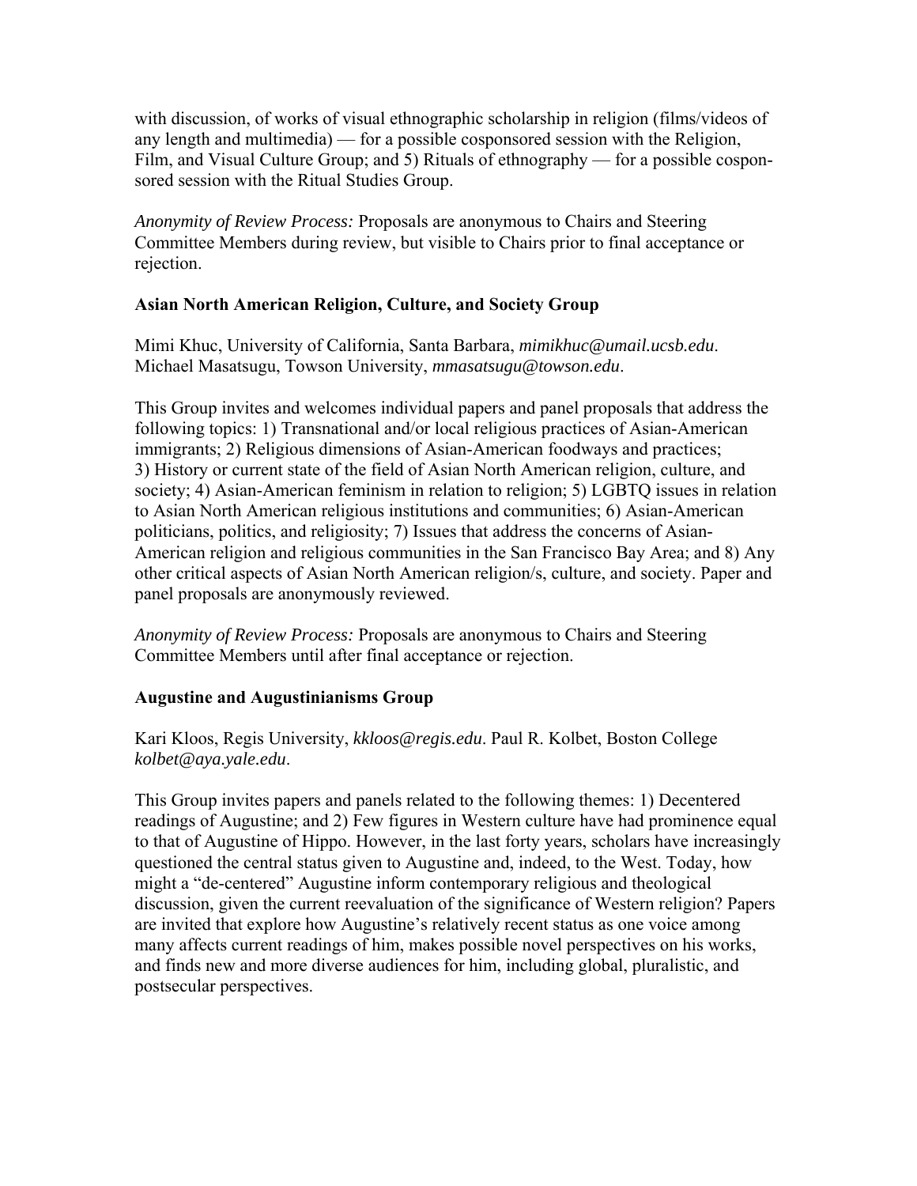with discussion, of works of visual ethnographic scholarship in religion (films/videos of any length and multimedia) — for a possible cosponsored session with the Religion, Film, and Visual Culture Group; and 5) Rituals of ethnography — for a possible cosponsored session with the Ritual Studies Group.

*Anonymity of Review Process:* Proposals are anonymous to Chairs and Steering Committee Members during review, but visible to Chairs prior to final acceptance or rejection.

**Asian North American Religion, Culture, and Society Group**

Mimi Khuc, University of California, Santa Barbara, *mimikhuc@umail.ucsb.edu*. Michael Masatsugu, Towson University, *mmasatsugu@towson.edu*.

This Group invites and welcomes individual papers and panel proposals that address the following topics: 1) Transnational and/or local religious practices of Asian-American immigrants; 2) Religious dimensions of Asian-American foodways and practices; 3) History or current state of the field of Asian North American religion, culture, and society; 4) Asian-American feminism in relation to religion; 5) LGBTQ issues in relation to Asian North American religious institutions and communities; 6) Asian-American politicians, politics, and religiosity; 7) Issues that address the concerns of Asian-American religion and religious communities in the San Francisco Bay Area; and 8) Any other critical aspects of Asian North American religion/s, culture, and society. Paper and panel proposals are anonymously reviewed.

*Anonymity of Review Process:* Proposals are anonymous to Chairs and Steering Committee Members until after final acceptance or rejection.

**Augustine and Augustinianisms Group**

Kari Kloos, Regis University, *kkloos@regis.edu*. Paul R. Kolbet, Boston College *kolbet@aya.yale.edu*.

This Group invites papers and panels related to the following themes: 1) Decentered readings of Augustine; and 2) Few figures in Western culture have had prominence equal to that of Augustine of Hippo. However, in the last forty years, scholars have increasingly questioned the central status given to Augustine and, indeed, to the West. Today, how might a "de-centered" Augustine inform contemporary religious and theological discussion, given the current reevaluation of the significance of Western religion? Papers are invited that explore how Augustine's relatively recent status as one voice among many affects current readings of him, makes possible novel perspectives on his works, and finds new and more diverse audiences for him, including global, pluralistic, and postsecular perspectives.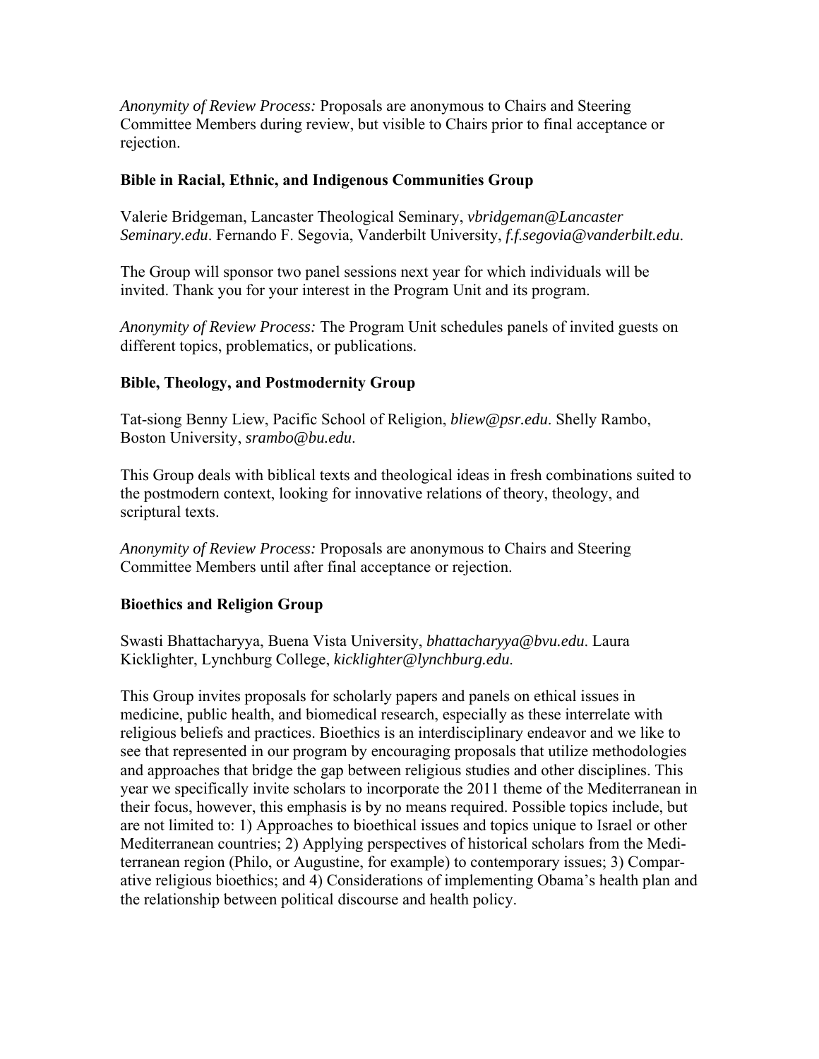*Anonymity of Review Process:* Proposals are anonymous to Chairs and Steering Committee Members during review, but visible to Chairs prior to final acceptance or rejection.

### Bible in Racial, Ethnic, and Indigenous Communities Group

Valerie Bridgeman, Lancaster Theological Seminary, *vbridgeman@Lancaster Seminary.edu*. Fernando F. Segovia, Vanderbilt University, *f.f.segovia@vanderbilt.edu*.

The Group will sponsor two panel sessions next year for which individuals will be invited. Thank you for your interest in the Program Unit and its program.

*Anonymity of Review Process:* The Program Unit schedules panels of invited guests on different topics, problematics, or publications.

### Bible, Theology, and Postmodernity Group

Tat-siong Benny Liew, Pacific School of Religion, *bliew@psr.edu*. Shelly Rambo, Boston University, *srambo@bu.edu*.

This Group deals with biblical texts and theological ideas in fresh combinations suited to the postmodern context, looking for innovative relations of theory, theology, and scriptural texts.

*Anonymity of Review Process:* Proposals are anonymous to Chairs and Steering Committee Members until after final acceptance or rejection.

### Bioethics and Religion Group

Swasti Bhattacharyya, Buena Vista University, *bhattacharyya@bvu.edu*. Laura Kicklighter, Lynchburg College, *kicklighter@lynchburg.edu*.

This Group invites proposals for scholarly papers and panels on ethical issues in medicine, public health, and biomedical research, especially as these interrelate with religious beliefs and practices. Bioethics is an interdisciplinary endeavor and we like to see that represented in our program by encouraging proposals that utilize methodologies and approaches that bridge the gap between religious studies and other disciplines. This year we specifically invite scholars to incorporate the 2011 theme of the Mediterranean in their focus, however, this emphasis is by no means required. Possible topics include, but are not limited to: 1) Approaches to bioethical issues and topics unique to Israel or other Mediterranean countries; 2) Applying perspectives of historical scholars from the Mediterranean region (Philo, or Augustine, for example) to contemporary issues; 3) Comparative religious bioethics; and 4) Considerations of implementing Obama's health plan and the relationship between political discourse and health policy.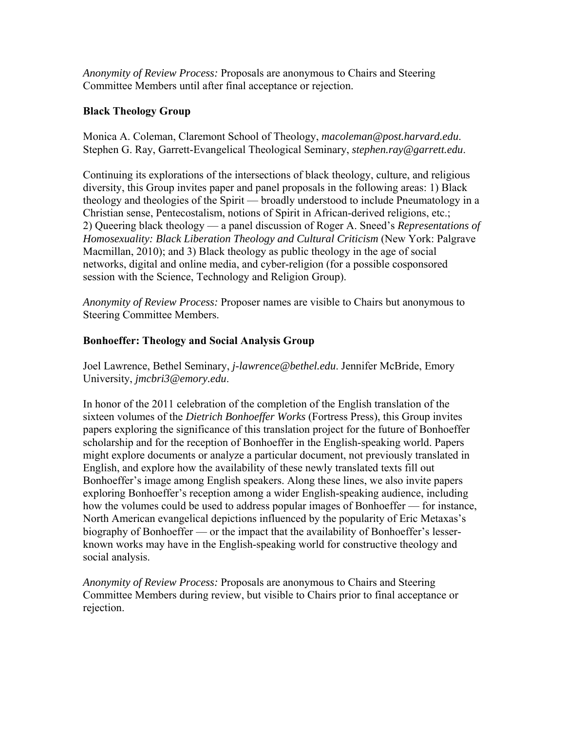*Anonymity of Review Process:* Proposals are anonymous to Chairs and Steering Committee Members until after final acceptance or rejection.

**Black Theology Group**

Monica A. Coleman, Claremont School of Theology, *macoleman@post.harvard.edu*. Stephen G. Ray, Garrett-Evangelical Theological Seminary, *stephen.ray@garrett.edu*.

Continuing its explorations of the intersections of black theology, culture, and religious diversity, this Group invites paper and panel proposals in the following areas: 1) Black theology and theologies of the Spirit — broadly understood to include Pneumatology in a Christian sense, Pentecostalism, notions of Spirit in African-derived religions, etc.; 2) Queering black theology — a panel discussion of Roger A. Sneed's *Representations of Homosexuality: Black Liberation Theology and Cultural Criticism* (New York: Palgrave Macmillan, 2010); and 3) Black theology as public theology in the age of social networks, digital and online media, and cyber-religion (for a possible cosponsored session with the Science, Technology and Religion Group).

*Anonymity of Review Process:* Proposer names are visible to Chairs but anonymous to Steering Committee Members.

**Bonhoeffer: Theology and Social Analysis Group**

Joel Lawrence, Bethel Seminary, *j-lawrence@bethel.edu*. Jennifer McBride, Emory University, *jmcbri3@emory.edu*.

In honor of the 2011 celebration of the completion of the English translation of the sixteen volumes of the *Dietrich Bonhoeffer Works* (Fortress Press), this Group invites papers exploring the significance of this translation project for the future of Bonhoeffer scholarship and for the reception of Bonhoeffer in the English-speaking world. Papers might explore documents or analyze a particular document, not previously translated in English, and explore how the availability of these newly translated texts fill out Bonhoeffer's image among English speakers. Along these lines, we also invite papers exploring Bonhoeffer's reception among a wider English-speaking audience, including how the volumes could be used to address popular images of Bonhoeffer — for instance, North American evangelical depictions influenced by the popularity of Eric Metaxas's biography of Bonhoeffer — or the impact that the availability of Bonhoeffer's lesser-known works may have in the English-speaking world for constructive theology and social analysis.

*Anonymity of Review Process:* Proposals are anonymous to Chairs and Steering Committee Members during review, but visible to Chairs prior to final acceptance or rejection.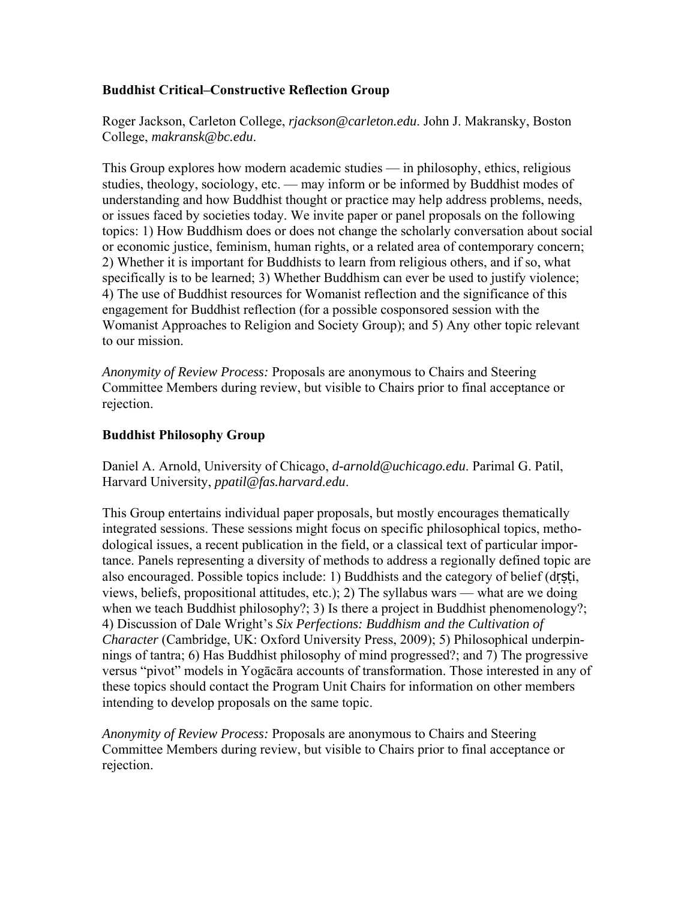### Buddhist Critical–Constructive Reflection Group

Roger Jackson, Carleton College, *rjackson@carleton.edu*. John J. Makransky, Boston College, *makransk@bc.edu*.

This Group explores how modern academic studies — in philosophy, ethics, religious studies, theology, sociology, etc. — may inform or be informed by Buddhist modes of understanding and how Buddhist thought or practice may help address problems, needs, or issues faced by societies today. We invite paper or panel proposals on the following topics: 1) How Buddhism does or does not change the scholarly conversation about social or economic justice, feminism, human rights, or a related area of contemporary concern; 2) Whether it is important for Buddhists to learn from religious others, and if so, what specifically is to be learned; 3) Whether Buddhism can ever be used to justify violence; 4) The use of Buddhist resources for Womanist reflection and the significance of this engagement for Buddhist reflection (for a possible cosponsored session with the Womanist Approaches to Religion and Society Group); and 5) Any other topic relevant to our mission.

*Anonymity of Review Process:* Proposals are anonymous to Chairs and Steering Committee Members during review, but visible to Chairs prior to final acceptance or rejection.

### Buddhist Philosophy Group

Daniel A. Arnold, University of Chicago, *d-arnold@uchicago.edu*. Parimal G. Patil, Harvard University, *ppatil@fas.harvard.edu*.

This Group entertains individual paper proposals, but mostly encourages thematically integrated sessions. These sessions might focus on specific philosophical topics, methodological issues, a recent publication in the field, or a classical text of particular importance. Panels representing a diversity of methods to address a regionally defined topic are also encouraged. Possible topics include: 1) Buddhists and the category of belief (dṛṣṭi, views, beliefs, propositional attitudes, etc.); 2) The syllabus wars — what are we doing when we teach Buddhist philosophy?; 3) Is there a project in Buddhist phenomenology?; 4) Discussion of Dale Wright's *Six Perfections: Buddhism and the Cultivation of Character* (Cambridge, UK: Oxford University Press, 2009); 5) Philosophical underpinnings of tantra; 6) Has Buddhist philosophy of mind progressed?; and 7) The progressive versus "pivot" models in Yogācāra accounts of transformation. Those interested in any of these topics should contact the Program Unit Chairs for information on other members intending to develop proposals on the same topic.

*Anonymity of Review Process:* Proposals are anonymous to Chairs and Steering Committee Members during review, but visible to Chairs prior to final acceptance or rejection.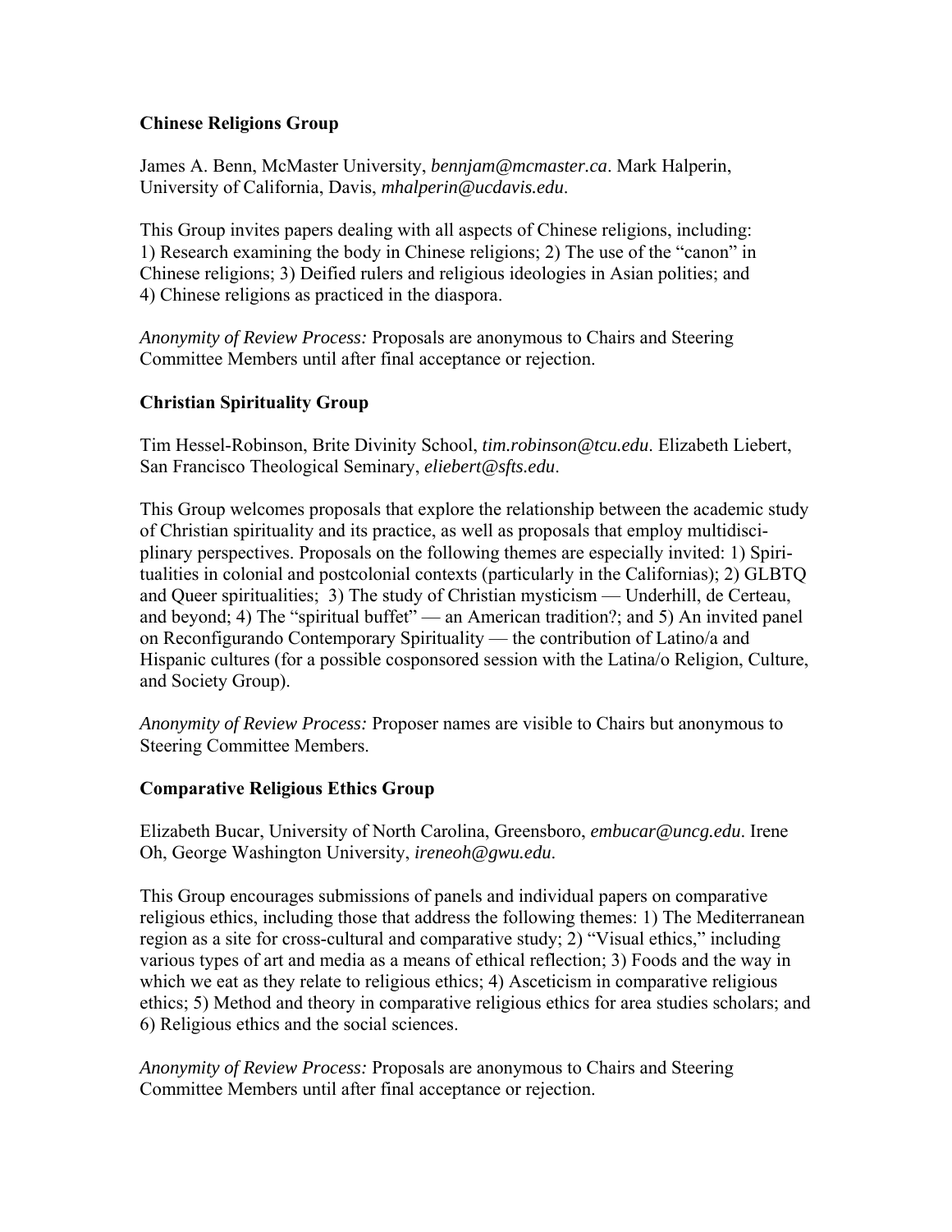### Chinese Religions Group

James A. Benn, McMaster University, *bennjam@mcmaster.ca*. Mark Halperin, University of California, Davis, *mhalperin@ucdavis.edu*.

This Group invites papers dealing with all aspects of Chinese religions, including: 1) Research examining the body in Chinese religions; 2) The use of the "canon" in Chinese religions; 3) Deified rulers and religious ideologies in Asian polities; and 4) Chinese religions as practiced in the diaspora.

*Anonymity of Review Process:* Proposals are anonymous to Chairs and Steering Committee Members until after final acceptance or rejection.

### Christian Spirituality Group

Tim Hessel-Robinson, Brite Divinity School, *tim.robinson@tcu.edu*. Elizabeth Liebert, San Francisco Theological Seminary, *eliebert@sfts.edu*.

This Group welcomes proposals that explore the relationship between the academic study of Christian spirituality and its practice, as well as proposals that employ multidisciplinary perspectives. Proposals on the following themes are especially invited: 1) Spiritualities in colonial and postcolonial contexts (particularly in the Californias); 2) GLBTQ and Queer spiritualities; 3) The study of Christian mysticism — Underhill, de Certeau, and beyond; 4) The "spiritual buffet" — an American tradition?; and 5) An invited panel on Reconfigurando Contemporary Spirituality — the contribution of Latino/a and Hispanic cultures (for a possible cosponsored session with the Latina/o Religion, Culture, and Society Group).

*Anonymity of Review Process:* Proposer names are visible to Chairs but anonymous to Steering Committee Members.

### Comparative Religious Ethics Group

Elizabeth Bucar, University of North Carolina, Greensboro, *embucar@uncg.edu*. Irene Oh, George Washington University, *ireneoh@gwu.edu*.

This Group encourages submissions of panels and individual papers on comparative religious ethics, including those that address the following themes: 1) The Mediterranean region as a site for cross-cultural and comparative study; 2) "Visual ethics," including various types of art and media as a means of ethical reflection; 3) Foods and the way in which we eat as they relate to religious ethics; 4) Asceticism in comparative religious ethics; 5) Method and theory in comparative religious ethics for area studies scholars; and 6) Religious ethics and the social sciences.

*Anonymity of Review Process:* Proposals are anonymous to Chairs and Steering Committee Members until after final acceptance or rejection.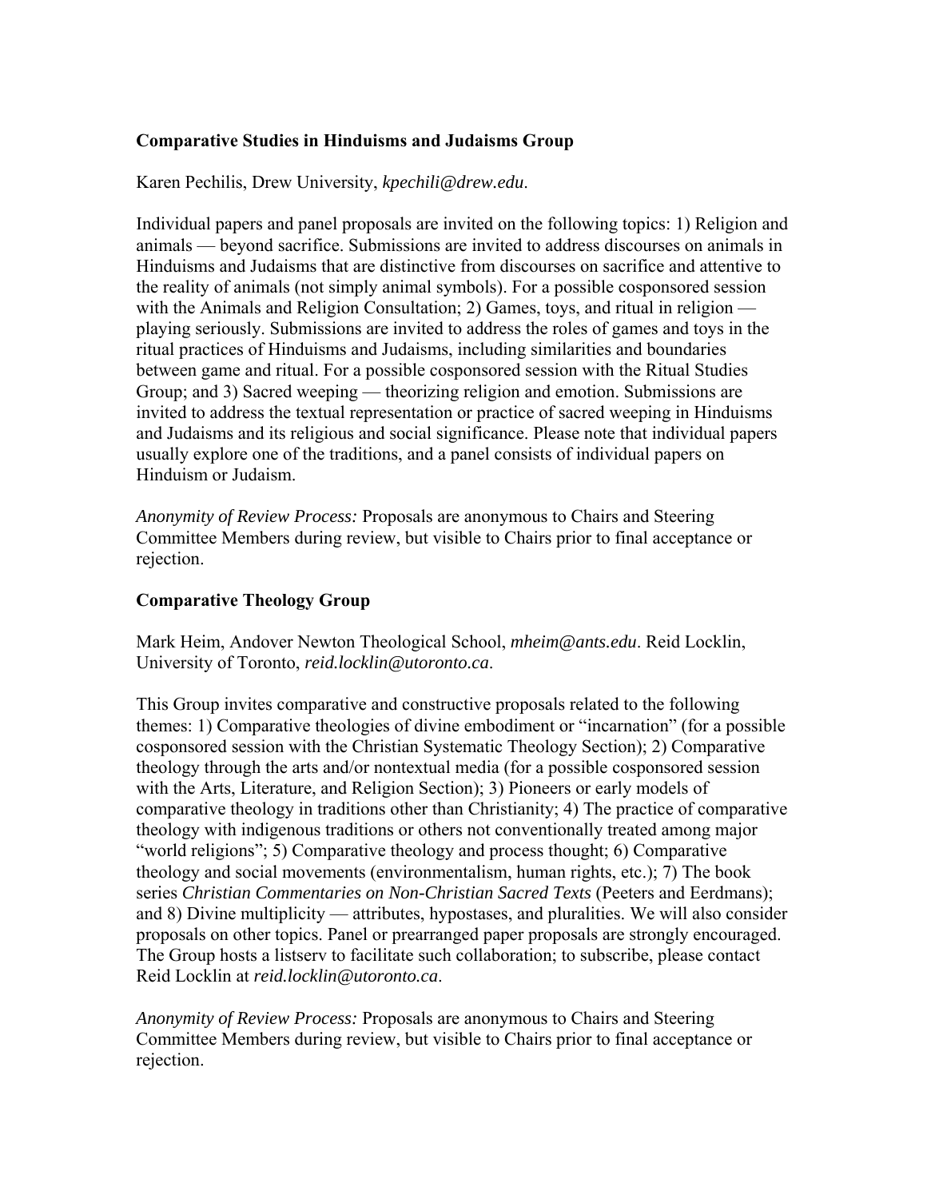**Comparative Studies in Hinduisms and Judaisms Group**

Karen Pechilis, Drew University, *kpechili@drew.edu*.

Individual papers and panel proposals are invited on the following topics: 1) Religion and animals — beyond sacrifice. Submissions are invited to address discourses on animals in Hinduisms and Judaisms that are distinctive from discourses on sacrifice and attentive to the reality of animals (not simply animal symbols). For a possible cosponsored session with the Animals and Religion Consultation; 2) Games, toys, and ritual in religion — playing seriously. Submissions are invited to address the roles of games and toys in the ritual practices of Hinduisms and Judaisms, including similarities and boundaries between game and ritual. For a possible cosponsored session with the Ritual Studies Group; and 3) Sacred weeping — theorizing religion and emotion. Submissions are invited to address the textual representation or practice of sacred weeping in Hinduisms and Judaisms and its religious and social significance. Please note that individual papers usually explore one of the traditions, and a panel consists of individual papers on Hinduism or Judaism.

*Anonymity of Review Process:* Proposals are anonymous to Chairs and Steering Committee Members during review, but visible to Chairs prior to final acceptance or rejection.

**Comparative Theology Group**

Mark Heim, Andover Newton Theological School, *mheim@ants.edu*. Reid Locklin, University of Toronto, *reid.locklin@utoronto.ca*.

This Group invites comparative and constructive proposals related to the following themes: 1) Comparative theologies of divine embodiment or "incarnation" (for a possible cosponsored session with the Christian Systematic Theology Section); 2) Comparative theology through the arts and/or nontextual media (for a possible cosponsored session with the Arts, Literature, and Religion Section); 3) Pioneers or early models of comparative theology in traditions other than Christianity; 4) The practice of comparative theology with indigenous traditions or others not conventionally treated among major "world religions"; 5) Comparative theology and process thought; 6) Comparative theology and social movements (environmentalism, human rights, etc.); 7) The book series *Christian Commentaries on Non-Christian Sacred Texts* (Peeters and Eerdmans); and 8) Divine multiplicity — attributes, hypostases, and pluralities. We will also consider proposals on other topics. Panel or prearranged paper proposals are strongly encouraged. The Group hosts a listserv to facilitate such collaboration; to subscribe, please contact Reid Locklin at *reid.locklin@utoronto.ca*.

*Anonymity of Review Process:* Proposals are anonymous to Chairs and Steering Committee Members during review, but visible to Chairs prior to final acceptance or rejection.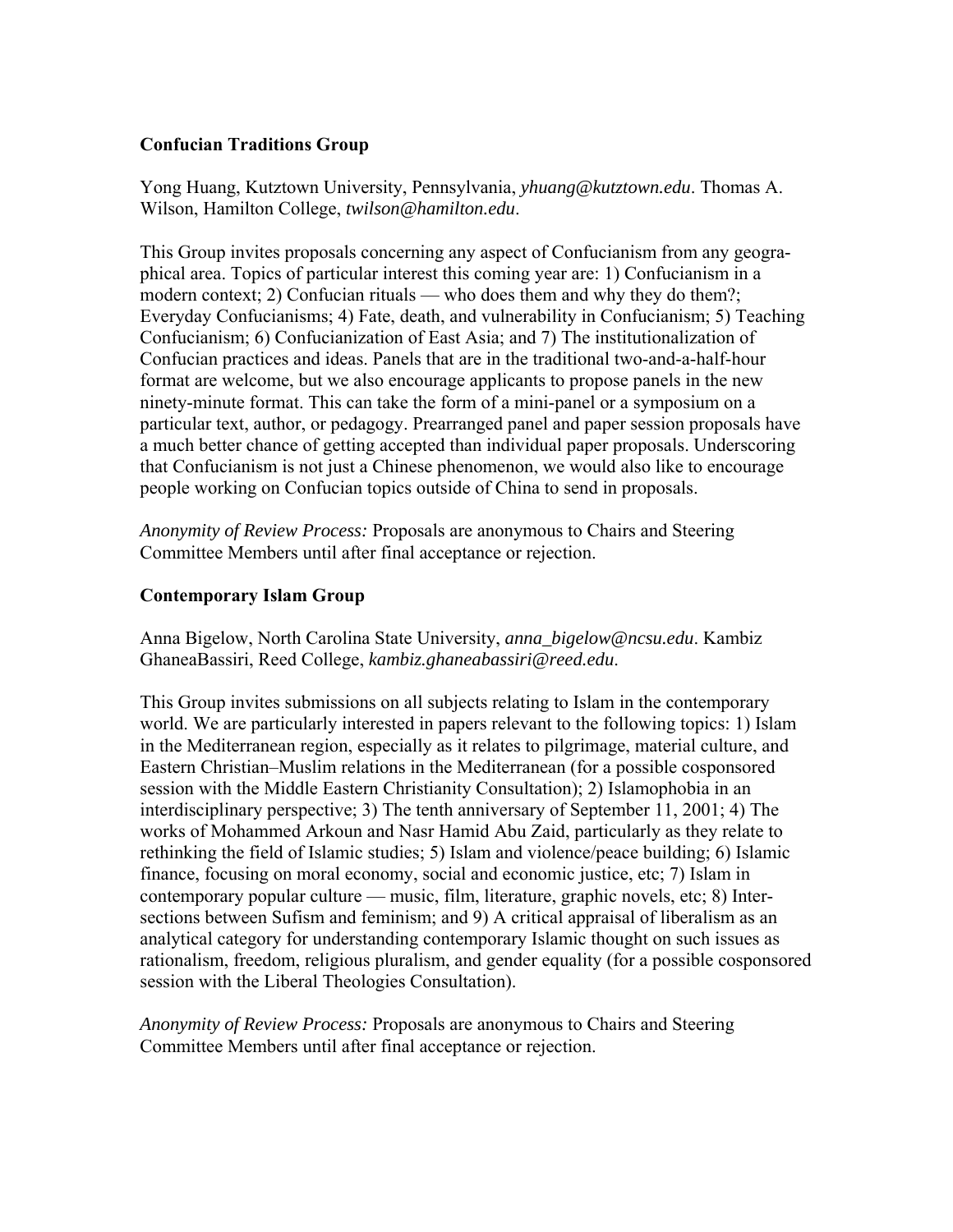**Confucian Traditions Group**

Yong Huang, Kutztown University, Pennsylvania, *yhuang@kutztown.edu*. Thomas A. Wilson, Hamilton College, *twilson@hamilton.edu*.

This Group invites proposals concerning any aspect of Confucianism from any geographical area. Topics of particular interest this coming year are: 1) Confucianism in a modern context; 2) Confucian rituals — who does them and why they do them?; Everyday Confucianisms; 4) Fate, death, and vulnerability in Confucianism; 5) Teaching Confucianism; 6) Confucianization of East Asia; and 7) The institutionalization of Confucian practices and ideas. Panels that are in the traditional two-and-a-half-hour format are welcome, but we also encourage applicants to propose panels in the new ninety-minute format. This can take the form of a mini-panel or a symposium on a particular text, author, or pedagogy. Prearranged panel and paper session proposals have a much better chance of getting accepted than individual paper proposals. Underscoring that Confucianism is not just a Chinese phenomenon, we would also like to encourage people working on Confucian topics outside of China to send in proposals.

*Anonymity of Review Process:* Proposals are anonymous to Chairs and Steering Committee Members until after final acceptance or rejection.

**Contemporary Islam Group**

Anna Bigelow, North Carolina State University, *anna_bigelow@ncsu.edu*. Kambiz GhaneaBassiri, Reed College, *kambiz.ghaneabassiri@reed.edu*.

This Group invites submissions on all subjects relating to Islam in the contemporary world. We are particularly interested in papers relevant to the following topics: 1) Islam in the Mediterranean region, especially as it relates to pilgrimage, material culture, and Eastern Christian–Muslim relations in the Mediterranean (for a possible cosponsored session with the Middle Eastern Christianity Consultation); 2) Islamophobia in an interdisciplinary perspective; 3) The tenth anniversary of September 11, 2001; 4) The works of Mohammed Arkoun and Nasr Hamid Abu Zaid, particularly as they relate to rethinking the field of Islamic studies; 5) Islam and violence/peace building; 6) Islamic finance, focusing on moral economy, social and economic justice, etc; 7) Islam in contemporary popular culture — music, film, literature, graphic novels, etc; 8) Intersections between Sufism and feminism; and 9) A critical appraisal of liberalism as an analytical category for understanding contemporary Islamic thought on such issues as rationalism, freedom, religious pluralism, and gender equality (for a possible cosponsored session with the Liberal Theologies Consultation).

*Anonymity of Review Process:* Proposals are anonymous to Chairs and Steering Committee Members until after final acceptance or rejection.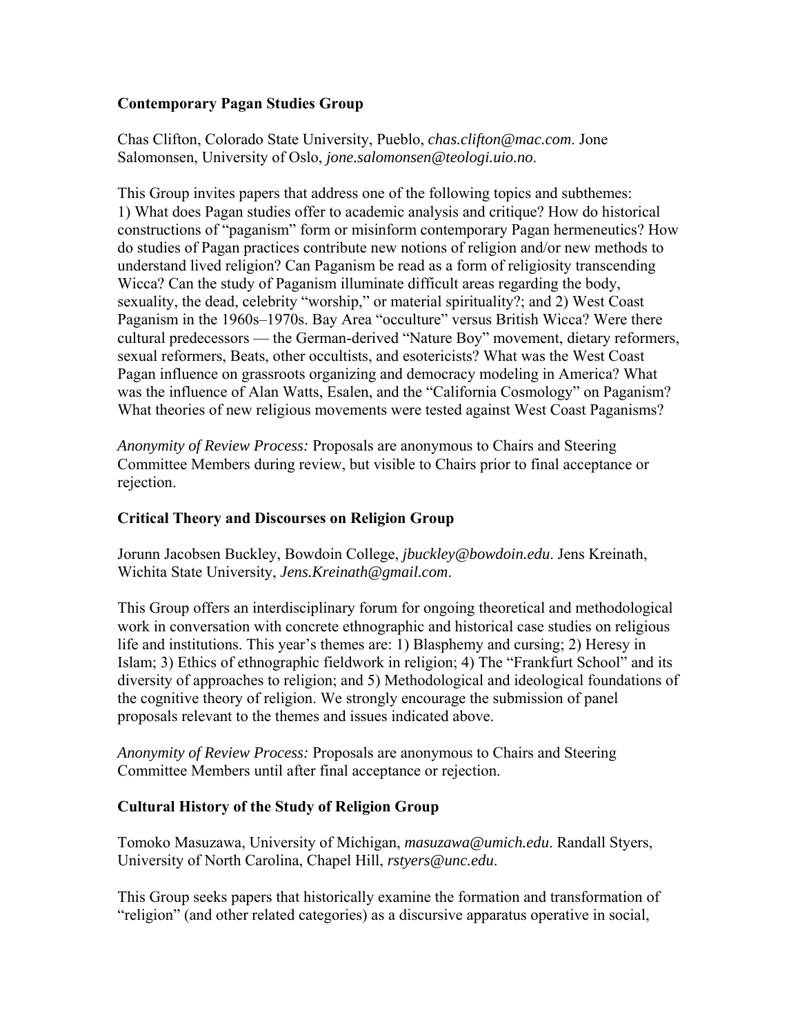### Contemporary Pagan Studies Group

Chas Clifton, Colorado State University, Pueblo, *chas.clifton@mac.com*. Jone Salomonsen, University of Oslo, *jone.salomonsen@teologi.uio.no*.

This Group invites papers that address one of the following topics and subthemes: 1) What does Pagan studies offer to academic analysis and critique? How do historical constructions of "paganism" form or misinform contemporary Pagan hermeneutics? How do studies of Pagan practices contribute new notions of religion and/or new methods to understand lived religion? Can Paganism be read as a form of religiosity transcending Wicca? Can the study of Paganism illuminate difficult areas regarding the body, sexuality, the dead, celebrity "worship," or material spirituality?; and 2) West Coast Paganism in the 1960s–1970s. Bay Area "occulture" versus British Wicca? Were there cultural predecessors — the German-derived "Nature Boy" movement, dietary reformers, sexual reformers, Beats, other occultists, and esotericists? What was the West Coast Pagan influence on grassroots organizing and democracy modeling in America? What was the influence of Alan Watts, Esalen, and the "California Cosmology" on Paganism? What theories of new religious movements were tested against West Coast Paganisms?

*Anonymity of Review Process:* Proposals are anonymous to Chairs and Steering Committee Members during review, but visible to Chairs prior to final acceptance or rejection.

### Critical Theory and Discourses on Religion Group

Jorunn Jacobsen Buckley, Bowdoin College, *jbuckley@bowdoin.edu*. Jens Kreinath, Wichita State University, *Jens.Kreinath@gmail.com*.

This Group offers an interdisciplinary forum for ongoing theoretical and methodological work in conversation with concrete ethnographic and historical case studies on religious life and institutions. This year's themes are: 1) Blasphemy and cursing; 2) Heresy in Islam; 3) Ethics of ethnographic fieldwork in religion; 4) The "Frankfurt School" and its diversity of approaches to religion; and 5) Methodological and ideological foundations of the cognitive theory of religion. We strongly encourage the submission of panel proposals relevant to the themes and issues indicated above.

*Anonymity of Review Process:* Proposals are anonymous to Chairs and Steering Committee Members until after final acceptance or rejection.

### Cultural History of the Study of Religion Group

Tomoko Masuzawa, University of Michigan, *masuzawa@umich.edu*. Randall Styers, University of North Carolina, Chapel Hill, *rstyers@unc.edu*.

This Group seeks papers that historically examine the formation and transformation of "religion" (and other related categories) as a discursive apparatus operative in social,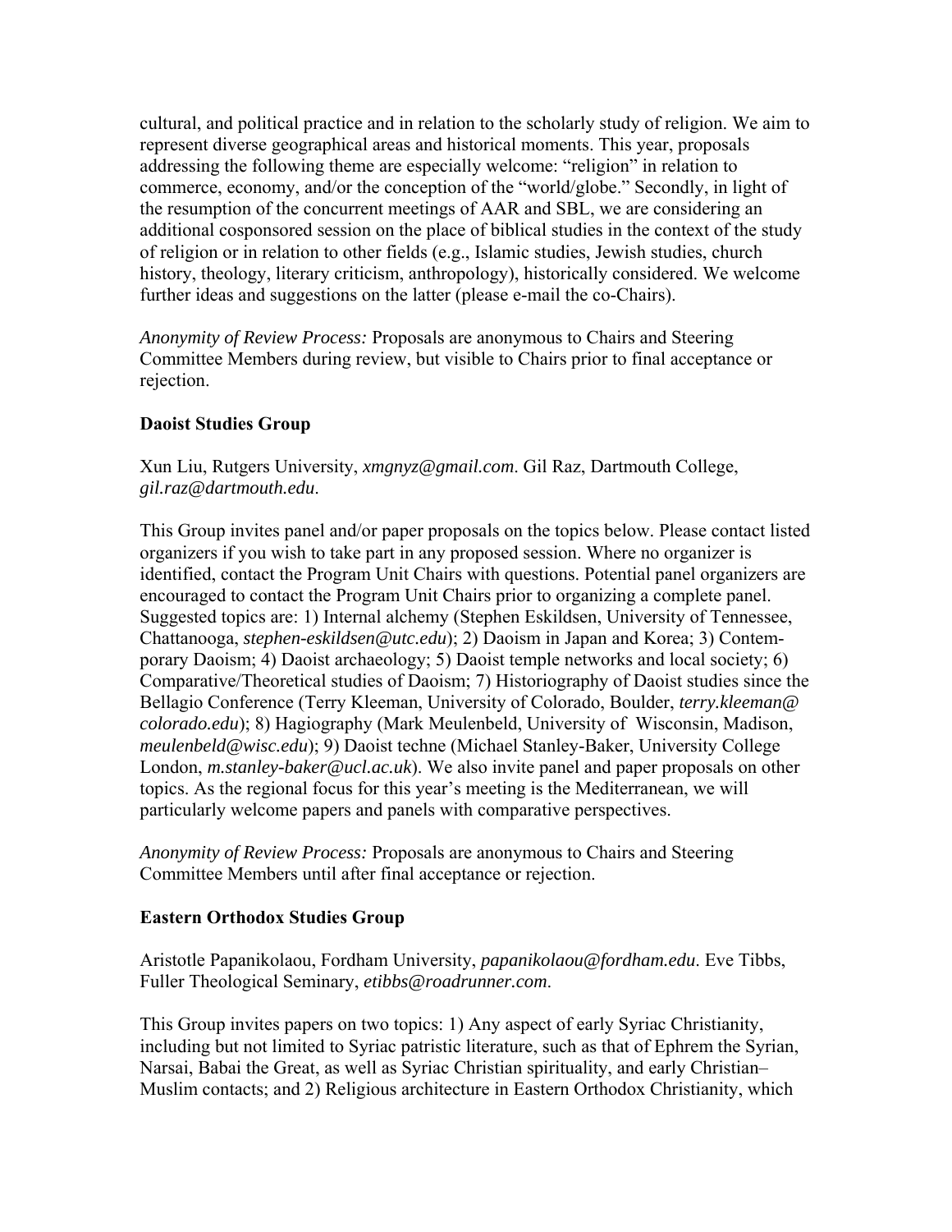cultural, and political practice and in relation to the scholarly study of religion. We aim to represent diverse geographical areas and historical moments. This year, proposals addressing the following theme are especially welcome: "religion" in relation to commerce, economy, and/or the conception of the "world/globe." Secondly, in light of the resumption of the concurrent meetings of AAR and SBL, we are considering an additional cosponsored session on the place of biblical studies in the context of the study of religion or in relation to other fields (e.g., Islamic studies, Jewish studies, church history, theology, literary criticism, anthropology), historically considered. We welcome further ideas and suggestions on the latter (please e-mail the co-Chairs).

*Anonymity of Review Process:* Proposals are anonymous to Chairs and Steering Committee Members during review, but visible to Chairs prior to final acceptance or rejection.

**Daoist Studies Group**

Xun Liu, Rutgers University, *xmgnyz@gmail.com*. Gil Raz, Dartmouth College, *gil.raz@dartmouth.edu*.

This Group invites panel and/or paper proposals on the topics below. Please contact listed organizers if you wish to take part in any proposed session. Where no organizer is identified, contact the Program Unit Chairs with questions. Potential panel organizers are encouraged to contact the Program Unit Chairs prior to organizing a complete panel. Suggested topics are: 1) Internal alchemy (Stephen Eskildsen, University of Tennessee, Chattanooga, *stephen-eskildsen@utc.edu*); 2) Daoism in Japan and Korea; 3) Contemporary Daoism; 4) Daoist archaeology; 5) Daoist temple networks and local society; 6) Comparative/Theoretical studies of Daoism; 7) Historiography of Daoist studies since the Bellagio Conference (Terry Kleeman, University of Colorado, Boulder, *terry.kleeman@colorado.edu*); 8) Hagiography (Mark Meulenbeld, University of Wisconsin, Madison, *meulenbeld@wisc.edu*); 9) Daoist techne (Michael Stanley-Baker, University College London, *m.stanley-baker@ucl.ac.uk*). We also invite panel and paper proposals on other topics. As the regional focus for this year's meeting is the Mediterranean, we will particularly welcome papers and panels with comparative perspectives.

*Anonymity of Review Process:* Proposals are anonymous to Chairs and Steering Committee Members until after final acceptance or rejection.

**Eastern Orthodox Studies Group**

Aristotle Papanikolaou, Fordham University, *papanikolaou@fordham.edu*. Eve Tibbs, Fuller Theological Seminary, *etibbs@roadrunner.com*.

This Group invites papers on two topics: 1) Any aspect of early Syriac Christianity, including but not limited to Syriac patristic literature, such as that of Ephrem the Syrian, Narsai, Babai the Great, as well as Syriac Christian spirituality, and early Christian–Muslim contacts; and 2) Religious architecture in Eastern Orthodox Christianity, which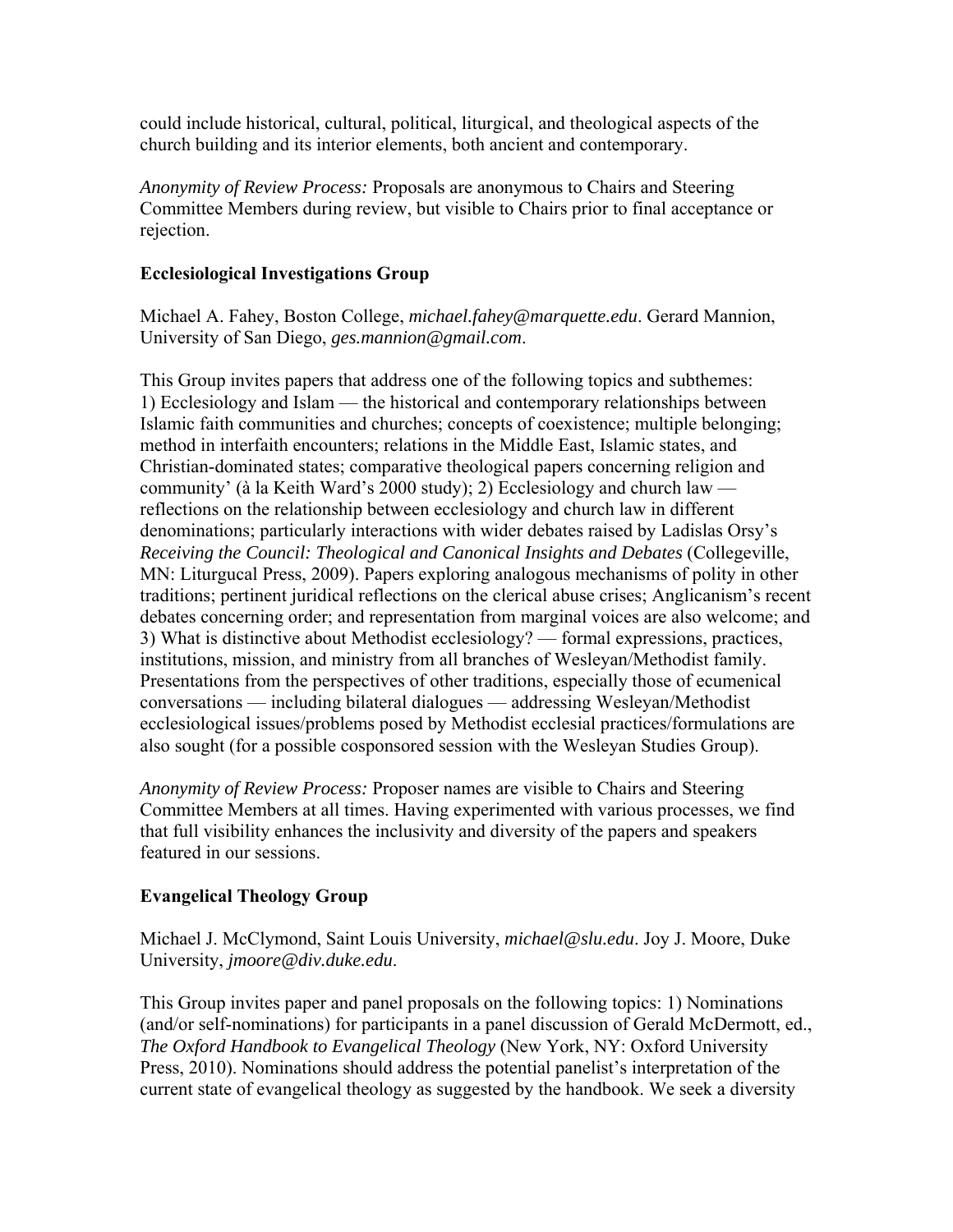could include historical, cultural, political, liturgical, and theological aspects of the church building and its interior elements, both ancient and contemporary.

*Anonymity of Review Process:* Proposals are anonymous to Chairs and Steering Committee Members during review, but visible to Chairs prior to final acceptance or rejection.

### Ecclesiological Investigations Group

Michael A. Fahey, Boston College, *michael.fahey@marquette.edu*. Gerard Mannion, University of San Diego, *ges.mannion@gmail.com*.

This Group invites papers that address one of the following topics and subthemes: 1) Ecclesiology and Islam — the historical and contemporary relationships between Islamic faith communities and churches; concepts of coexistence; multiple belonging; method in interfaith encounters; relations in the Middle East, Islamic states, and Christian-dominated states; comparative theological papers concerning religion and community' (à la Keith Ward's 2000 study); 2) Ecclesiology and church law — reflections on the relationship between ecclesiology and church law in different denominations; particularly interactions with wider debates raised by Ladislas Orsy's *Receiving the Council: Theological and Canonical Insights and Debates* (Collegeville, MN: Liturgucal Press, 2009). Papers exploring analogous mechanisms of polity in other traditions; pertinent juridical reflections on the clerical abuse crises; Anglicanism's recent debates concerning order; and representation from marginal voices are also welcome; and 3) What is distinctive about Methodist ecclesiology? — formal expressions, practices, institutions, mission, and ministry from all branches of Wesleyan/Methodist family. Presentations from the perspectives of other traditions, especially those of ecumenical conversations — including bilateral dialogues — addressing Wesleyan/Methodist ecclesiological issues/problems posed by Methodist ecclesial practices/formulations are also sought (for a possible cosponsored session with the Wesleyan Studies Group).

*Anonymity of Review Process:* Proposer names are visible to Chairs and Steering Committee Members at all times. Having experimented with various processes, we find that full visibility enhances the inclusivity and diversity of the papers and speakers featured in our sessions.

### Evangelical Theology Group

Michael J. McClymond, Saint Louis University, *michael@slu.edu*. Joy J. Moore, Duke University, *jmoore@div.duke.edu*.

This Group invites paper and panel proposals on the following topics: 1) Nominations (and/or self-nominations) for participants in a panel discussion of Gerald McDermott, ed., *The Oxford Handbook to Evangelical Theology* (New York, NY: Oxford University Press, 2010). Nominations should address the potential panelist's interpretation of the current state of evangelical theology as suggested by the handbook. We seek a diversity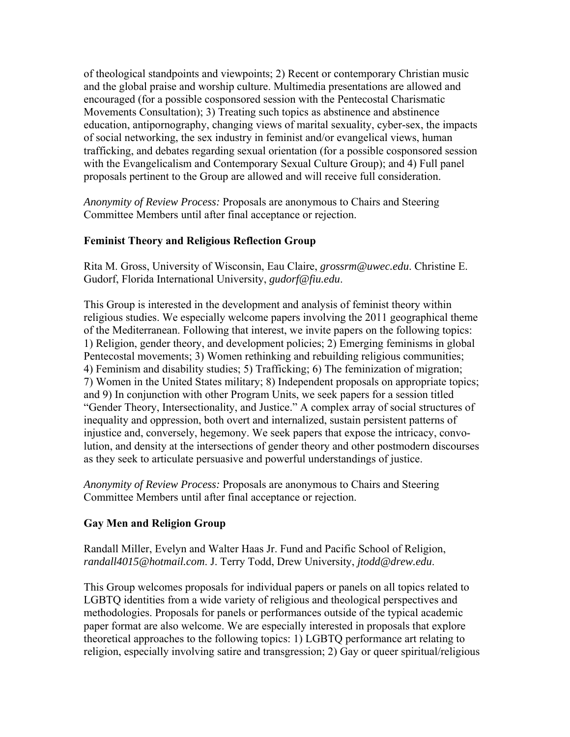of theological standpoints and viewpoints; 2) Recent or contemporary Christian music and the global praise and worship culture. Multimedia presentations are allowed and encouraged (for a possible cosponsored session with the Pentecostal Charismatic Movements Consultation); 3) Treating such topics as abstinence and abstinence education, antipornography, changing views of marital sexuality, cyber-sex, the impacts of social networking, the sex industry in feminist and/or evangelical views, human trafficking, and debates regarding sexual orientation (for a possible cosponsored session with the Evangelicalism and Contemporary Sexual Culture Group); and 4) Full panel proposals pertinent to the Group are allowed and will receive full consideration.

*Anonymity of Review Process:* Proposals are anonymous to Chairs and Steering Committee Members until after final acceptance or rejection.

### Feminist Theory and Religious Reflection Group

Rita M. Gross, University of Wisconsin, Eau Claire, *grossrm@uwec.edu*. Christine E. Gudorf, Florida International University, *gudorf@fiu.edu*.

This Group is interested in the development and analysis of feminist theory within religious studies. We especially welcome papers involving the 2011 geographical theme of the Mediterranean. Following that interest, we invite papers on the following topics: 1) Religion, gender theory, and development policies; 2) Emerging feminisms in global Pentecostal movements; 3) Women rethinking and rebuilding religious communities; 4) Feminism and disability studies; 5) Trafficking; 6) The feminization of migration; 7) Women in the United States military; 8) Independent proposals on appropriate topics; and 9) In conjunction with other Program Units, we seek papers for a session titled "Gender Theory, Intersectionality, and Justice." A complex array of social structures of inequality and oppression, both overt and internalized, sustain persistent patterns of injustice and, conversely, hegemony. We seek papers that expose the intricacy, convolution, and density at the intersections of gender theory and other postmodern discourses as they seek to articulate persuasive and powerful understandings of justice.

*Anonymity of Review Process:* Proposals are anonymous to Chairs and Steering Committee Members until after final acceptance or rejection.

### Gay Men and Religion Group

Randall Miller, Evelyn and Walter Haas Jr. Fund and Pacific School of Religion, *randall4015@hotmail.com*. J. Terry Todd, Drew University, *jtodd@drew.edu*.

This Group welcomes proposals for individual papers or panels on all topics related to LGBTQ identities from a wide variety of religious and theological perspectives and methodologies. Proposals for panels or performances outside of the typical academic paper format are also welcome. We are especially interested in proposals that explore theoretical approaches to the following topics: 1) LGBTQ performance art relating to religion, especially involving satire and transgression; 2) Gay or queer spiritual/religious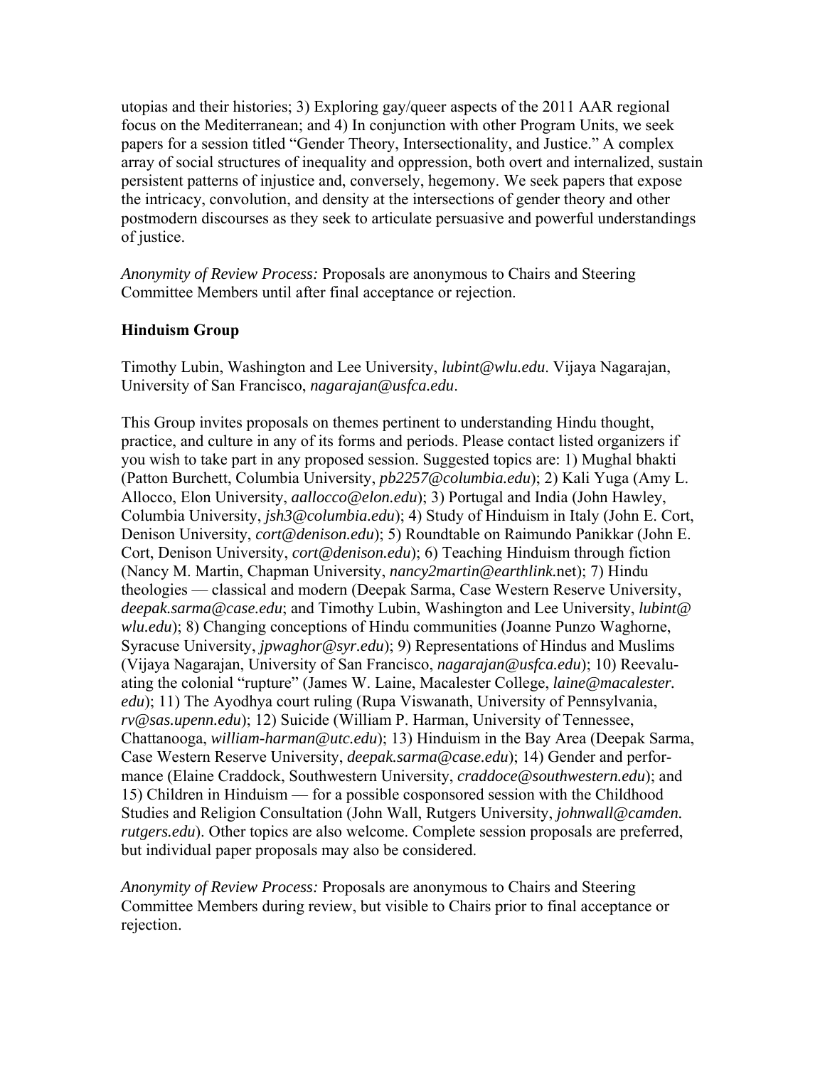utopias and their histories; 3) Exploring gay/queer aspects of the 2011 AAR regional focus on the Mediterranean; and 4) In conjunction with other Program Units, we seek papers for a session titled "Gender Theory, Intersectionality, and Justice." A complex array of social structures of inequality and oppression, both overt and internalized, sustain persistent patterns of injustice and, conversely, hegemony. We seek papers that expose the intricacy, convolution, and density at the intersections of gender theory and other postmodern discourses as they seek to articulate persuasive and powerful understandings of justice.

*Anonymity of Review Process:* Proposals are anonymous to Chairs and Steering Committee Members until after final acceptance or rejection.

**Hinduism Group**

Timothy Lubin, Washington and Lee University, *lubint@wlu.edu*. Vijaya Nagarajan, University of San Francisco, *nagarajan@usfca.edu*.

This Group invites proposals on themes pertinent to understanding Hindu thought, practice, and culture in any of its forms and periods. Please contact listed organizers if you wish to take part in any proposed session. Suggested topics are: 1) Mughal bhakti (Patton Burchett, Columbia University, *pb2257@columbia.edu*); 2) Kali Yuga (Amy L. Allocco, Elon University, *aallocco@elon.edu*); 3) Portugal and India (John Hawley, Columbia University, *jsh3@columbia.edu*); 4) Study of Hinduism in Italy (John E. Cort, Denison University, *cort@denison.edu*); 5) Roundtable on Raimundo Panikkar (John E. Cort, Denison University, *cort@denison.edu*); 6) Teaching Hinduism through fiction (Nancy M. Martin, Chapman University, *nancy2martin@earthlink.*net); 7) Hindu theologies — classical and modern (Deepak Sarma, Case Western Reserve University, *deepak.sarma@case.edu*; and Timothy Lubin, Washington and Lee University, *lubint@wlu.edu*); 8) Changing conceptions of Hindu communities (Joanne Punzo Waghorne, Syracuse University, *jpwaghor@syr.edu*); 9) Representations of Hindus and Muslims (Vijaya Nagarajan, University of San Francisco, *nagarajan@usfca.edu*); 10) Reevaluating the colonial "rupture" (James W. Laine, Macalester College, *laine@macalester.edu*); 11) The Ayodhya court ruling (Rupa Viswanath, University of Pennsylvania, *rv@sas.upenn.edu*); 12) Suicide (William P. Harman, University of Tennessee, Chattanooga, *william-harman@utc.edu*); 13) Hinduism in the Bay Area (Deepak Sarma, Case Western Reserve University, *deepak.sarma@case.edu*); 14) Gender and performance (Elaine Craddock, Southwestern University, *craddoce@southwestern.edu*); and 15) Children in Hinduism — for a possible cosponsored session with the Childhood Studies and Religion Consultation (John Wall, Rutgers University, *johnwall@camden.rutgers.edu*). Other topics are also welcome. Complete session proposals are preferred, but individual paper proposals may also be considered.

*Anonymity of Review Process:* Proposals are anonymous to Chairs and Steering Committee Members during review, but visible to Chairs prior to final acceptance or rejection.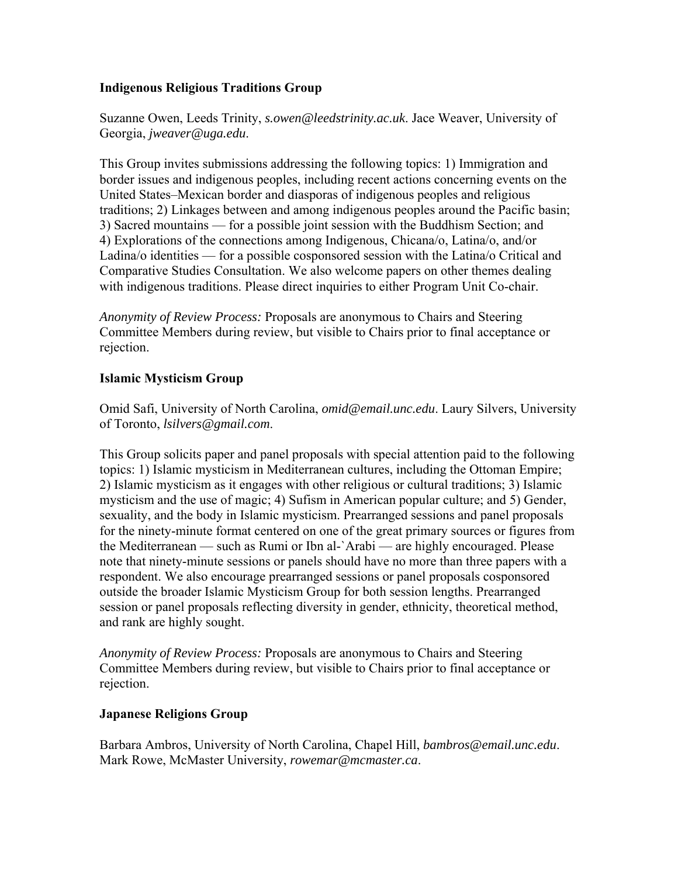### Indigenous Religious Traditions Group

Suzanne Owen, Leeds Trinity, *s.owen@leedstrinity.ac.uk*. Jace Weaver, University of Georgia, *jweaver@uga.edu*.

This Group invites submissions addressing the following topics: 1) Immigration and border issues and indigenous peoples, including recent actions concerning events on the United States–Mexican border and diasporas of indigenous peoples and religious traditions; 2) Linkages between and among indigenous peoples around the Pacific basin; 3) Sacred mountains — for a possible joint session with the Buddhism Section; and 4) Explorations of the connections among Indigenous, Chicana/o, Latina/o, and/or Ladina/o identities — for a possible cosponsored session with the Latina/o Critical and Comparative Studies Consultation. We also welcome papers on other themes dealing with indigenous traditions. Please direct inquiries to either Program Unit Co-chair.

*Anonymity of Review Process:* Proposals are anonymous to Chairs and Steering Committee Members during review, but visible to Chairs prior to final acceptance or rejection.

### Islamic Mysticism Group

Omid Safi, University of North Carolina, *omid@email.unc.edu*. Laury Silvers, University of Toronto, *lsilvers@gmail.com*.

This Group solicits paper and panel proposals with special attention paid to the following topics: 1) Islamic mysticism in Mediterranean cultures, including the Ottoman Empire; 2) Islamic mysticism as it engages with other religious or cultural traditions; 3) Islamic mysticism and the use of magic; 4) Sufism in American popular culture; and 5) Gender, sexuality, and the body in Islamic mysticism. Prearranged sessions and panel proposals for the ninety-minute format centered on one of the great primary sources or figures from the Mediterranean — such as Rumi or Ibn al-`Arabi — are highly encouraged. Please note that ninety-minute sessions or panels should have no more than three papers with a respondent. We also encourage prearranged sessions or panel proposals cosponsored outside the broader Islamic Mysticism Group for both session lengths. Prearranged session or panel proposals reflecting diversity in gender, ethnicity, theoretical method, and rank are highly sought.

*Anonymity of Review Process:* Proposals are anonymous to Chairs and Steering Committee Members during review, but visible to Chairs prior to final acceptance or rejection.

### Japanese Religions Group

Barbara Ambros, University of North Carolina, Chapel Hill, *bambros@email.unc.edu*. Mark Rowe, McMaster University, *rowemar@mcmaster.ca*.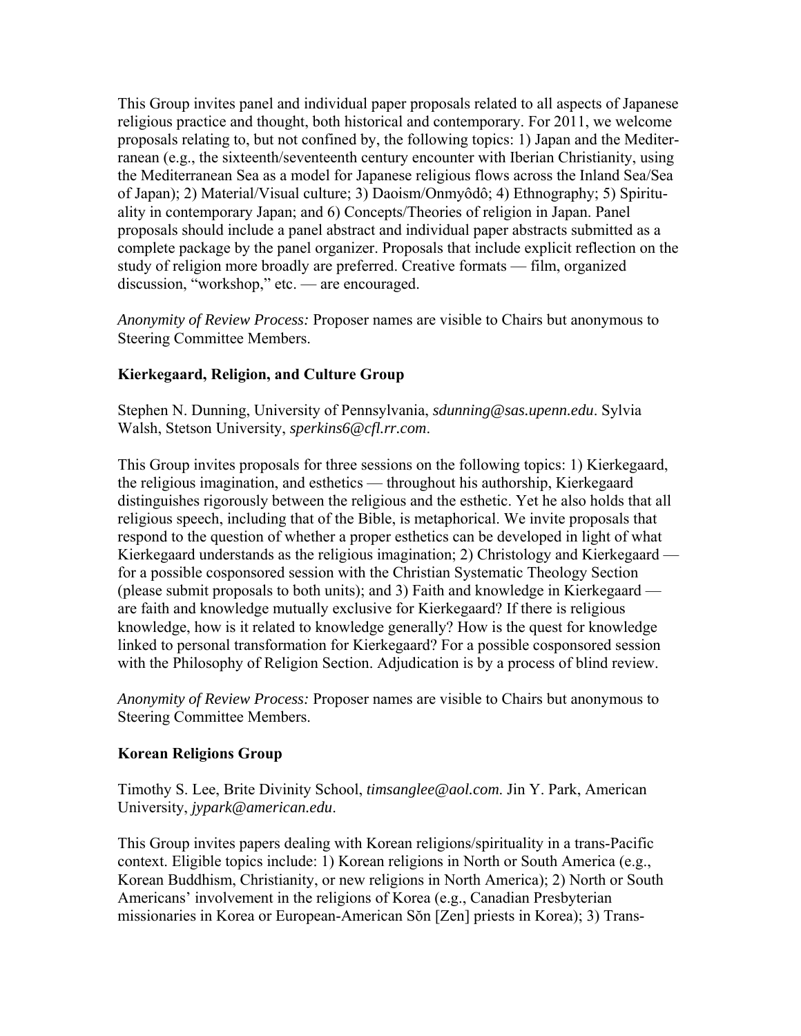This Group invites panel and individual paper proposals related to all aspects of Japanese religious practice and thought, both historical and contemporary. For 2011, we welcome proposals relating to, but not confined by, the following topics: 1) Japan and the Mediterranean (e.g., the sixteenth/seventeenth century encounter with Iberian Christianity, using the Mediterranean Sea as a model for Japanese religious flows across the Inland Sea/Sea of Japan); 2) Material/Visual culture; 3) Daoism/Onmyôdô; 4) Ethnography; 5) Spirituality in contemporary Japan; and 6) Concepts/Theories of religion in Japan. Panel proposals should include a panel abstract and individual paper abstracts submitted as a complete package by the panel organizer. Proposals that include explicit reflection on the study of religion more broadly are preferred. Creative formats — film, organized discussion, "workshop," etc. — are encouraged.

*Anonymity of Review Process:* Proposer names are visible to Chairs but anonymous to Steering Committee Members.

**Kierkegaard, Religion, and Culture Group**

Stephen N. Dunning, University of Pennsylvania, *sdunning@sas.upenn.edu*. Sylvia Walsh, Stetson University, *sperkins6@cfl.rr.com*.

This Group invites proposals for three sessions on the following topics: 1) Kierkegaard, the religious imagination, and esthetics — throughout his authorship, Kierkegaard distinguishes rigorously between the religious and the esthetic. Yet he also holds that all religious speech, including that of the Bible, is metaphorical. We invite proposals that respond to the question of whether a proper esthetics can be developed in light of what Kierkegaard understands as the religious imagination; 2) Christology and Kierkegaard — for a possible cosponsored session with the Christian Systematic Theology Section (please submit proposals to both units); and 3) Faith and knowledge in Kierkegaard — are faith and knowledge mutually exclusive for Kierkegaard? If there is religious knowledge, how is it related to knowledge generally? How is the quest for knowledge linked to personal transformation for Kierkegaard? For a possible cosponsored session with the Philosophy of Religion Section. Adjudication is by a process of blind review.

*Anonymity of Review Process:* Proposer names are visible to Chairs but anonymous to Steering Committee Members.

**Korean Religions Group**

Timothy S. Lee, Brite Divinity School, *timsanglee@aol.com*. Jin Y. Park, American University, *jypark@american.edu*.

This Group invites papers dealing with Korean religions/spirituality in a trans-Pacific context. Eligible topics include: 1) Korean religions in North or South America (e.g., Korean Buddhism, Christianity, or new religions in North America); 2) North or South Americans' involvement in the religions of Korea (e.g., Canadian Presbyterian missionaries in Korea or European-American Sŏn [Zen] priests in Korea); 3) Trans-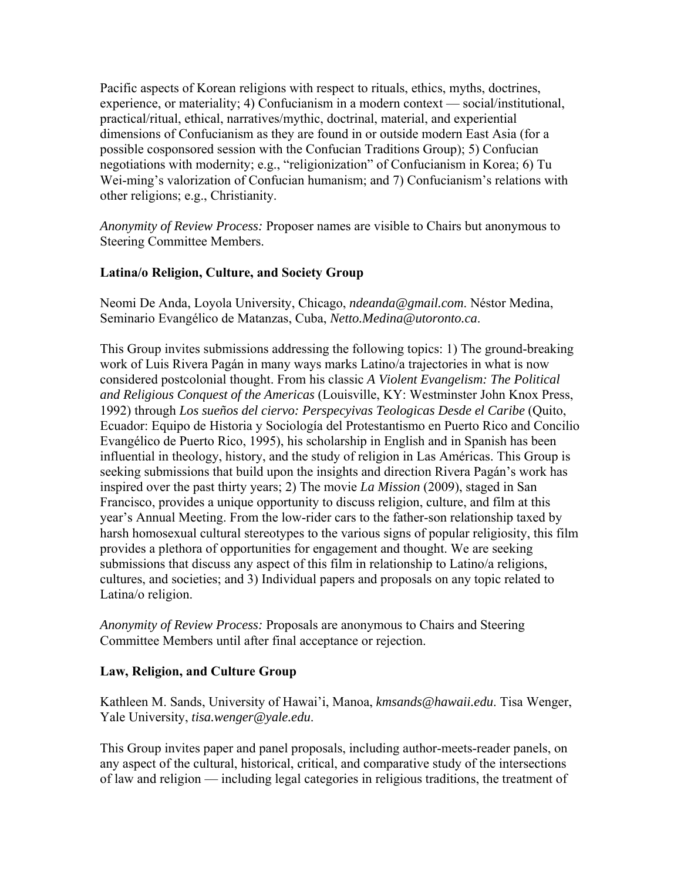Pacific aspects of Korean religions with respect to rituals, ethics, myths, doctrines, experience, or materiality; 4) Confucianism in a modern context — social/institutional, practical/ritual, ethical, narratives/mythic, doctrinal, material, and experiential dimensions of Confucianism as they are found in or outside modern East Asia (for a possible cosponsored session with the Confucian Traditions Group); 5) Confucian negotiations with modernity; e.g., "religionization" of Confucianism in Korea; 6) Tu Wei-ming's valorization of Confucian humanism; and 7) Confucianism's relations with other religions; e.g., Christianity.

*Anonymity of Review Process:* Proposer names are visible to Chairs but anonymous to Steering Committee Members.

### Latina/o Religion, Culture, and Society Group

Neomi De Anda, Loyola University, Chicago, *ndeanda@gmail.com*. Néstor Medina, Seminario Evangélico de Matanzas, Cuba, *Netto.Medina@utoronto.ca*.

This Group invites submissions addressing the following topics: 1) The ground-breaking work of Luis Rivera Pagán in many ways marks Latino/a trajectories in what is now considered postcolonial thought. From his classic *A Violent Evangelism: The Political and Religious Conquest of the Americas* (Louisville, KY: Westminster John Knox Press, 1992) through *Los sueños del ciervo: Perspecyivas Teologicas Desde el Caribe* (Quito, Ecuador: Equipo de Historia y Sociología del Protestantismo en Puerto Rico and Concilio Evangélico de Puerto Rico, 1995), his scholarship in English and in Spanish has been influential in theology, history, and the study of religion in Las Américas. This Group is seeking submissions that build upon the insights and direction Rivera Pagán's work has inspired over the past thirty years; 2) The movie *La Mission* (2009), staged in San Francisco, provides a unique opportunity to discuss religion, culture, and film at this year's Annual Meeting. From the low-rider cars to the father-son relationship taxed by harsh homosexual cultural stereotypes to the various signs of popular religiosity, this film provides a plethora of opportunities for engagement and thought. We are seeking submissions that discuss any aspect of this film in relationship to Latino/a religions, cultures, and societies; and 3) Individual papers and proposals on any topic related to Latina/o religion.

*Anonymity of Review Process:* Proposals are anonymous to Chairs and Steering Committee Members until after final acceptance or rejection.

### Law, Religion, and Culture Group

Kathleen M. Sands, University of Hawai'i, Manoa, *kmsands@hawaii.edu*. Tisa Wenger, Yale University, *tisa.wenger@yale.edu*.

This Group invites paper and panel proposals, including author-meets-reader panels, on any aspect of the cultural, historical, critical, and comparative study of the intersections of law and religion — including legal categories in religious traditions, the treatment of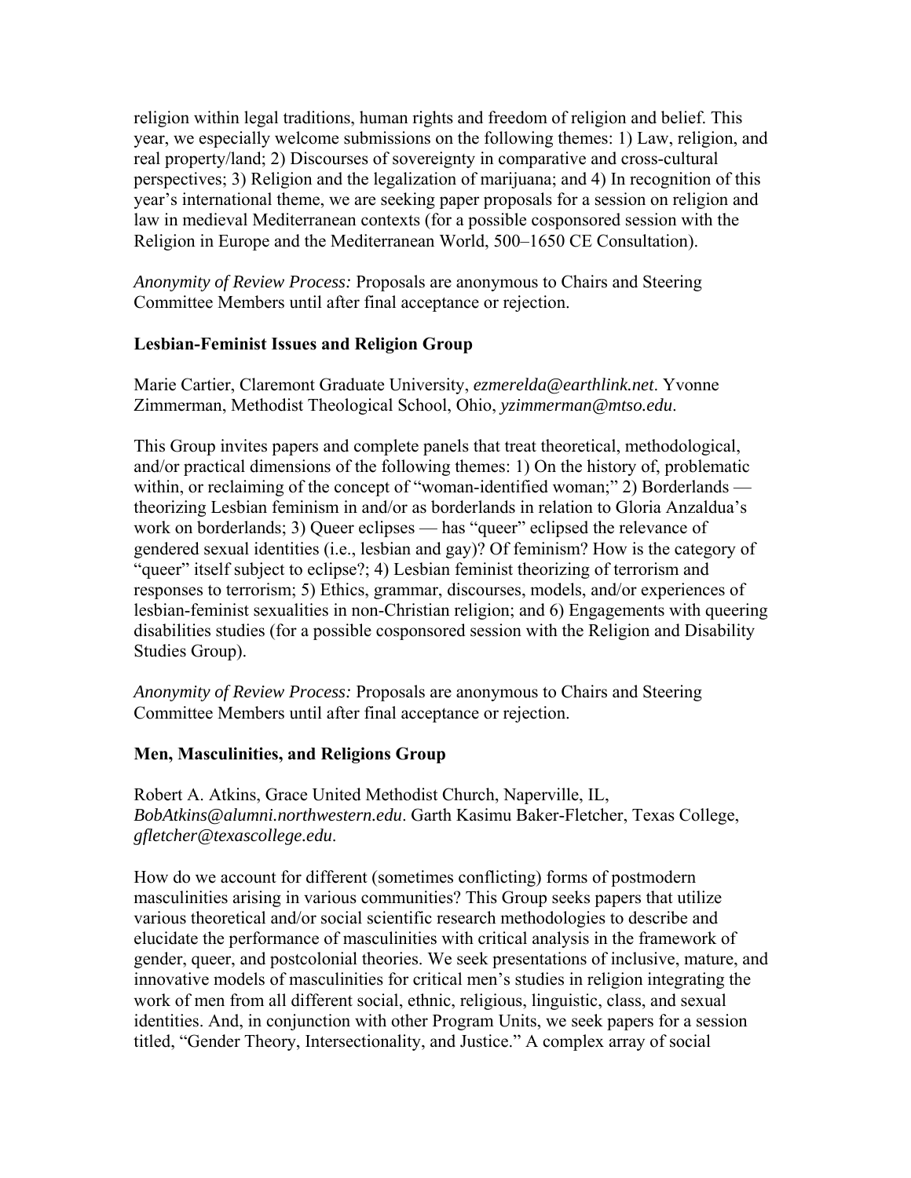religion within legal traditions, human rights and freedom of religion and belief. This year, we especially welcome submissions on the following themes: 1) Law, religion, and real property/land; 2) Discourses of sovereignty in comparative and cross-cultural perspectives; 3) Religion and the legalization of marijuana; and 4) In recognition of this year's international theme, we are seeking paper proposals for a session on religion and law in medieval Mediterranean contexts (for a possible cosponsored session with the Religion in Europe and the Mediterranean World, 500–1650 CE Consultation).

*Anonymity of Review Process:* Proposals are anonymous to Chairs and Steering Committee Members until after final acceptance or rejection.

**Lesbian-Feminist Issues and Religion Group**

Marie Cartier, Claremont Graduate University, *ezmerelda@earthlink.net*. Yvonne Zimmerman, Methodist Theological School, Ohio, *yzimmerman@mtso.edu*.

This Group invites papers and complete panels that treat theoretical, methodological, and/or practical dimensions of the following themes: 1) On the history of, problematic within, or reclaiming of the concept of "woman-identified woman;" 2) Borderlands — theorizing Lesbian feminism in and/or as borderlands in relation to Gloria Anzaldua's work on borderlands; 3) Queer eclipses — has "queer" eclipsed the relevance of gendered sexual identities (i.e., lesbian and gay)? Of feminism? How is the category of "queer" itself subject to eclipse?; 4) Lesbian feminist theorizing of terrorism and responses to terrorism; 5) Ethics, grammar, discourses, models, and/or experiences of lesbian-feminist sexualities in non-Christian religion; and 6) Engagements with queering disabilities studies (for a possible cosponsored session with the Religion and Disability Studies Group).

*Anonymity of Review Process:* Proposals are anonymous to Chairs and Steering Committee Members until after final acceptance or rejection.

**Men, Masculinities, and Religions Group**

Robert A. Atkins, Grace United Methodist Church, Naperville, IL, *BobAtkins@alumni.northwestern.edu*. Garth Kasimu Baker-Fletcher, Texas College, *gfletcher@texascollege.edu*.

How do we account for different (sometimes conflicting) forms of postmodern masculinities arising in various communities? This Group seeks papers that utilize various theoretical and/or social scientific research methodologies to describe and elucidate the performance of masculinities with critical analysis in the framework of gender, queer, and postcolonial theories. We seek presentations of inclusive, mature, and innovative models of masculinities for critical men's studies in religion integrating the work of men from all different social, ethnic, religious, linguistic, class, and sexual identities. And, in conjunction with other Program Units, we seek papers for a session titled, "Gender Theory, Intersectionality, and Justice." A complex array of social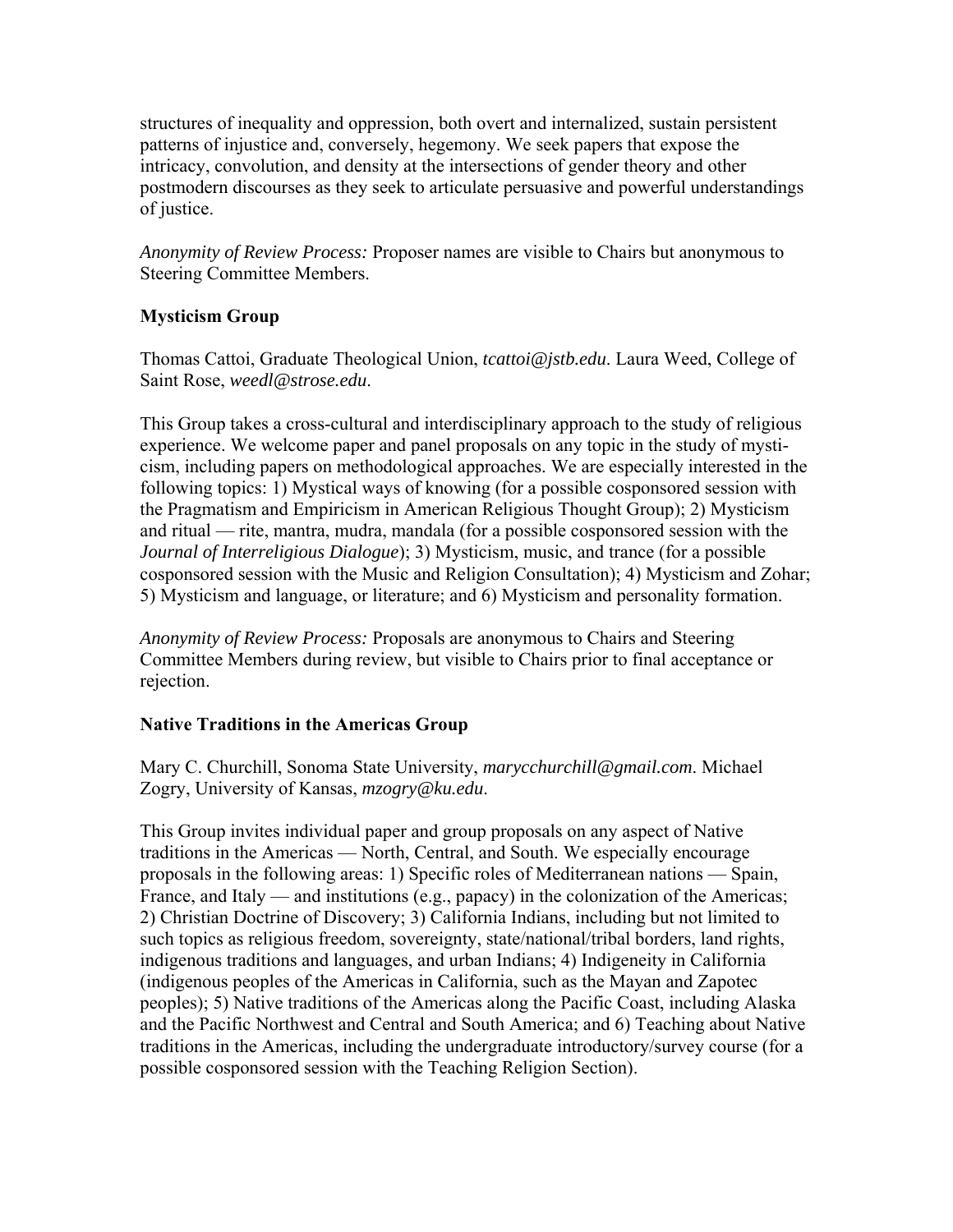structures of inequality and oppression, both overt and internalized, sustain persistent patterns of injustice and, conversely, hegemony. We seek papers that expose the intricacy, convolution, and density at the intersections of gender theory and other postmodern discourses as they seek to articulate persuasive and powerful understandings of justice.

*Anonymity of Review Process:* Proposer names are visible to Chairs but anonymous to Steering Committee Members.

### Mysticism Group

Thomas Cattoi, Graduate Theological Union, *tcattoi@jstb.edu*. Laura Weed, College of Saint Rose, *weedl@strose.edu*.

This Group takes a cross-cultural and interdisciplinary approach to the study of religious experience. We welcome paper and panel proposals on any topic in the study of mysticism, including papers on methodological approaches. We are especially interested in the following topics: 1) Mystical ways of knowing (for a possible cosponsored session with the Pragmatism and Empiricism in American Religious Thought Group); 2) Mysticism and ritual — rite, mantra, mudra, mandala (for a possible cosponsored session with the *Journal of Interreligious Dialogue*); 3) Mysticism, music, and trance (for a possible cosponsored session with the Music and Religion Consultation); 4) Mysticism and Zohar; 5) Mysticism and language, or literature; and 6) Mysticism and personality formation.

*Anonymity of Review Process:* Proposals are anonymous to Chairs and Steering Committee Members during review, but visible to Chairs prior to final acceptance or rejection.

### Native Traditions in the Americas Group

Mary C. Churchill, Sonoma State University, *marycchurchill@gmail.com*. Michael Zogry, University of Kansas, *mzogry@ku.edu*.

This Group invites individual paper and group proposals on any aspect of Native traditions in the Americas — North, Central, and South. We especially encourage proposals in the following areas: 1) Specific roles of Mediterranean nations — Spain, France, and Italy — and institutions (e.g., papacy) in the colonization of the Americas; 2) Christian Doctrine of Discovery; 3) California Indians, including but not limited to such topics as religious freedom, sovereignty, state/national/tribal borders, land rights, indigenous traditions and languages, and urban Indians; 4) Indigeneity in California (indigenous peoples of the Americas in California, such as the Mayan and Zapotec peoples); 5) Native traditions of the Americas along the Pacific Coast, including Alaska and the Pacific Northwest and Central and South America; and 6) Teaching about Native traditions in the Americas, including the undergraduate introductory/survey course (for a possible cosponsored session with the Teaching Religion Section).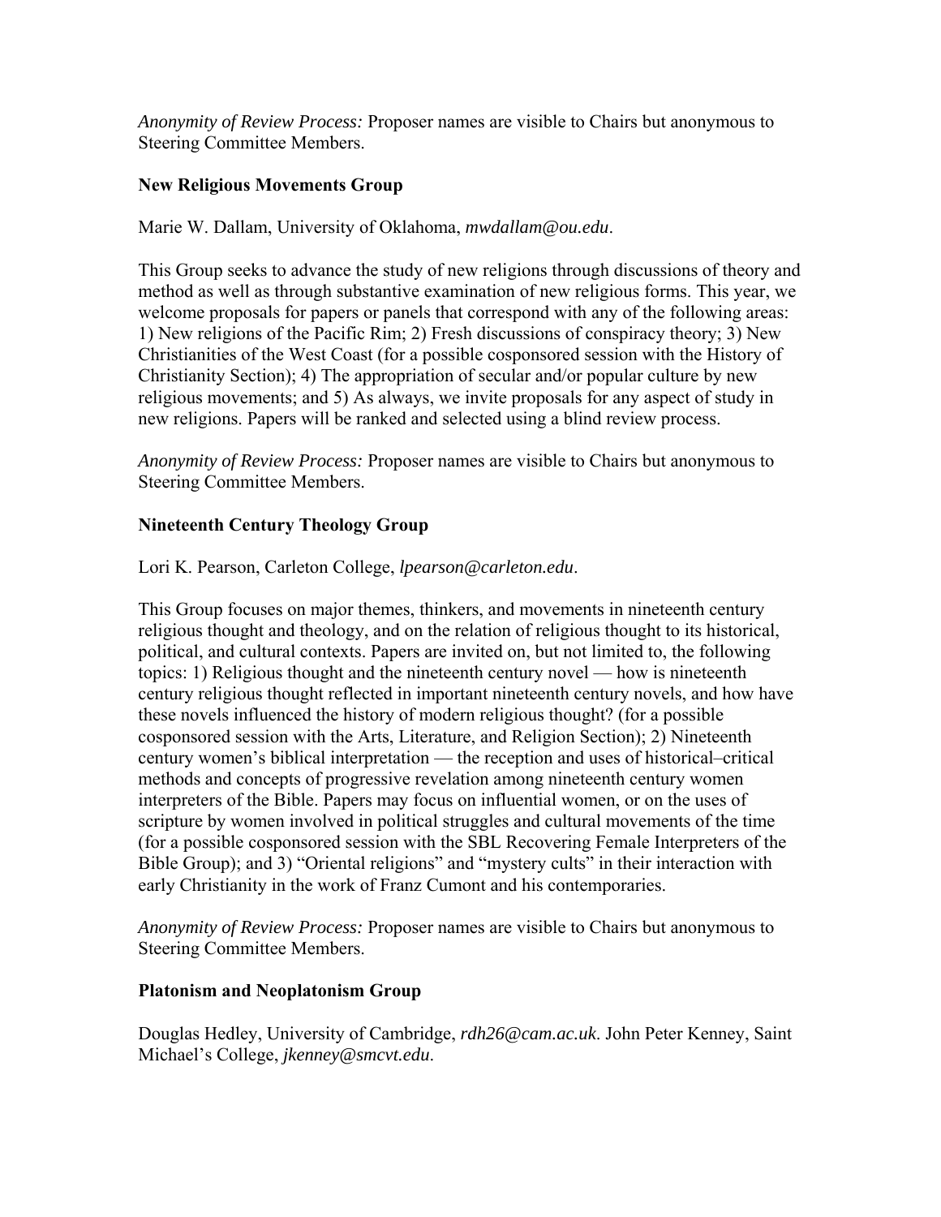*Anonymity of Review Process:* Proposer names are visible to Chairs but anonymous to Steering Committee Members.

**New Religious Movements Group**

Marie W. Dallam, University of Oklahoma, *mwdallam@ou.edu*.

This Group seeks to advance the study of new religions through discussions of theory and method as well as through substantive examination of new religious forms. This year, we welcome proposals for papers or panels that correspond with any of the following areas: 1) New religions of the Pacific Rim; 2) Fresh discussions of conspiracy theory; 3) New Christianities of the West Coast (for a possible cosponsored session with the History of Christianity Section); 4) The appropriation of secular and/or popular culture by new religious movements; and 5) As always, we invite proposals for any aspect of study in new religions. Papers will be ranked and selected using a blind review process.

*Anonymity of Review Process:* Proposer names are visible to Chairs but anonymous to Steering Committee Members.

**Nineteenth Century Theology Group**

Lori K. Pearson, Carleton College, *lpearson@carleton.edu*.

This Group focuses on major themes, thinkers, and movements in nineteenth century religious thought and theology, and on the relation of religious thought to its historical, political, and cultural contexts. Papers are invited on, but not limited to, the following topics: 1) Religious thought and the nineteenth century novel — how is nineteenth century religious thought reflected in important nineteenth century novels, and how have these novels influenced the history of modern religious thought? (for a possible cosponsored session with the Arts, Literature, and Religion Section); 2) Nineteenth century women's biblical interpretation — the reception and uses of historical–critical methods and concepts of progressive revelation among nineteenth century women interpreters of the Bible. Papers may focus on influential women, or on the uses of scripture by women involved in political struggles and cultural movements of the time (for a possible cosponsored session with the SBL Recovering Female Interpreters of the Bible Group); and 3) "Oriental religions" and "mystery cults" in their interaction with early Christianity in the work of Franz Cumont and his contemporaries.

*Anonymity of Review Process:* Proposer names are visible to Chairs but anonymous to Steering Committee Members.

**Platonism and Neoplatonism Group**

Douglas Hedley, University of Cambridge, *rdh26@cam.ac.uk*. John Peter Kenney, Saint Michael's College, *jkenney@smcvt.edu*.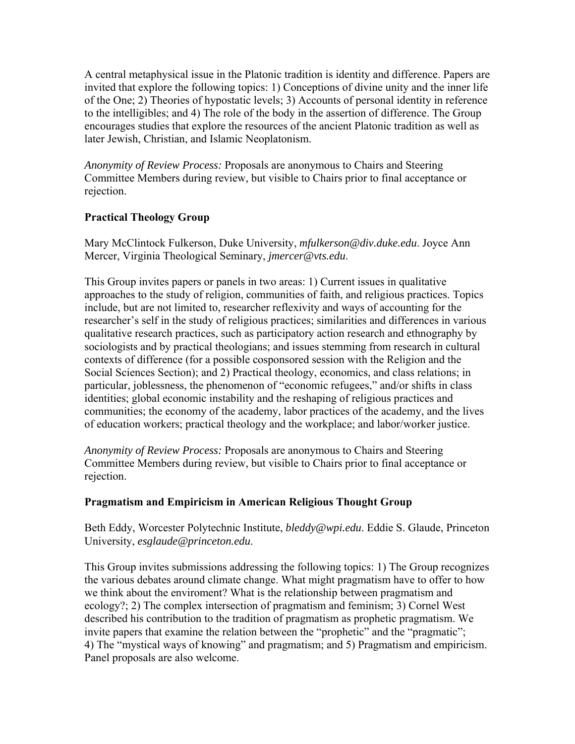A central metaphysical issue in the Platonic tradition is identity and difference. Papers are invited that explore the following topics: 1) Conceptions of divine unity and the inner life of the One; 2) Theories of hypostatic levels; 3) Accounts of personal identity in reference to the intelligibles; and 4) The role of the body in the assertion of difference. The Group encourages studies that explore the resources of the ancient Platonic tradition as well as later Jewish, Christian, and Islamic Neoplatonism.

*Anonymity of Review Process:* Proposals are anonymous to Chairs and Steering Committee Members during review, but visible to Chairs prior to final acceptance or rejection.

### Practical Theology Group

Mary McClintock Fulkerson, Duke University, *mfulkerson@div.duke.edu*. Joyce Ann Mercer, Virginia Theological Seminary, *jmercer@vts.edu*.

This Group invites papers or panels in two areas: 1) Current issues in qualitative approaches to the study of religion, communities of faith, and religious practices. Topics include, but are not limited to, researcher reflexivity and ways of accounting for the researcher's self in the study of religious practices; similarities and differences in various qualitative research practices, such as participatory action research and ethnography by sociologists and by practical theologians; and issues stemming from research in cultural contexts of difference (for a possible cosponsored session with the Religion and the Social Sciences Section); and 2) Practical theology, economics, and class relations; in particular, joblessness, the phenomenon of "economic refugees," and/or shifts in class identities; global economic instability and the reshaping of religious practices and communities; the economy of the academy, labor practices of the academy, and the lives of education workers; practical theology and the workplace; and labor/worker justice.

*Anonymity of Review Process:* Proposals are anonymous to Chairs and Steering Committee Members during review, but visible to Chairs prior to final acceptance or rejection.

### Pragmatism and Empiricism in American Religious Thought Group

Beth Eddy, Worcester Polytechnic Institute, *bleddy@wpi.edu*. Eddie S. Glaude, Princeton University, *esglaude@princeton.edu*.

This Group invites submissions addressing the following topics: 1) The Group recognizes the various debates around climate change. What might pragmatism have to offer to how we think about the enviroment? What is the relationship between pragmatism and ecology?; 2) The complex intersection of pragmatism and feminism; 3) Cornel West described his contribution to the tradition of pragmatism as prophetic pragmatism. We invite papers that examine the relation between the "prophetic" and the "pragmatic"; 4) The "mystical ways of knowing" and pragmatism; and 5) Pragmatism and empiricism. Panel proposals are also welcome.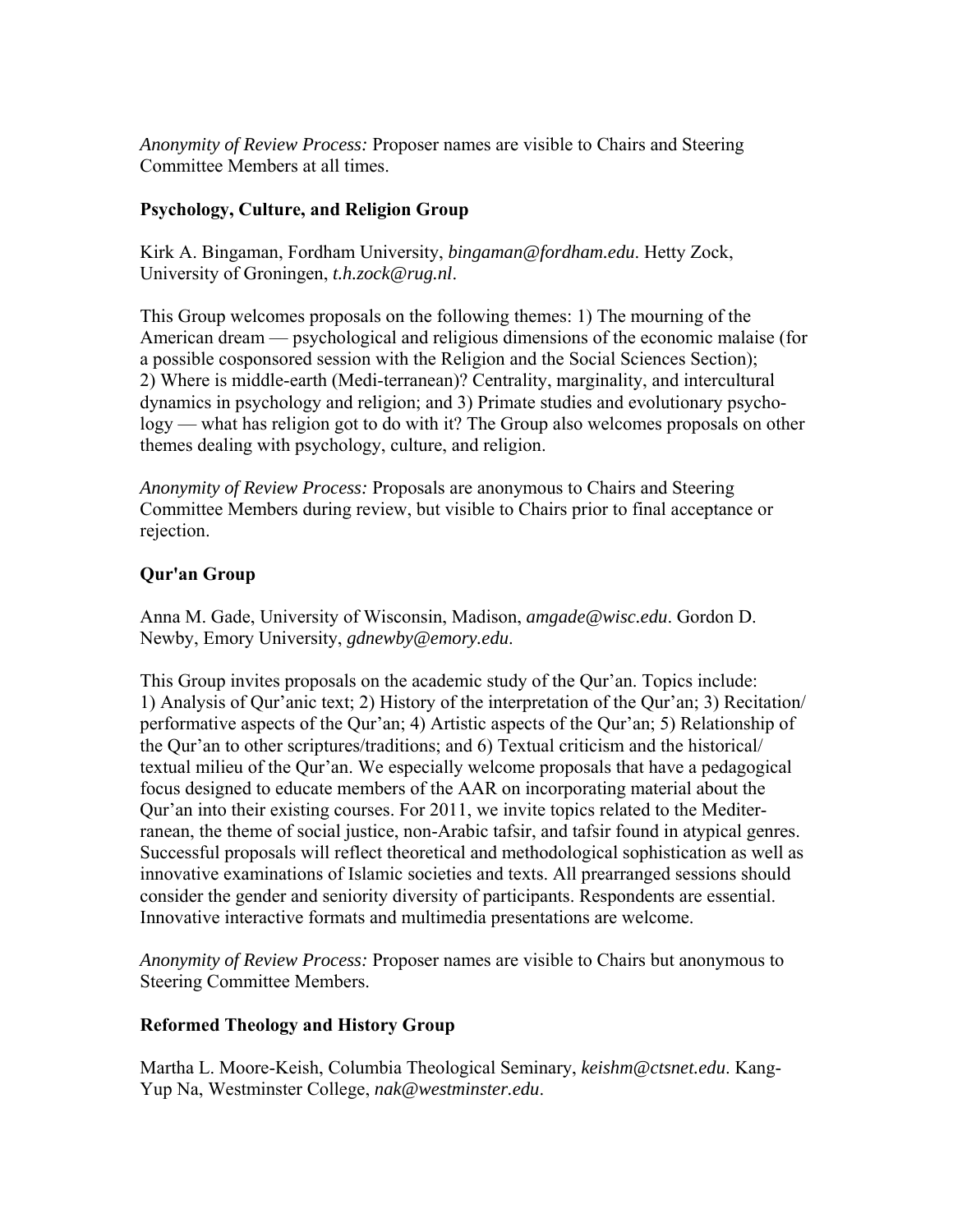*Anonymity of Review Process:* Proposer names are visible to Chairs and Steering Committee Members at all times.

### Psychology, Culture, and Religion Group

Kirk A. Bingaman, Fordham University, *bingaman@fordham.edu*. Hetty Zock, University of Groningen, *t.h.zock@rug.nl*.

This Group welcomes proposals on the following themes: 1) The mourning of the American dream — psychological and religious dimensions of the economic malaise (for a possible cosponsored session with the Religion and the Social Sciences Section); 2) Where is middle-earth (Medi-terranean)? Centrality, marginality, and intercultural dynamics in psychology and religion; and 3) Primate studies and evolutionary psychology — what has religion got to do with it? The Group also welcomes proposals on other themes dealing with psychology, culture, and religion.

*Anonymity of Review Process:* Proposals are anonymous to Chairs and Steering Committee Members during review, but visible to Chairs prior to final acceptance or rejection.

### Qur'an Group

Anna M. Gade, University of Wisconsin, Madison, *amgade@wisc.edu*. Gordon D. Newby, Emory University, *gdnewby@emory.edu*.

This Group invites proposals on the academic study of the Qur'an. Topics include: 1) Analysis of Qur'anic text; 2) History of the interpretation of the Qur'an; 3) Recitation/performative aspects of the Qur'an; 4) Artistic aspects of the Qur'an; 5) Relationship of the Qur'an to other scriptures/traditions; and 6) Textual criticism and the historical/textual milieu of the Qur'an. We especially welcome proposals that have a pedagogical focus designed to educate members of the AAR on incorporating material about the Qur'an into their existing courses. For 2011, we invite topics related to the Mediterranean, the theme of social justice, non-Arabic tafsir, and tafsir found in atypical genres. Successful proposals will reflect theoretical and methodological sophistication as well as innovative examinations of Islamic societies and texts. All prearranged sessions should consider the gender and seniority diversity of participants. Respondents are essential. Innovative interactive formats and multimedia presentations are welcome.

*Anonymity of Review Process:* Proposer names are visible to Chairs but anonymous to Steering Committee Members.

### Reformed Theology and History Group

Martha L. Moore-Keish, Columbia Theological Seminary, *keishm@ctsnet.edu*. Kang-Yup Na, Westminster College, *nak@westminster.edu*.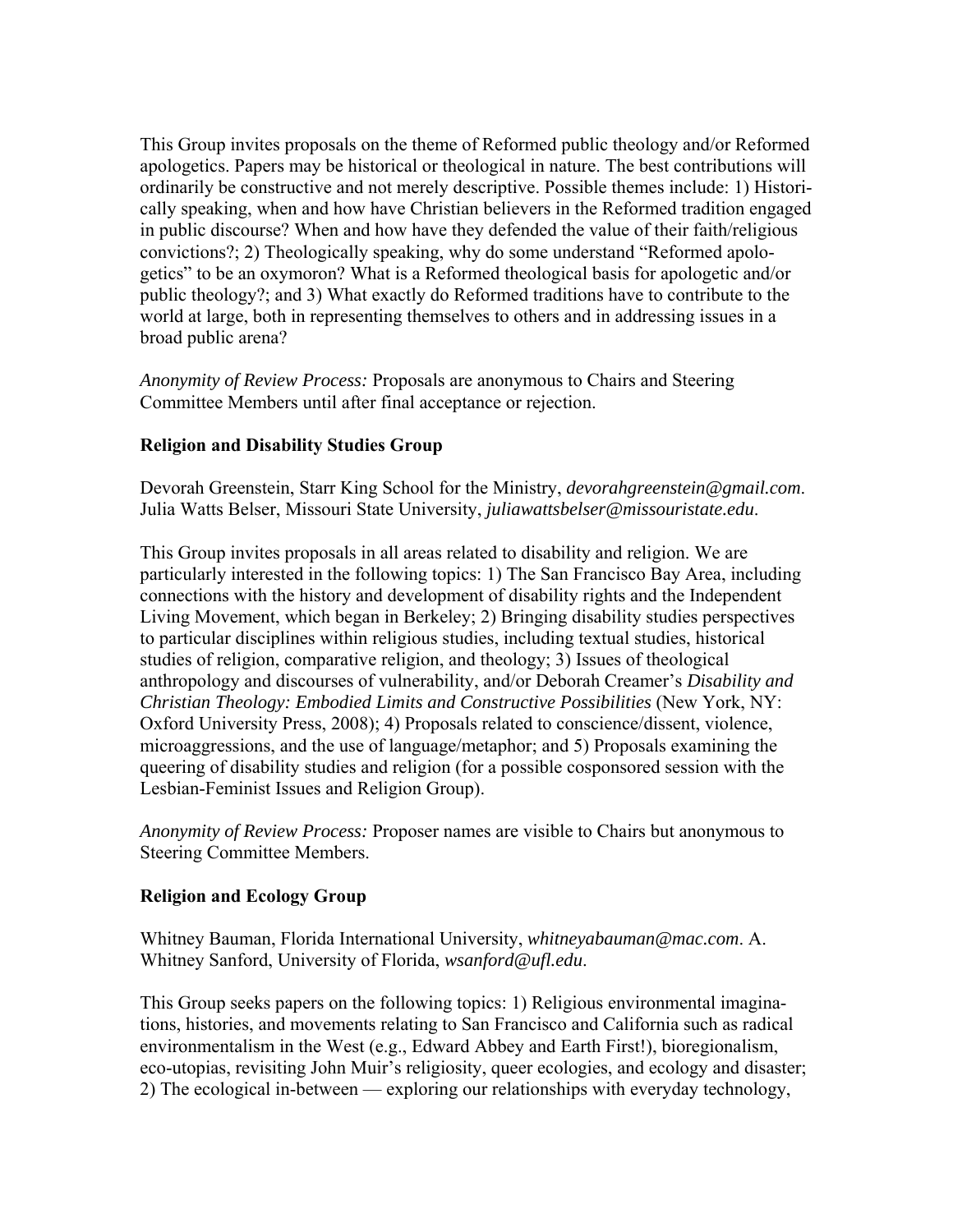This Group invites proposals on the theme of Reformed public theology and/or Reformed apologetics. Papers may be historical or theological in nature. The best contributions will ordinarily be constructive and not merely descriptive. Possible themes include: 1) Historically speaking, when and how have Christian believers in the Reformed tradition engaged in public discourse? When and how have they defended the value of their faith/religious convictions?; 2) Theologically speaking, why do some understand "Reformed apologetics" to be an oxymoron? What is a Reformed theological basis for apologetic and/or public theology?; and 3) What exactly do Reformed traditions have to contribute to the world at large, both in representing themselves to others and in addressing issues in a broad public arena?

*Anonymity of Review Process:* Proposals are anonymous to Chairs and Steering Committee Members until after final acceptance or rejection.

### Religion and Disability Studies Group

Devorah Greenstein, Starr King School for the Ministry, *devorahgreenstein@gmail.com*. Julia Watts Belser, Missouri State University, *juliawattsbelser@missouristate.edu*.

This Group invites proposals in all areas related to disability and religion. We are particularly interested in the following topics: 1) The San Francisco Bay Area, including connections with the history and development of disability rights and the Independent Living Movement, which began in Berkeley; 2) Bringing disability studies perspectives to particular disciplines within religious studies, including textual studies, historical studies of religion, comparative religion, and theology; 3) Issues of theological anthropology and discourses of vulnerability, and/or Deborah Creamer's *Disability and Christian Theology: Embodied Limits and Constructive Possibilities* (New York, NY: Oxford University Press, 2008); 4) Proposals related to conscience/dissent, violence, microaggressions, and the use of language/metaphor; and 5) Proposals examining the queering of disability studies and religion (for a possible cosponsored session with the Lesbian-Feminist Issues and Religion Group).

*Anonymity of Review Process:* Proposer names are visible to Chairs but anonymous to Steering Committee Members.

### Religion and Ecology Group

Whitney Bauman, Florida International University, *whitneyabauman@mac.com*. A. Whitney Sanford, University of Florida, *wsanford@ufl.edu*.

This Group seeks papers on the following topics: 1) Religious environmental imaginations, histories, and movements relating to San Francisco and California such as radical environmentalism in the West (e.g., Edward Abbey and Earth First!), bioregionalism, eco-utopias, revisiting John Muir's religiosity, queer ecologies, and ecology and disaster; 2) The ecological in-between — exploring our relationships with everyday technology,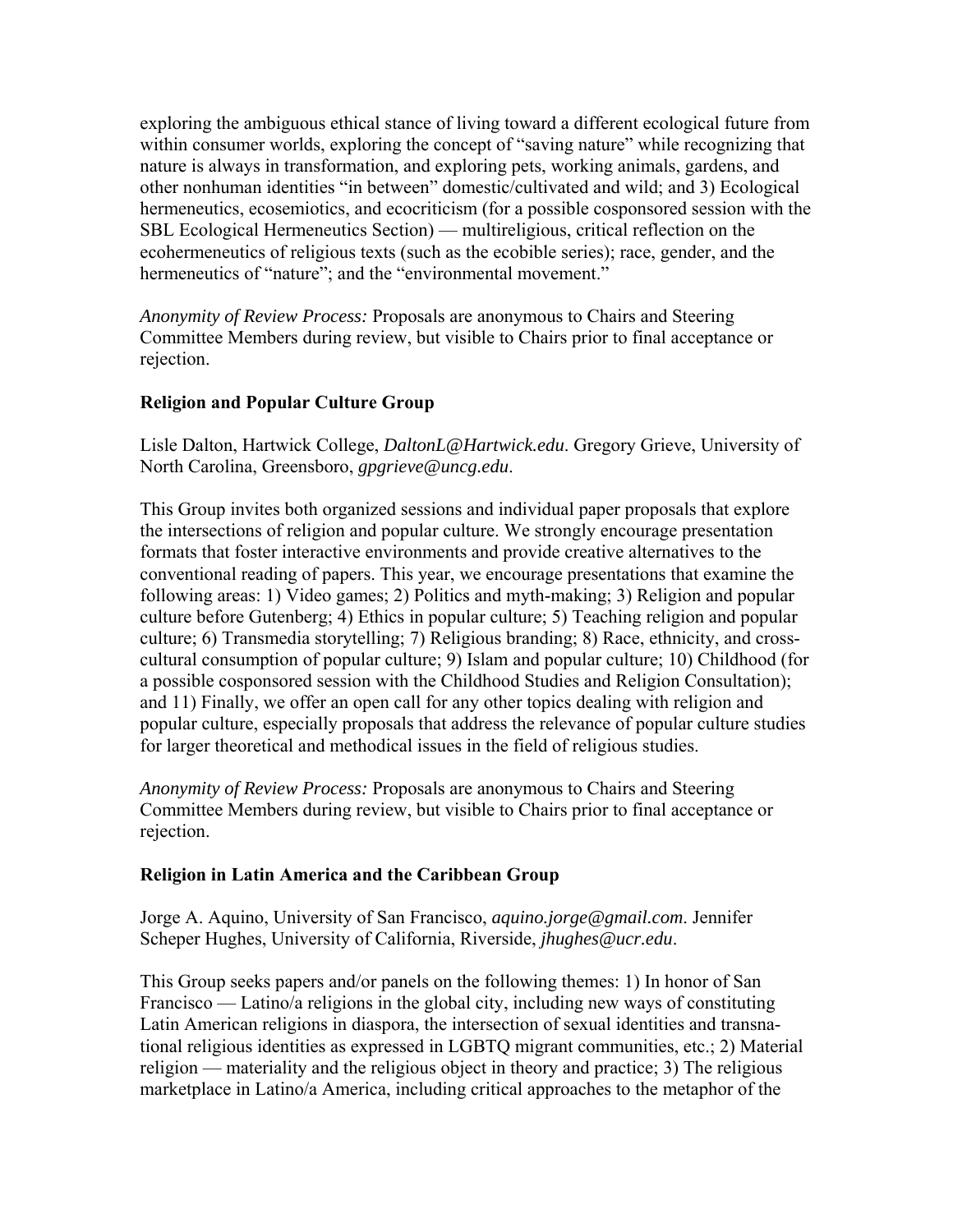exploring the ambiguous ethical stance of living toward a different ecological future from within consumer worlds, exploring the concept of "saving nature" while recognizing that nature is always in transformation, and exploring pets, working animals, gardens, and other nonhuman identities "in between" domestic/cultivated and wild; and 3) Ecological hermeneutics, ecosemiotics, and ecocriticism (for a possible cosponsored session with the SBL Ecological Hermeneutics Section) — multireligious, critical reflection on the ecohermeneutics of religious texts (such as the ecobible series); race, gender, and the hermeneutics of "nature"; and the "environmental movement."

*Anonymity of Review Process:* Proposals are anonymous to Chairs and Steering Committee Members during review, but visible to Chairs prior to final acceptance or rejection.

### Religion and Popular Culture Group

Lisle Dalton, Hartwick College, *DaltonL@Hartwick.edu*. Gregory Grieve, University of North Carolina, Greensboro, *gpgrieve@uncg.edu*.

This Group invites both organized sessions and individual paper proposals that explore the intersections of religion and popular culture. We strongly encourage presentation formats that foster interactive environments and provide creative alternatives to the conventional reading of papers. This year, we encourage presentations that examine the following areas: 1) Video games; 2) Politics and myth-making; 3) Religion and popular culture before Gutenberg; 4) Ethics in popular culture; 5) Teaching religion and popular culture; 6) Transmedia storytelling; 7) Religious branding; 8) Race, ethnicity, and cross-cultural consumption of popular culture; 9) Islam and popular culture; 10) Childhood (for a possible cosponsored session with the Childhood Studies and Religion Consultation); and 11) Finally, we offer an open call for any other topics dealing with religion and popular culture, especially proposals that address the relevance of popular culture studies for larger theoretical and methodical issues in the field of religious studies.

*Anonymity of Review Process:* Proposals are anonymous to Chairs and Steering Committee Members during review, but visible to Chairs prior to final acceptance or rejection.

### Religion in Latin America and the Caribbean Group

Jorge A. Aquino, University of San Francisco, *aquino.jorge@gmail.com*. Jennifer Scheper Hughes, University of California, Riverside, *jhughes@ucr.edu*.

This Group seeks papers and/or panels on the following themes: 1) In honor of San Francisco — Latino/a religions in the global city, including new ways of constituting Latin American religions in diaspora, the intersection of sexual identities and transnational religious identities as expressed in LGBTQ migrant communities, etc.; 2) Material religion — materiality and the religious object in theory and practice; 3) The religious marketplace in Latino/a America, including critical approaches to the metaphor of the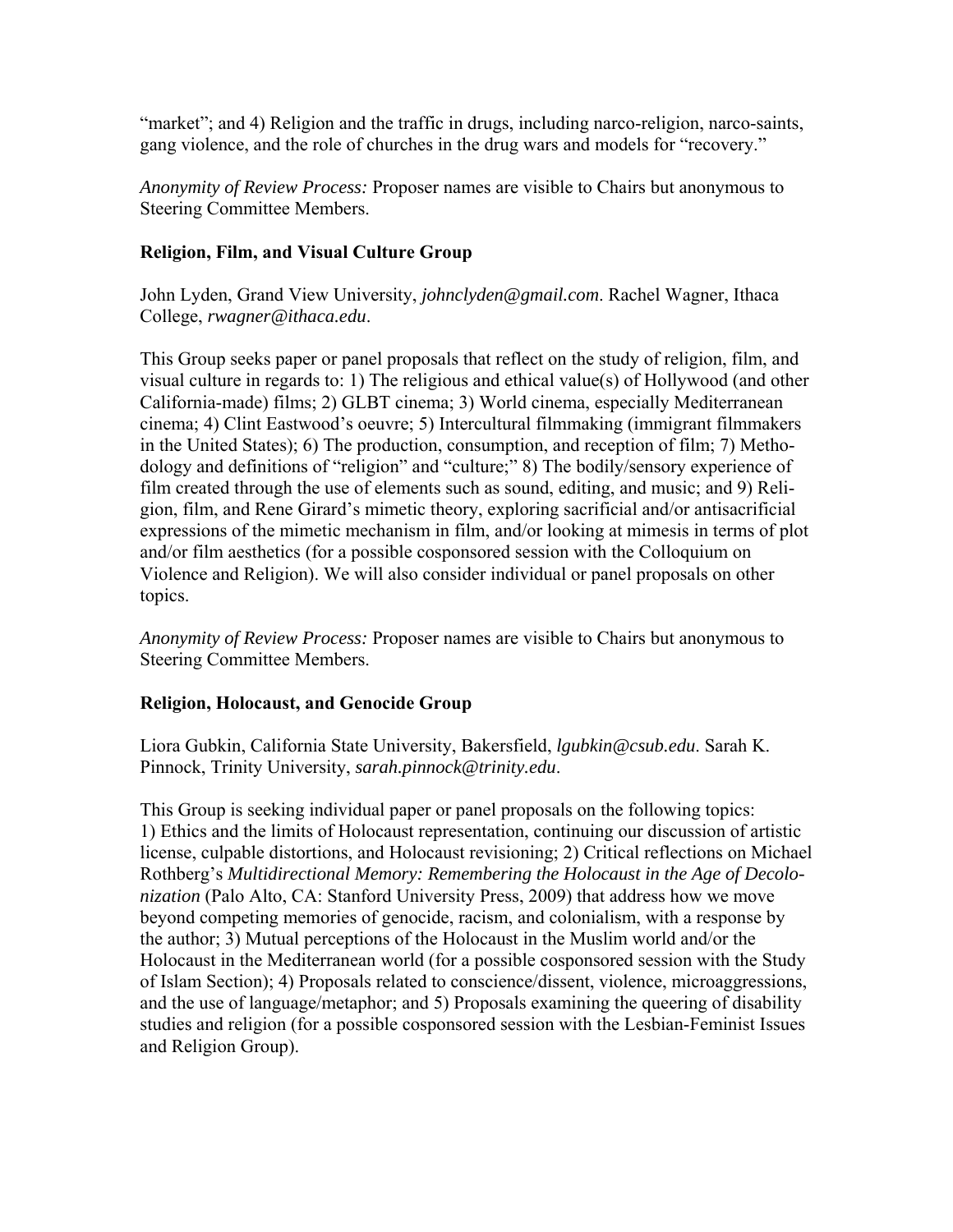"market"; and 4) Religion and the traffic in drugs, including narco-religion, narco-saints, gang violence, and the role of churches in the drug wars and models for "recovery."

*Anonymity of Review Process:* Proposer names are visible to Chairs but anonymous to Steering Committee Members.

### Religion, Film, and Visual Culture Group

John Lyden, Grand View University, *johnclyden@gmail.com*. Rachel Wagner, Ithaca College, *rwagner@ithaca.edu*.

This Group seeks paper or panel proposals that reflect on the study of religion, film, and visual culture in regards to: 1) The religious and ethical value(s) of Hollywood (and other California-made) films; 2) GLBT cinema; 3) World cinema, especially Mediterranean cinema; 4) Clint Eastwood's oeuvre; 5) Intercultural filmmaking (immigrant filmmakers in the United States); 6) The production, consumption, and reception of film; 7) Methodology and definitions of "religion" and "culture;" 8) The bodily/sensory experience of film created through the use of elements such as sound, editing, and music; and 9) Religion, film, and Rene Girard's mimetic theory, exploring sacrificial and/or antisacrificial expressions of the mimetic mechanism in film, and/or looking at mimesis in terms of plot and/or film aesthetics (for a possible cosponsored session with the Colloquium on Violence and Religion). We will also consider individual or panel proposals on other topics.

*Anonymity of Review Process:* Proposer names are visible to Chairs but anonymous to Steering Committee Members.

### Religion, Holocaust, and Genocide Group

Liora Gubkin, California State University, Bakersfield, *lgubkin@csub.edu*. Sarah K. Pinnock, Trinity University, *sarah.pinnock@trinity.edu*.

This Group is seeking individual paper or panel proposals on the following topics:
1) Ethics and the limits of Holocaust representation, continuing our discussion of artistic license, culpable distortions, and Holocaust revisioning; 2) Critical reflections on Michael Rothberg's *Multidirectional Memory: Remembering the Holocaust in the Age of Decolonization* (Palo Alto, CA: Stanford University Press, 2009) that address how we move beyond competing memories of genocide, racism, and colonialism, with a response by the author; 3) Mutual perceptions of the Holocaust in the Muslim world and/or the Holocaust in the Mediterranean world (for a possible cosponsored session with the Study of Islam Section); 4) Proposals related to conscience/dissent, violence, microaggressions, and the use of language/metaphor; and 5) Proposals examining the queering of disability studies and religion (for a possible cosponsored session with the Lesbian-Feminist Issues and Religion Group).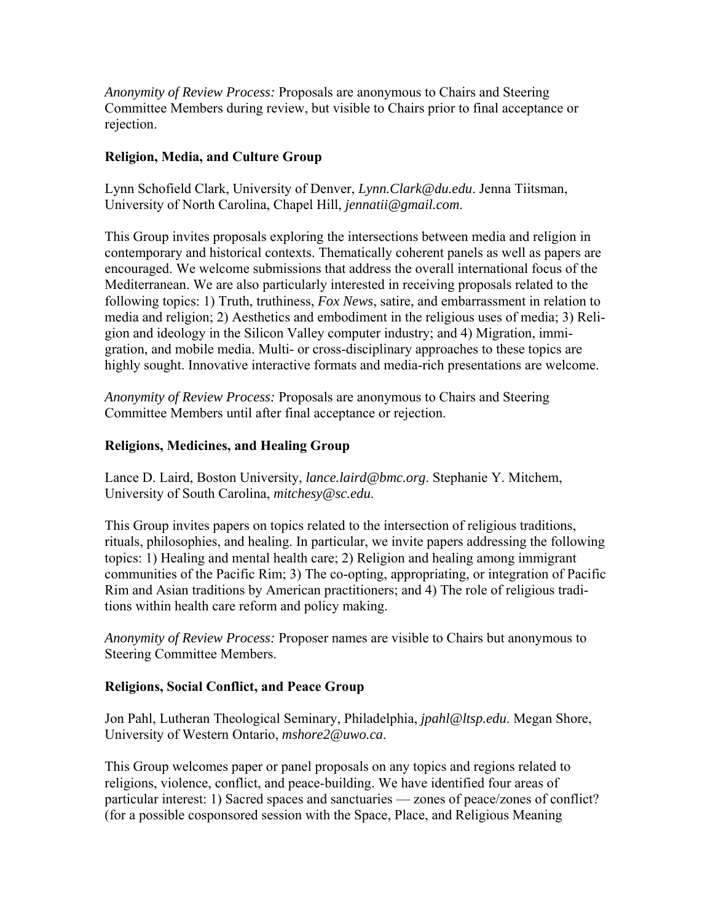*Anonymity of Review Process:* Proposals are anonymous to Chairs and Steering Committee Members during review, but visible to Chairs prior to final acceptance or rejection.

### Religion, Media, and Culture Group

Lynn Schofield Clark, University of Denver, *Lynn.Clark@du.edu*. Jenna Tiitsman, University of North Carolina, Chapel Hill, *jennatii@gmail.com*.

This Group invites proposals exploring the intersections between media and religion in contemporary and historical contexts. Thematically coherent panels as well as papers are encouraged. We welcome submissions that address the overall international focus of the Mediterranean. We are also particularly interested in receiving proposals related to the following topics: 1) Truth, truthiness, *Fox News*, satire, and embarrassment in relation to media and religion; 2) Aesthetics and embodiment in the religious uses of media; 3) Religion and ideology in the Silicon Valley computer industry; and 4) Migration, immigration, and mobile media. Multi- or cross-disciplinary approaches to these topics are highly sought. Innovative interactive formats and media-rich presentations are welcome.

*Anonymity of Review Process:* Proposals are anonymous to Chairs and Steering Committee Members until after final acceptance or rejection.

### Religions, Medicines, and Healing Group

Lance D. Laird, Boston University, *lance.laird@bmc.org*. Stephanie Y. Mitchem, University of South Carolina, *mitchesy@sc.edu*.

This Group invites papers on topics related to the intersection of religious traditions, rituals, philosophies, and healing. In particular, we invite papers addressing the following topics: 1) Healing and mental health care; 2) Religion and healing among immigrant communities of the Pacific Rim; 3) The co-opting, appropriating, or integration of Pacific Rim and Asian traditions by American practitioners; and 4) The role of religious traditions within health care reform and policy making.

*Anonymity of Review Process:* Proposer names are visible to Chairs but anonymous to Steering Committee Members.

### Religions, Social Conflict, and Peace Group

Jon Pahl, Lutheran Theological Seminary, Philadelphia, *jpahl@ltsp.edu*. Megan Shore, University of Western Ontario, *mshore2@uwo.ca*.

This Group welcomes paper or panel proposals on any topics and regions related to religions, violence, conflict, and peace-building. We have identified four areas of particular interest: 1) Sacred spaces and sanctuaries — zones of peace/zones of conflict? (for a possible cosponsored session with the Space, Place, and Religious Meaning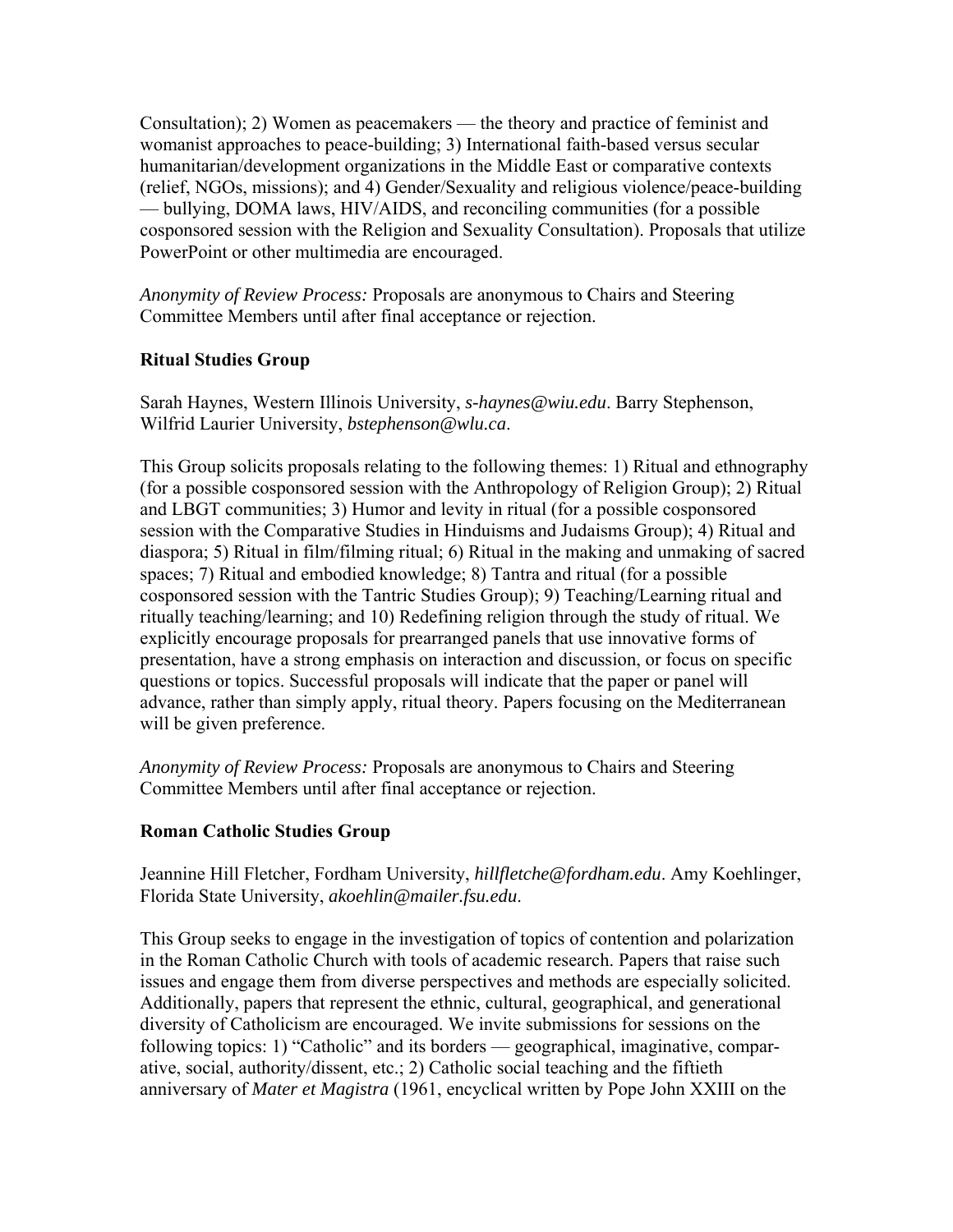Consultation); 2) Women as peacemakers — the theory and practice of feminist and womanist approaches to peace-building; 3) International faith-based versus secular humanitarian/development organizations in the Middle East or comparative contexts (relief, NGOs, missions); and 4) Gender/Sexuality and religious violence/peace-building — bullying, DOMA laws, HIV/AIDS, and reconciling communities (for a possible cosponsored session with the Religion and Sexuality Consultation). Proposals that utilize PowerPoint or other multimedia are encouraged.

*Anonymity of Review Process:* Proposals are anonymous to Chairs and Steering Committee Members until after final acceptance or rejection.

**Ritual Studies Group**

Sarah Haynes, Western Illinois University, *s-haynes@wiu.edu*. Barry Stephenson, Wilfrid Laurier University, *bstephenson@wlu.ca*.

This Group solicits proposals relating to the following themes: 1) Ritual and ethnography (for a possible cosponsored session with the Anthropology of Religion Group); 2) Ritual and LBGT communities; 3) Humor and levity in ritual (for a possible cosponsored session with the Comparative Studies in Hinduisms and Judaisms Group); 4) Ritual and diaspora; 5) Ritual in film/filming ritual; 6) Ritual in the making and unmaking of sacred spaces; 7) Ritual and embodied knowledge; 8) Tantra and ritual (for a possible cosponsored session with the Tantric Studies Group); 9) Teaching/Learning ritual and ritually teaching/learning; and 10) Redefining religion through the study of ritual. We explicitly encourage proposals for prearranged panels that use innovative forms of presentation, have a strong emphasis on interaction and discussion, or focus on specific questions or topics. Successful proposals will indicate that the paper or panel will advance, rather than simply apply, ritual theory. Papers focusing on the Mediterranean will be given preference.

*Anonymity of Review Process:* Proposals are anonymous to Chairs and Steering Committee Members until after final acceptance or rejection.

**Roman Catholic Studies Group**

Jeannine Hill Fletcher, Fordham University, *hillfletche@fordham.edu*. Amy Koehlinger, Florida State University, *akoehlin@mailer.fsu.edu*.

This Group seeks to engage in the investigation of topics of contention and polarization in the Roman Catholic Church with tools of academic research. Papers that raise such issues and engage them from diverse perspectives and methods are especially solicited. Additionally, papers that represent the ethnic, cultural, geographical, and generational diversity of Catholicism are encouraged. We invite submissions for sessions on the following topics: 1) "Catholic" and its borders — geographical, imaginative, comparative, social, authority/dissent, etc.; 2) Catholic social teaching and the fiftieth anniversary of *Mater et Magistra* (1961, encyclical written by Pope John XXIII on the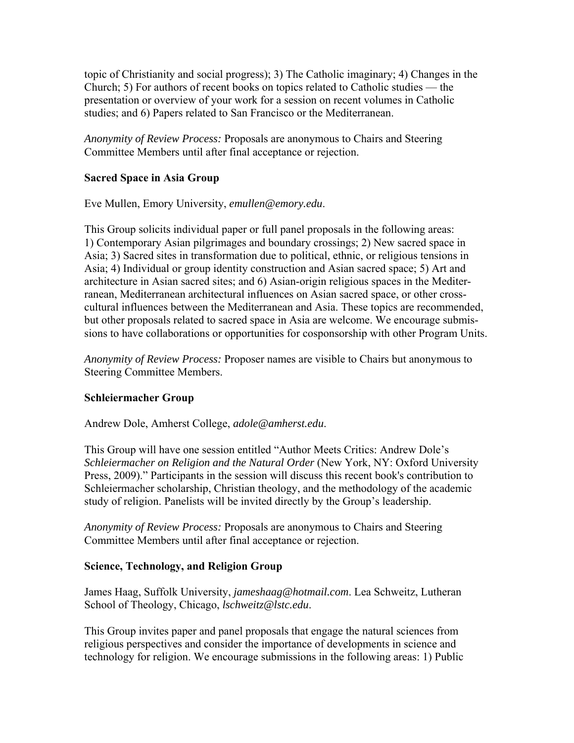topic of Christianity and social progress); 3) The Catholic imaginary; 4) Changes in the Church; 5) For authors of recent books on topics related to Catholic studies — the presentation or overview of your work for a session on recent volumes in Catholic studies; and 6) Papers related to San Francisco or the Mediterranean.

*Anonymity of Review Process:* Proposals are anonymous to Chairs and Steering Committee Members until after final acceptance or rejection.

**Sacred Space in Asia Group**

Eve Mullen, Emory University, *emullen@emory.edu*.

This Group solicits individual paper or full panel proposals in the following areas: 1) Contemporary Asian pilgrimages and boundary crossings; 2) New sacred space in Asia; 3) Sacred sites in transformation due to political, ethnic, or religious tensions in Asia; 4) Individual or group identity construction and Asian sacred space; 5) Art and architecture in Asian sacred sites; and 6) Asian-origin religious spaces in the Mediterranean, Mediterranean architectural influences on Asian sacred space, or other cross-cultural influences between the Mediterranean and Asia. These topics are recommended, but other proposals related to sacred space in Asia are welcome. We encourage submissions to have collaborations or opportunities for cosponsorship with other Program Units.

*Anonymity of Review Process:* Proposer names are visible to Chairs but anonymous to Steering Committee Members.

**Schleiermacher Group**

Andrew Dole, Amherst College, *adole@amherst.edu*.

This Group will have one session entitled "Author Meets Critics: Andrew Dole's *Schleiermacher on Religion and the Natural Order* (New York, NY: Oxford University Press, 2009)." Participants in the session will discuss this recent book's contribution to Schleiermacher scholarship, Christian theology, and the methodology of the academic study of religion. Panelists will be invited directly by the Group's leadership.

*Anonymity of Review Process:* Proposals are anonymous to Chairs and Steering Committee Members until after final acceptance or rejection.

**Science, Technology, and Religion Group**

James Haag, Suffolk University, *jameshaag@hotmail.com*. Lea Schweitz, Lutheran School of Theology, Chicago, *lschweitz@lstc.edu*.

This Group invites paper and panel proposals that engage the natural sciences from religious perspectives and consider the importance of developments in science and technology for religion. We encourage submissions in the following areas: 1) Public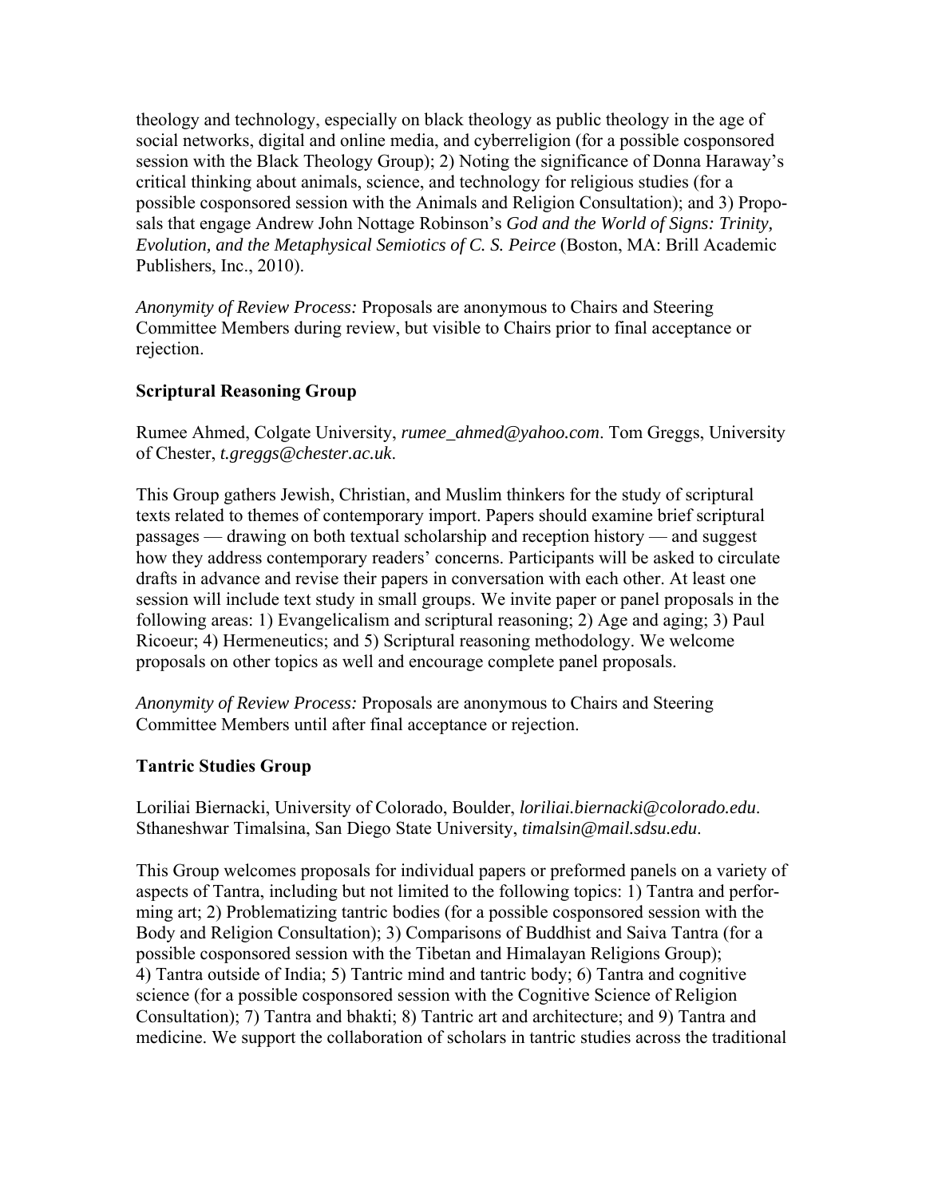theology and technology, especially on black theology as public theology in the age of social networks, digital and online media, and cyberreligion (for a possible cosponsored session with the Black Theology Group); 2) Noting the significance of Donna Haraway's critical thinking about animals, science, and technology for religious studies (for a possible cosponsored session with the Animals and Religion Consultation); and 3) Proposals that engage Andrew John Nottage Robinson's *God and the World of Signs: Trinity, Evolution, and the Metaphysical Semiotics of C. S. Peirce* (Boston, MA: Brill Academic Publishers, Inc., 2010).

*Anonymity of Review Process:* Proposals are anonymous to Chairs and Steering Committee Members during review, but visible to Chairs prior to final acceptance or rejection.

### Scriptural Reasoning Group

Rumee Ahmed, Colgate University, *rumee_ahmed@yahoo.com*. Tom Greggs, University of Chester, *t.greggs@chester.ac.uk*.

This Group gathers Jewish, Christian, and Muslim thinkers for the study of scriptural texts related to themes of contemporary import. Papers should examine brief scriptural passages — drawing on both textual scholarship and reception history — and suggest how they address contemporary readers' concerns. Participants will be asked to circulate drafts in advance and revise their papers in conversation with each other. At least one session will include text study in small groups. We invite paper or panel proposals in the following areas: 1) Evangelicalism and scriptural reasoning; 2) Age and aging; 3) Paul Ricoeur; 4) Hermeneutics; and 5) Scriptural reasoning methodology. We welcome proposals on other topics as well and encourage complete panel proposals.

*Anonymity of Review Process:* Proposals are anonymous to Chairs and Steering Committee Members until after final acceptance or rejection.

### Tantric Studies Group

Loriliai Biernacki, University of Colorado, Boulder, *loriliai.biernacki@colorado.edu*. Sthaneshwar Timalsina, San Diego State University, *timalsin@mail.sdsu.edu*.

This Group welcomes proposals for individual papers or preformed panels on a variety of aspects of Tantra, including but not limited to the following topics: 1) Tantra and performing art; 2) Problematizing tantric bodies (for a possible cosponsored session with the Body and Religion Consultation); 3) Comparisons of Buddhist and Saiva Tantra (for a possible cosponsored session with the Tibetan and Himalayan Religions Group); 4) Tantra outside of India; 5) Tantric mind and tantric body; 6) Tantra and cognitive science (for a possible cosponsored session with the Cognitive Science of Religion Consultation); 7) Tantra and bhakti; 8) Tantric art and architecture; and 9) Tantra and medicine. We support the collaboration of scholars in tantric studies across the traditional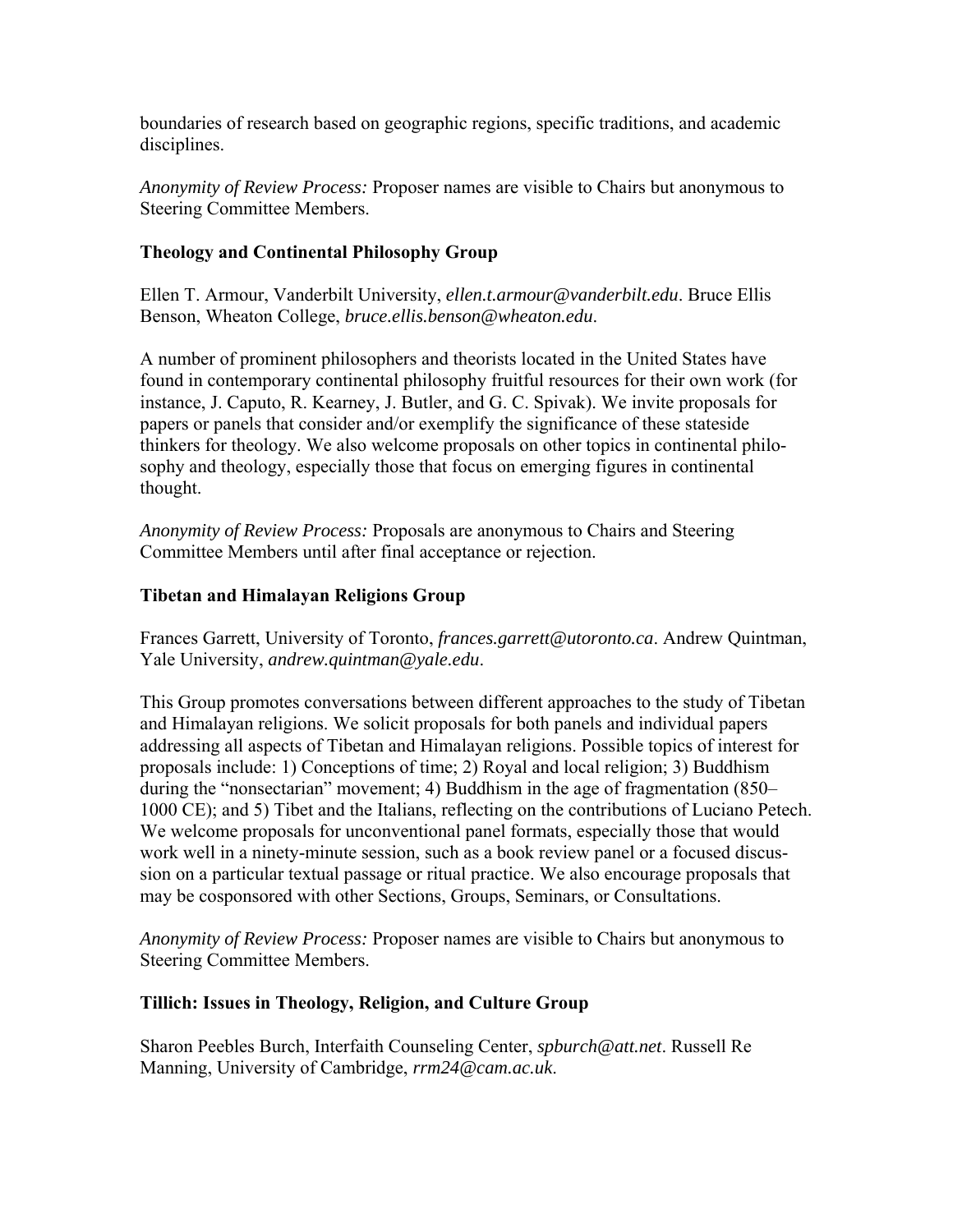boundaries of research based on geographic regions, specific traditions, and academic disciplines.

*Anonymity of Review Process:* Proposer names are visible to Chairs but anonymous to Steering Committee Members.

### Theology and Continental Philosophy Group

Ellen T. Armour, Vanderbilt University, *ellen.t.armour@vanderbilt.edu*. Bruce Ellis Benson, Wheaton College, *bruce.ellis.benson@wheaton.edu*.

A number of prominent philosophers and theorists located in the United States have found in contemporary continental philosophy fruitful resources for their own work (for instance, J. Caputo, R. Kearney, J. Butler, and G. C. Spivak). We invite proposals for papers or panels that consider and/or exemplify the significance of these stateside thinkers for theology. We also welcome proposals on other topics in continental philosophy and theology, especially those that focus on emerging figures in continental thought.

*Anonymity of Review Process:* Proposals are anonymous to Chairs and Steering Committee Members until after final acceptance or rejection.

### Tibetan and Himalayan Religions Group

Frances Garrett, University of Toronto, *frances.garrett@utoronto.ca*. Andrew Quintman, Yale University, *andrew.quintman@yale.edu*.

This Group promotes conversations between different approaches to the study of Tibetan and Himalayan religions. We solicit proposals for both panels and individual papers addressing all aspects of Tibetan and Himalayan religions. Possible topics of interest for proposals include: 1) Conceptions of time; 2) Royal and local religion; 3) Buddhism during the "nonsectarian" movement; 4) Buddhism in the age of fragmentation (850–1000 CE); and 5) Tibet and the Italians, reflecting on the contributions of Luciano Petech. We welcome proposals for unconventional panel formats, especially those that would work well in a ninety-minute session, such as a book review panel or a focused discussion on a particular textual passage or ritual practice. We also encourage proposals that may be cosponsored with other Sections, Groups, Seminars, or Consultations.

*Anonymity of Review Process:* Proposer names are visible to Chairs but anonymous to Steering Committee Members.

### Tillich: Issues in Theology, Religion, and Culture Group

Sharon Peebles Burch, Interfaith Counseling Center, *spburch@att.net*. Russell Re Manning, University of Cambridge, *rrm24@cam.ac.uk*.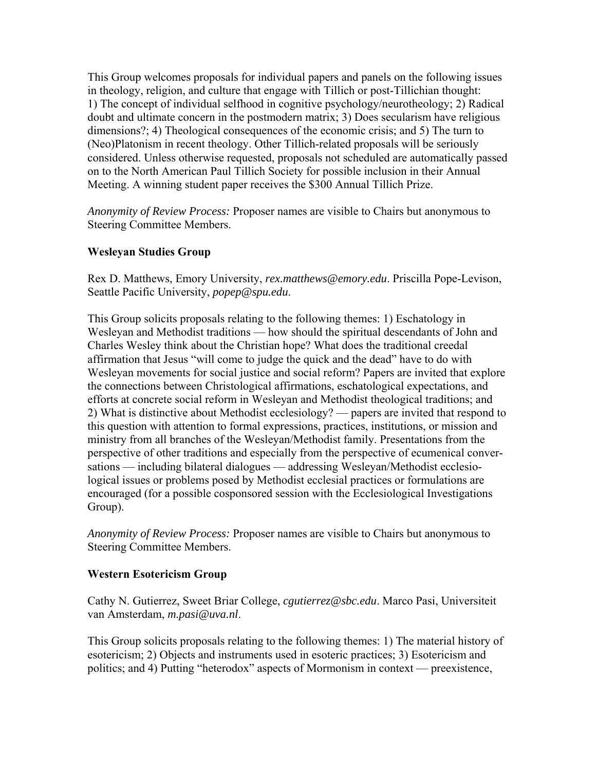This Group welcomes proposals for individual papers and panels on the following issues in theology, religion, and culture that engage with Tillich or post-Tillichian thought: 1) The concept of individual selfhood in cognitive psychology/neurotheology; 2) Radical doubt and ultimate concern in the postmodern matrix; 3) Does secularism have religious dimensions?; 4) Theological consequences of the economic crisis; and 5) The turn to (Neo)Platonism in recent theology. Other Tillich-related proposals will be seriously considered. Unless otherwise requested, proposals not scheduled are automatically passed on to the North American Paul Tillich Society for possible inclusion in their Annual Meeting. A winning student paper receives the $300 Annual Tillich Prize.

*Anonymity of Review Process:* Proposer names are visible to Chairs but anonymous to Steering Committee Members.

### Wesleyan Studies Group

Rex D. Matthews, Emory University, *rex.matthews@emory.edu*. Priscilla Pope-Levison, Seattle Pacific University, *popep@spu.edu*.

This Group solicits proposals relating to the following themes: 1) Eschatology in Wesleyan and Methodist traditions — how should the spiritual descendants of John and Charles Wesley think about the Christian hope? What does the traditional creedal affirmation that Jesus "will come to judge the quick and the dead" have to do with Wesleyan movements for social justice and social reform? Papers are invited that explore the connections between Christological affirmations, eschatological expectations, and efforts at concrete social reform in Wesleyan and Methodist theological traditions; and 2) What is distinctive about Methodist ecclesiology? — papers are invited that respond to this question with attention to formal expressions, practices, institutions, or mission and ministry from all branches of the Wesleyan/Methodist family. Presentations from the perspective of other traditions and especially from the perspective of ecumenical conversations — including bilateral dialogues — addressing Wesleyan/Methodist ecclesiological issues or problems posed by Methodist ecclesial practices or formulations are encouraged (for a possible cosponsored session with the Ecclesiological Investigations Group).

*Anonymity of Review Process:* Proposer names are visible to Chairs but anonymous to Steering Committee Members.

### Western Esotericism Group

Cathy N. Gutierrez, Sweet Briar College, *cgutierrez@sbc.edu*. Marco Pasi, Universiteit van Amsterdam, *m.pasi@uva.nl*.

This Group solicits proposals relating to the following themes: 1) The material history of esotericism; 2) Objects and instruments used in esoteric practices; 3) Esotericism and politics; and 4) Putting "heterodox" aspects of Mormonism in context — preexistence,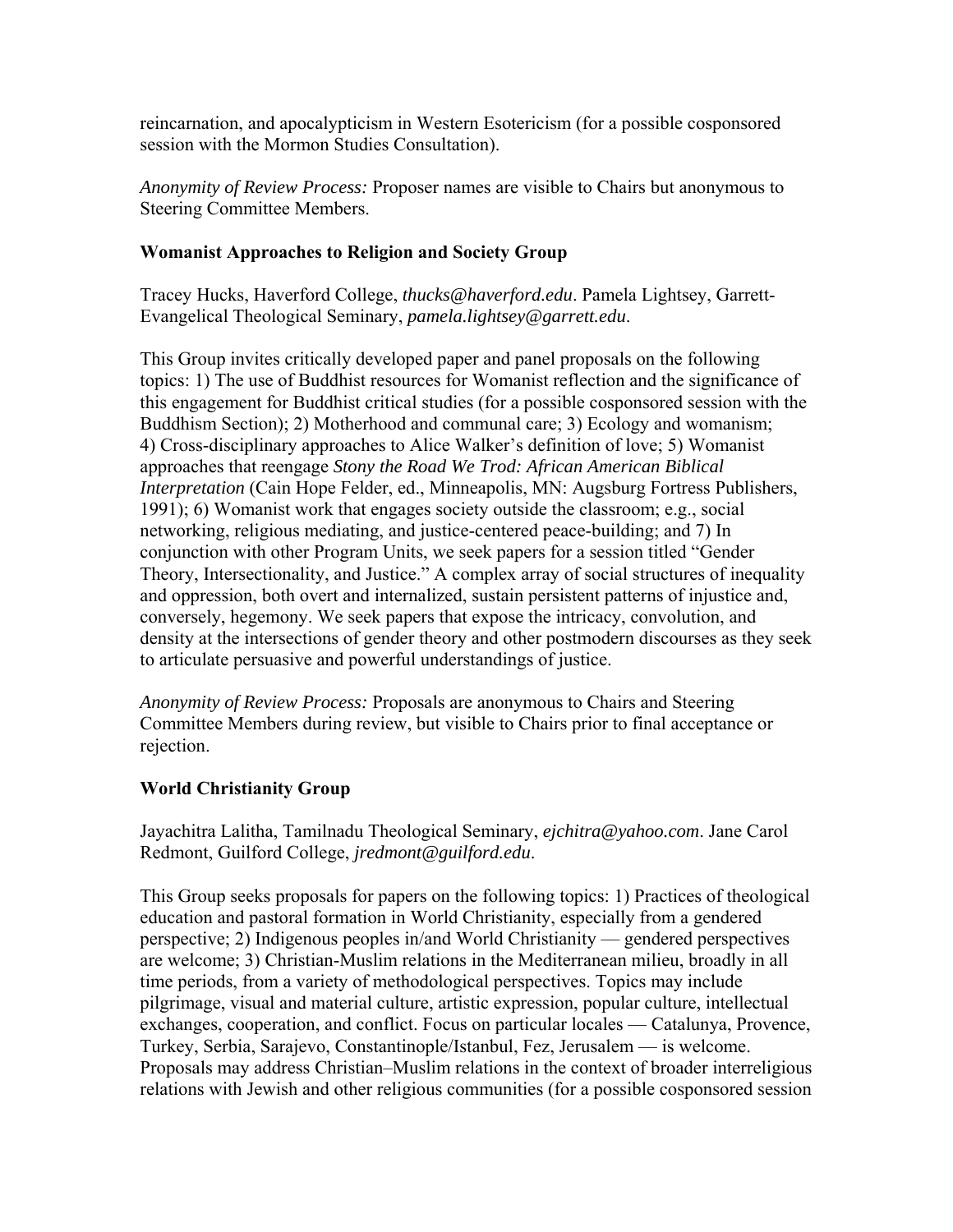reincarnation, and apocalypticism in Western Esotericism (for a possible cosponsored session with the Mormon Studies Consultation).

*Anonymity of Review Process:* Proposer names are visible to Chairs but anonymous to Steering Committee Members.

### Womanist Approaches to Religion and Society Group

Tracey Hucks, Haverford College, *thucks@haverford.edu*. Pamela Lightsey, Garrett-Evangelical Theological Seminary, *pamela.lightsey@garrett.edu*.

This Group invites critically developed paper and panel proposals on the following topics: 1) The use of Buddhist resources for Womanist reflection and the significance of this engagement for Buddhist critical studies (for a possible cosponsored session with the Buddhism Section); 2) Motherhood and communal care; 3) Ecology and womanism; 4) Cross-disciplinary approaches to Alice Walker's definition of love; 5) Womanist approaches that reengage *Stony the Road We Trod: African American Biblical Interpretation* (Cain Hope Felder, ed., Minneapolis, MN: Augsburg Fortress Publishers, 1991); 6) Womanist work that engages society outside the classroom; e.g., social networking, religious mediating, and justice-centered peace-building; and 7) In conjunction with other Program Units, we seek papers for a session titled "Gender Theory, Intersectionality, and Justice." A complex array of social structures of inequality and oppression, both overt and internalized, sustain persistent patterns of injustice and, conversely, hegemony. We seek papers that expose the intricacy, convolution, and density at the intersections of gender theory and other postmodern discourses as they seek to articulate persuasive and powerful understandings of justice.

*Anonymity of Review Process:* Proposals are anonymous to Chairs and Steering Committee Members during review, but visible to Chairs prior to final acceptance or rejection.

### World Christianity Group

Jayachitra Lalitha, Tamilnadu Theological Seminary, *ejchitra@yahoo.com*. Jane Carol Redmont, Guilford College, *jredmont@guilford.edu*.

This Group seeks proposals for papers on the following topics: 1) Practices of theological education and pastoral formation in World Christianity, especially from a gendered perspective; 2) Indigenous peoples in/and World Christianity — gendered perspectives are welcome; 3) Christian-Muslim relations in the Mediterranean milieu, broadly in all time periods, from a variety of methodological perspectives. Topics may include pilgrimage, visual and material culture, artistic expression, popular culture, intellectual exchanges, cooperation, and conflict. Focus on particular locales — Catalunya, Provence, Turkey, Serbia, Sarajevo, Constantinople/Istanbul, Fez, Jerusalem — is welcome. Proposals may address Christian–Muslim relations in the context of broader interreligious relations with Jewish and other religious communities (for a possible cosponsored session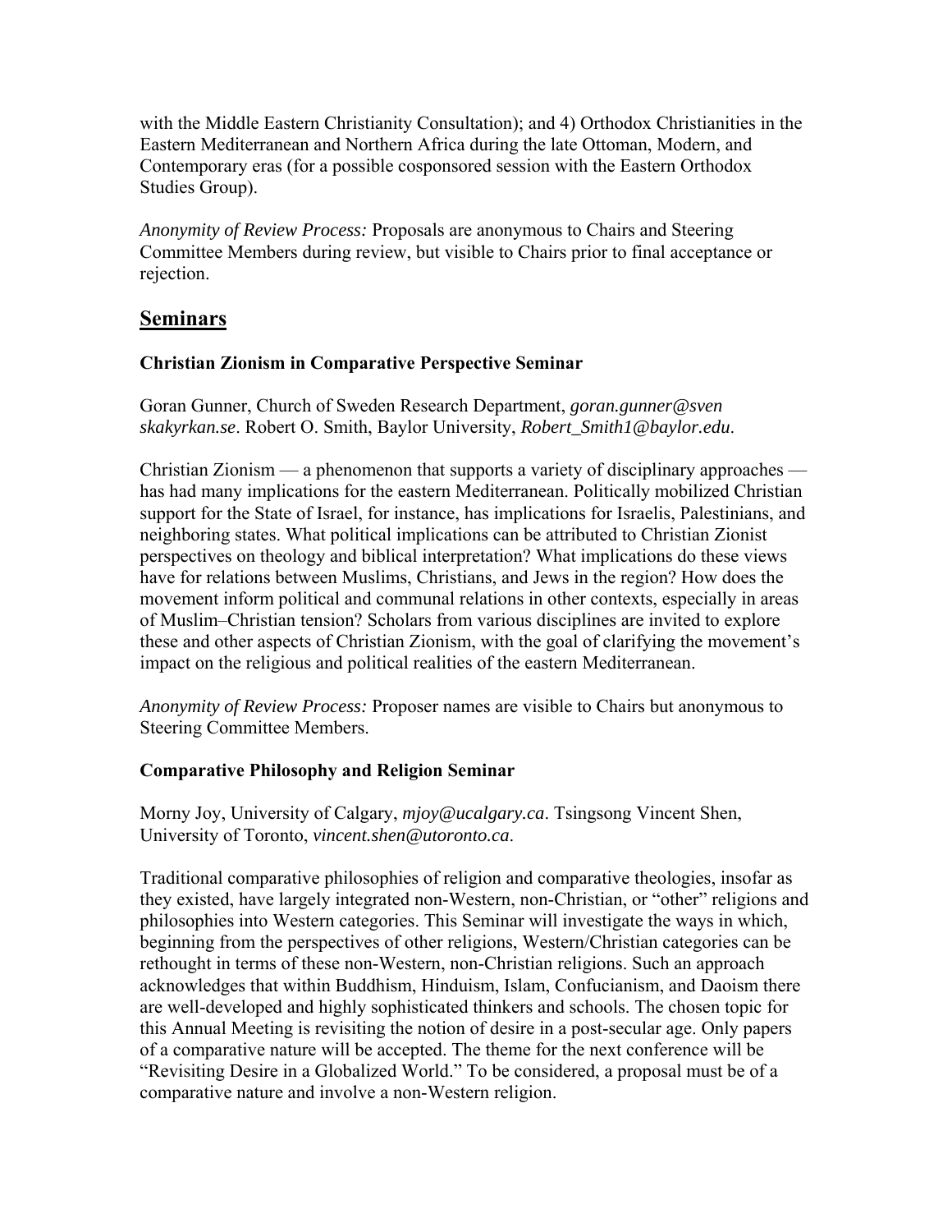with the Middle Eastern Christianity Consultation); and 4) Orthodox Christianities in the Eastern Mediterranean and Northern Africa during the late Ottoman, Modern, and Contemporary eras (for a possible cosponsored session with the Eastern Orthodox Studies Group).

*Anonymity of Review Process:* Proposals are anonymous to Chairs and Steering Committee Members during review, but visible to Chairs prior to final acceptance or rejection.

## Seminars

### Christian Zionism in Comparative Perspective Seminar

Goran Gunner, Church of Sweden Research Department, *goran.gunner@svenskakyrkan.se*. Robert O. Smith, Baylor University, *Robert_Smith1@baylor.edu*.

Christian Zionism — a phenomenon that supports a variety of disciplinary approaches — has had many implications for the eastern Mediterranean. Politically mobilized Christian support for the State of Israel, for instance, has implications for Israelis, Palestinians, and neighboring states. What political implications can be attributed to Christian Zionist perspectives on theology and biblical interpretation? What implications do these views have for relations between Muslims, Christians, and Jews in the region? How does the movement inform political and communal relations in other contexts, especially in areas of Muslim–Christian tension? Scholars from various disciplines are invited to explore these and other aspects of Christian Zionism, with the goal of clarifying the movement's impact on the religious and political realities of the eastern Mediterranean.

*Anonymity of Review Process:* Proposer names are visible to Chairs but anonymous to Steering Committee Members.

### Comparative Philosophy and Religion Seminar

Morny Joy, University of Calgary, *mjoy@ucalgary.ca*. Tsingsong Vincent Shen, University of Toronto, *vincent.shen@utoronto.ca*.

Traditional comparative philosophies of religion and comparative theologies, insofar as they existed, have largely integrated non-Western, non-Christian, or "other" religions and philosophies into Western categories. This Seminar will investigate the ways in which, beginning from the perspectives of other religions, Western/Christian categories can be rethought in terms of these non-Western, non-Christian religions. Such an approach acknowledges that within Buddhism, Hinduism, Islam, Confucianism, and Daoism there are well-developed and highly sophisticated thinkers and schools. The chosen topic for this Annual Meeting is revisiting the notion of desire in a post-secular age. Only papers of a comparative nature will be accepted. The theme for the next conference will be "Revisiting Desire in a Globalized World." To be considered, a proposal must be of a comparative nature and involve a non-Western religion.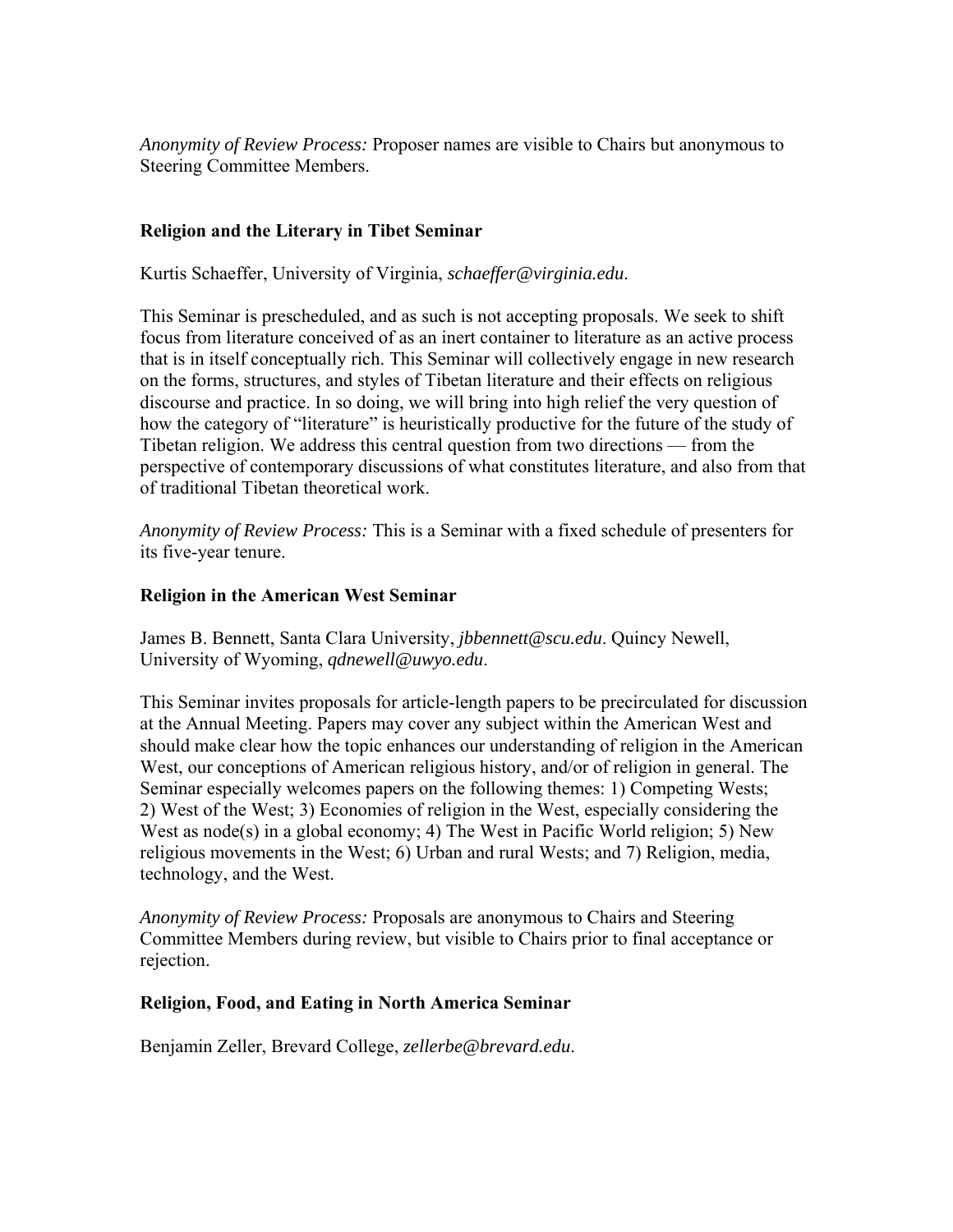*Anonymity of Review Process:* Proposer names are visible to Chairs but anonymous to Steering Committee Members.

### Religion and the Literary in Tibet Seminar

Kurtis Schaeffer, University of Virginia, *schaeffer@virginia.edu*.

This Seminar is prescheduled, and as such is not accepting proposals. We seek to shift focus from literature conceived of as an inert container to literature as an active process that is in itself conceptually rich. This Seminar will collectively engage in new research on the forms, structures, and styles of Tibetan literature and their effects on religious discourse and practice. In so doing, we will bring into high relief the very question of how the category of "literature" is heuristically productive for the future of the study of Tibetan religion. We address this central question from two directions — from the perspective of contemporary discussions of what constitutes literature, and also from that of traditional Tibetan theoretical work.

*Anonymity of Review Process:* This is a Seminar with a fixed schedule of presenters for its five-year tenure.

### Religion in the American West Seminar

James B. Bennett, Santa Clara University, *jbbennett@scu.edu*. Quincy Newell, University of Wyoming, *qdnewell@uwyo.edu*.

This Seminar invites proposals for article-length papers to be precirculated for discussion at the Annual Meeting. Papers may cover any subject within the American West and should make clear how the topic enhances our understanding of religion in the American West, our conceptions of American religious history, and/or of religion in general. The Seminar especially welcomes papers on the following themes: 1) Competing Wests; 2) West of the West; 3) Economies of religion in the West, especially considering the West as node(s) in a global economy; 4) The West in Pacific World religion; 5) New religious movements in the West; 6) Urban and rural Wests; and 7) Religion, media, technology, and the West.

*Anonymity of Review Process:* Proposals are anonymous to Chairs and Steering Committee Members during review, but visible to Chairs prior to final acceptance or rejection.

### Religion, Food, and Eating in North America Seminar

Benjamin Zeller, Brevard College, *zellerbe@brevard.edu*.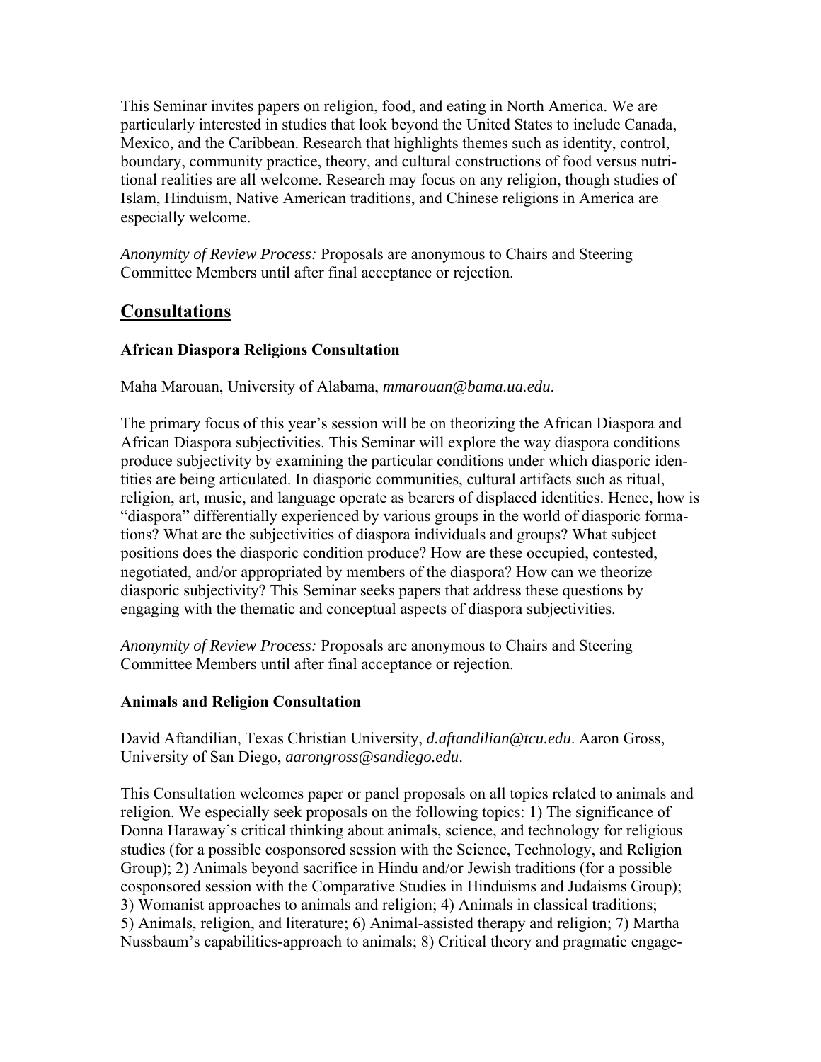This Seminar invites papers on religion, food, and eating in North America. We are particularly interested in studies that look beyond the United States to include Canada, Mexico, and the Caribbean. Research that highlights themes such as identity, control, boundary, community practice, theory, and cultural constructions of food versus nutritional realities are all welcome. Research may focus on any religion, though studies of Islam, Hinduism, Native American traditions, and Chinese religions in America are especially welcome.

*Anonymity of Review Process:* Proposals are anonymous to Chairs and Steering Committee Members until after final acceptance or rejection.

## Consultations

### African Diaspora Religions Consultation

Maha Marouan, University of Alabama, *mmarouan@bama.ua.edu*.

The primary focus of this year's session will be on theorizing the African Diaspora and African Diaspora subjectivities. This Seminar will explore the way diaspora conditions produce subjectivity by examining the particular conditions under which diasporic identities are being articulated. In diasporic communities, cultural artifacts such as ritual, religion, art, music, and language operate as bearers of displaced identities. Hence, how is "diaspora" differentially experienced by various groups in the world of diasporic formations? What are the subjectivities of diaspora individuals and groups? What subject positions does the diasporic condition produce? How are these occupied, contested, negotiated, and/or appropriated by members of the diaspora? How can we theorize diasporic subjectivity? This Seminar seeks papers that address these questions by engaging with the thematic and conceptual aspects of diaspora subjectivities.

*Anonymity of Review Process:* Proposals are anonymous to Chairs and Steering Committee Members until after final acceptance or rejection.

### Animals and Religion Consultation

David Aftandilian, Texas Christian University, *d.aftandilian@tcu.edu*. Aaron Gross, University of San Diego, *aarongross@sandiego.edu*.

This Consultation welcomes paper or panel proposals on all topics related to animals and religion. We especially seek proposals on the following topics: 1) The significance of Donna Haraway's critical thinking about animals, science, and technology for religious studies (for a possible cosponsored session with the Science, Technology, and Religion Group); 2) Animals beyond sacrifice in Hindu and/or Jewish traditions (for a possible cosponsored session with the Comparative Studies in Hinduisms and Judaisms Group); 3) Womanist approaches to animals and religion; 4) Animals in classical traditions; 5) Animals, religion, and literature; 6) Animal-assisted therapy and religion; 7) Martha Nussbaum's capabilities-approach to animals; 8) Critical theory and pragmatic engage-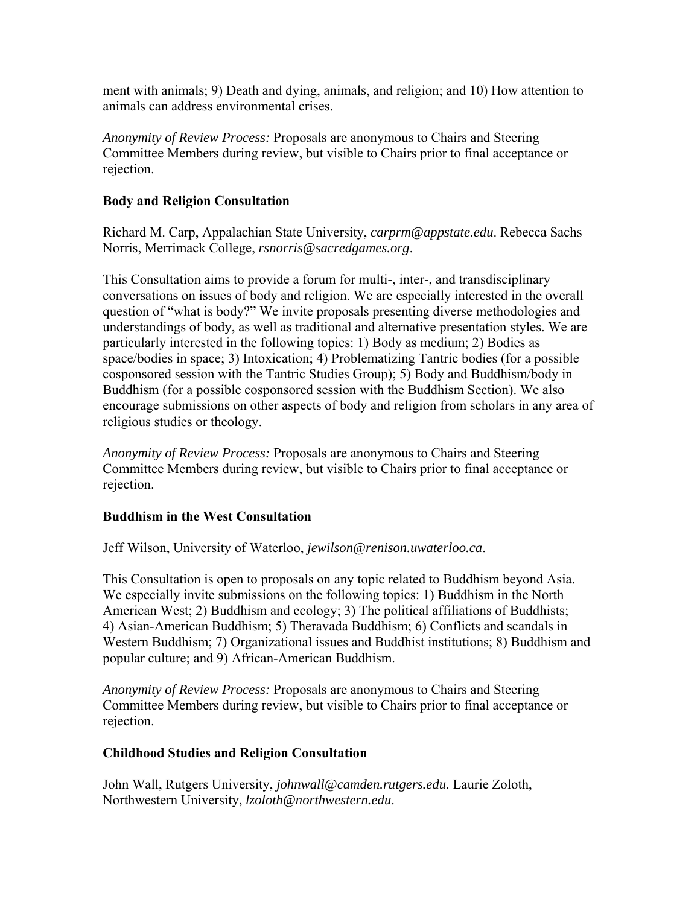ment with animals; 9) Death and dying, animals, and religion; and 10) How attention to animals can address environmental crises.

*Anonymity of Review Process:* Proposals are anonymous to Chairs and Steering Committee Members during review, but visible to Chairs prior to final acceptance or rejection.

**Body and Religion Consultation**

Richard M. Carp, Appalachian State University, *carprm@appstate.edu*. Rebecca Sachs Norris, Merrimack College, *rsnorris@sacredgames.org*.

This Consultation aims to provide a forum for multi-, inter-, and transdisciplinary conversations on issues of body and religion. We are especially interested in the overall question of "what is body?" We invite proposals presenting diverse methodologies and understandings of body, as well as traditional and alternative presentation styles. We are particularly interested in the following topics: 1) Body as medium; 2) Bodies as space/bodies in space; 3) Intoxication; 4) Problematizing Tantric bodies (for a possible cosponsored session with the Tantric Studies Group); 5) Body and Buddhism/body in Buddhism (for a possible cosponsored session with the Buddhism Section). We also encourage submissions on other aspects of body and religion from scholars in any area of religious studies or theology.

*Anonymity of Review Process:* Proposals are anonymous to Chairs and Steering Committee Members during review, but visible to Chairs prior to final acceptance or rejection.

**Buddhism in the West Consultation**

Jeff Wilson, University of Waterloo, *jewilson@renison.uwaterloo.ca*.

This Consultation is open to proposals on any topic related to Buddhism beyond Asia. We especially invite submissions on the following topics: 1) Buddhism in the North American West; 2) Buddhism and ecology; 3) The political affiliations of Buddhists; 4) Asian-American Buddhism; 5) Theravada Buddhism; 6) Conflicts and scandals in Western Buddhism; 7) Organizational issues and Buddhist institutions; 8) Buddhism and popular culture; and 9) African-American Buddhism.

*Anonymity of Review Process:* Proposals are anonymous to Chairs and Steering Committee Members during review, but visible to Chairs prior to final acceptance or rejection.

**Childhood Studies and Religion Consultation**

John Wall, Rutgers University, *johnwall@camden.rutgers.edu*. Laurie Zoloth, Northwestern University, *lzoloth@northwestern.edu*.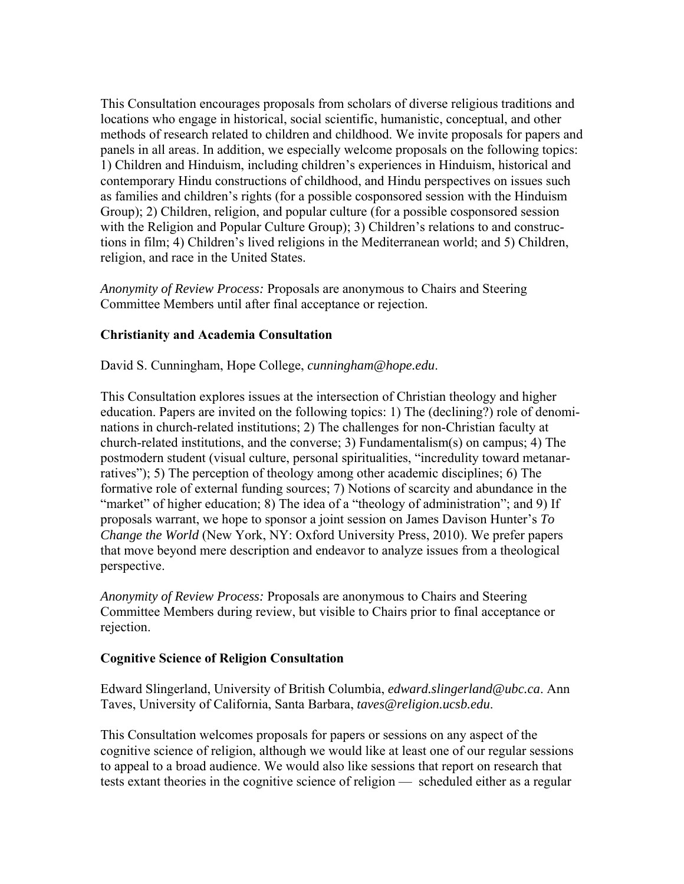This Consultation encourages proposals from scholars of diverse religious traditions and locations who engage in historical, social scientific, humanistic, conceptual, and other methods of research related to children and childhood. We invite proposals for papers and panels in all areas. In addition, we especially welcome proposals on the following topics: 1) Children and Hinduism, including children's experiences in Hinduism, historical and contemporary Hindu constructions of childhood, and Hindu perspectives on issues such as families and children's rights (for a possible cosponsored session with the Hinduism Group); 2) Children, religion, and popular culture (for a possible cosponsored session with the Religion and Popular Culture Group); 3) Children's relations to and constructions in film; 4) Children's lived religions in the Mediterranean world; and 5) Children, religion, and race in the United States.

*Anonymity of Review Process:* Proposals are anonymous to Chairs and Steering Committee Members until after final acceptance or rejection.

### Christianity and Academia Consultation

David S. Cunningham, Hope College, *cunningham@hope.edu*.

This Consultation explores issues at the intersection of Christian theology and higher education. Papers are invited on the following topics: 1) The (declining?) role of denominations in church-related institutions; 2) The challenges for non-Christian faculty at church-related institutions, and the converse; 3) Fundamentalism(s) on campus; 4) The postmodern student (visual culture, personal spiritualities, "incredulity toward metanarratives"); 5) The perception of theology among other academic disciplines; 6) The formative role of external funding sources; 7) Notions of scarcity and abundance in the "market" of higher education; 8) The idea of a "theology of administration"; and 9) If proposals warrant, we hope to sponsor a joint session on James Davison Hunter's *To Change the World* (New York, NY: Oxford University Press, 2010). We prefer papers that move beyond mere description and endeavor to analyze issues from a theological perspective.

*Anonymity of Review Process:* Proposals are anonymous to Chairs and Steering Committee Members during review, but visible to Chairs prior to final acceptance or rejection.

### Cognitive Science of Religion Consultation

Edward Slingerland, University of British Columbia, *edward.slingerland@ubc.ca*. Ann Taves, University of California, Santa Barbara, *taves@religion.ucsb.edu*.

This Consultation welcomes proposals for papers or sessions on any aspect of the cognitive science of religion, although we would like at least one of our regular sessions to appeal to a broad audience. We would also like sessions that report on research that tests extant theories in the cognitive science of religion — scheduled either as a regular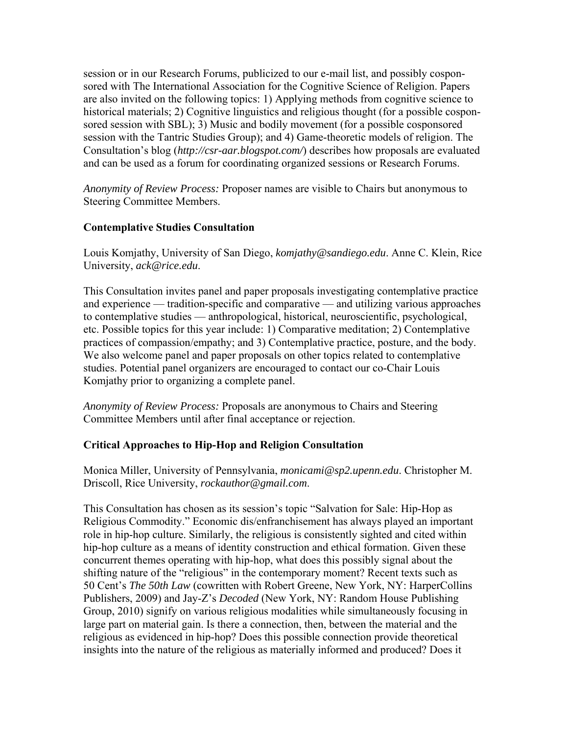session or in our Research Forums, publicized to our e-mail list, and possibly cosponsored with The International Association for the Cognitive Science of Religion. Papers are also invited on the following topics: 1) Applying methods from cognitive science to historical materials; 2) Cognitive linguistics and religious thought (for a possible cosponsored session with SBL); 3) Music and bodily movement (for a possible cosponsored session with the Tantric Studies Group); and 4) Game-theoretic models of religion. The Consultation's blog (*http://csr-aar.blogspot.com/*) describes how proposals are evaluated and can be used as a forum for coordinating organized sessions or Research Forums.

*Anonymity of Review Process:* Proposer names are visible to Chairs but anonymous to Steering Committee Members.

**Contemplative Studies Consultation**

Louis Komjathy, University of San Diego, *komjathy@sandiego.edu*. Anne C. Klein, Rice University, *ack@rice.edu*.

This Consultation invites panel and paper proposals investigating contemplative practice and experience — tradition-specific and comparative — and utilizing various approaches to contemplative studies — anthropological, historical, neuroscientific, psychological, etc. Possible topics for this year include: 1) Comparative meditation; 2) Contemplative practices of compassion/empathy; and 3) Contemplative practice, posture, and the body. We also welcome panel and paper proposals on other topics related to contemplative studies. Potential panel organizers are encouraged to contact our co-Chair Louis Komjathy prior to organizing a complete panel.

*Anonymity of Review Process:* Proposals are anonymous to Chairs and Steering Committee Members until after final acceptance or rejection.

**Critical Approaches to Hip-Hop and Religion Consultation**

Monica Miller, University of Pennsylvania, *monicami@sp2.upenn.edu*. Christopher M. Driscoll, Rice University, *rockauthor@gmail.com*.

This Consultation has chosen as its session's topic "Salvation for Sale: Hip-Hop as Religious Commodity." Economic dis/enfranchisement has always played an important role in hip-hop culture. Similarly, the religious is consistently sighted and cited within hip-hop culture as a means of identity construction and ethical formation. Given these concurrent themes operating with hip-hop, what does this possibly signal about the shifting nature of the "religious" in the contemporary moment? Recent texts such as 50 Cent's *The 50th Law* (cowritten with Robert Greene, New York, NY: HarperCollins Publishers, 2009) and Jay-Z's *Decoded* (New York, NY: Random House Publishing Group, 2010) signify on various religious modalities while simultaneously focusing in large part on material gain. Is there a connection, then, between the material and the religious as evidenced in hip-hop? Does this possible connection provide theoretical insights into the nature of the religious as materially informed and produced? Does it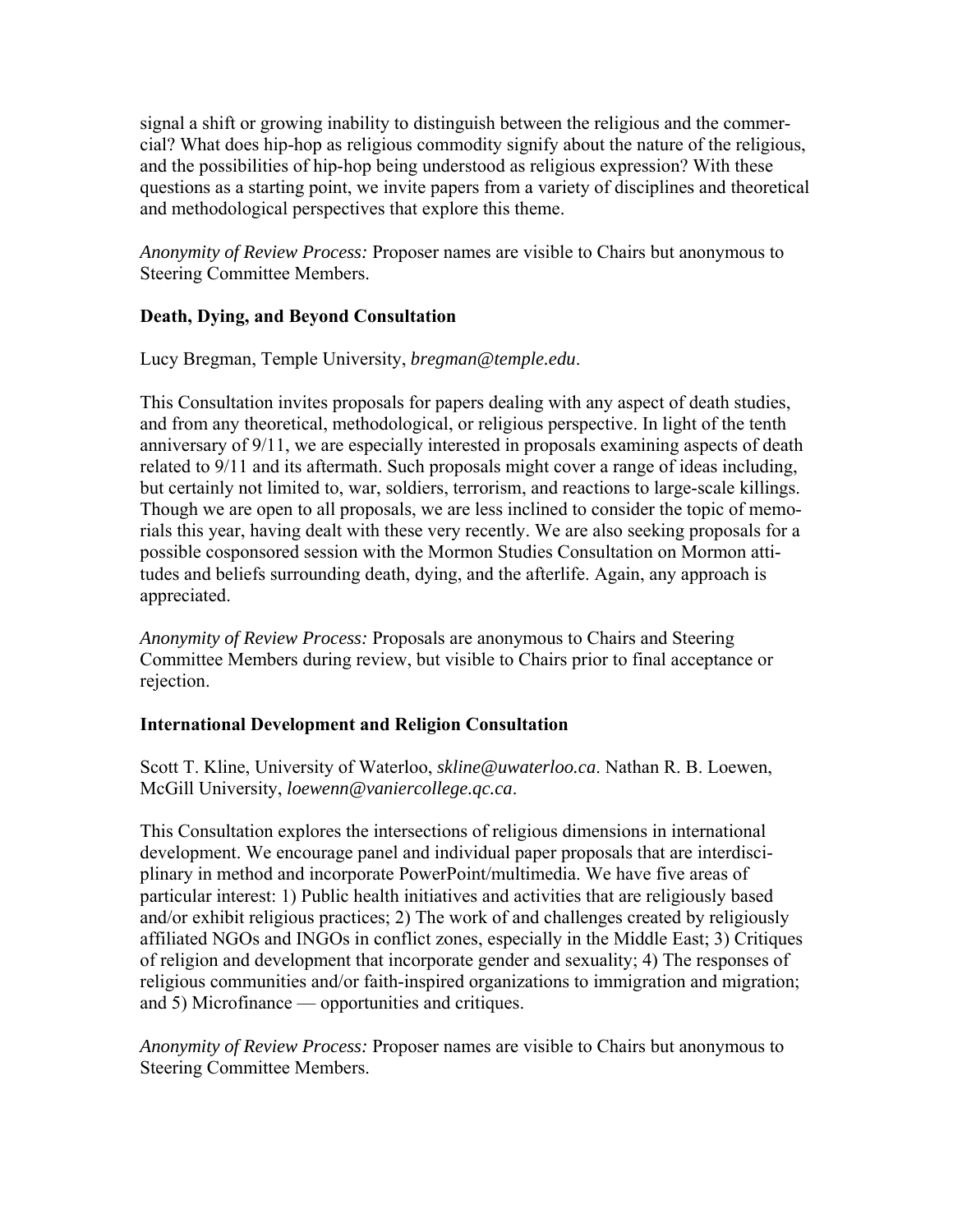signal a shift or growing inability to distinguish between the religious and the commercial? What does hip-hop as religious commodity signify about the nature of the religious, and the possibilities of hip-hop being understood as religious expression? With these questions as a starting point, we invite papers from a variety of disciplines and theoretical and methodological perspectives that explore this theme.

*Anonymity of Review Process:* Proposer names are visible to Chairs but anonymous to Steering Committee Members.

### Death, Dying, and Beyond Consultation

Lucy Bregman, Temple University, *bregman@temple.edu*.

This Consultation invites proposals for papers dealing with any aspect of death studies, and from any theoretical, methodological, or religious perspective. In light of the tenth anniversary of 9/11, we are especially interested in proposals examining aspects of death related to 9/11 and its aftermath. Such proposals might cover a range of ideas including, but certainly not limited to, war, soldiers, terrorism, and reactions to large-scale killings. Though we are open to all proposals, we are less inclined to consider the topic of memorials this year, having dealt with these very recently. We are also seeking proposals for a possible cosponsored session with the Mormon Studies Consultation on Mormon attitudes and beliefs surrounding death, dying, and the afterlife. Again, any approach is appreciated.

*Anonymity of Review Process:* Proposals are anonymous to Chairs and Steering Committee Members during review, but visible to Chairs prior to final acceptance or rejection.

### International Development and Religion Consultation

Scott T. Kline, University of Waterloo, *skline@uwaterloo.ca*. Nathan R. B. Loewen, McGill University, *loewenn@vaniercollege.qc.ca*.

This Consultation explores the intersections of religious dimensions in international development. We encourage panel and individual paper proposals that are interdisciplinary in method and incorporate PowerPoint/multimedia. We have five areas of particular interest: 1) Public health initiatives and activities that are religiously based and/or exhibit religious practices; 2) The work of and challenges created by religiously affiliated NGOs and INGOs in conflict zones, especially in the Middle East; 3) Critiques of religion and development that incorporate gender and sexuality; 4) The responses of religious communities and/or faith-inspired organizations to immigration and migration; and 5) Microfinance — opportunities and critiques.

*Anonymity of Review Process:* Proposer names are visible to Chairs but anonymous to Steering Committee Members.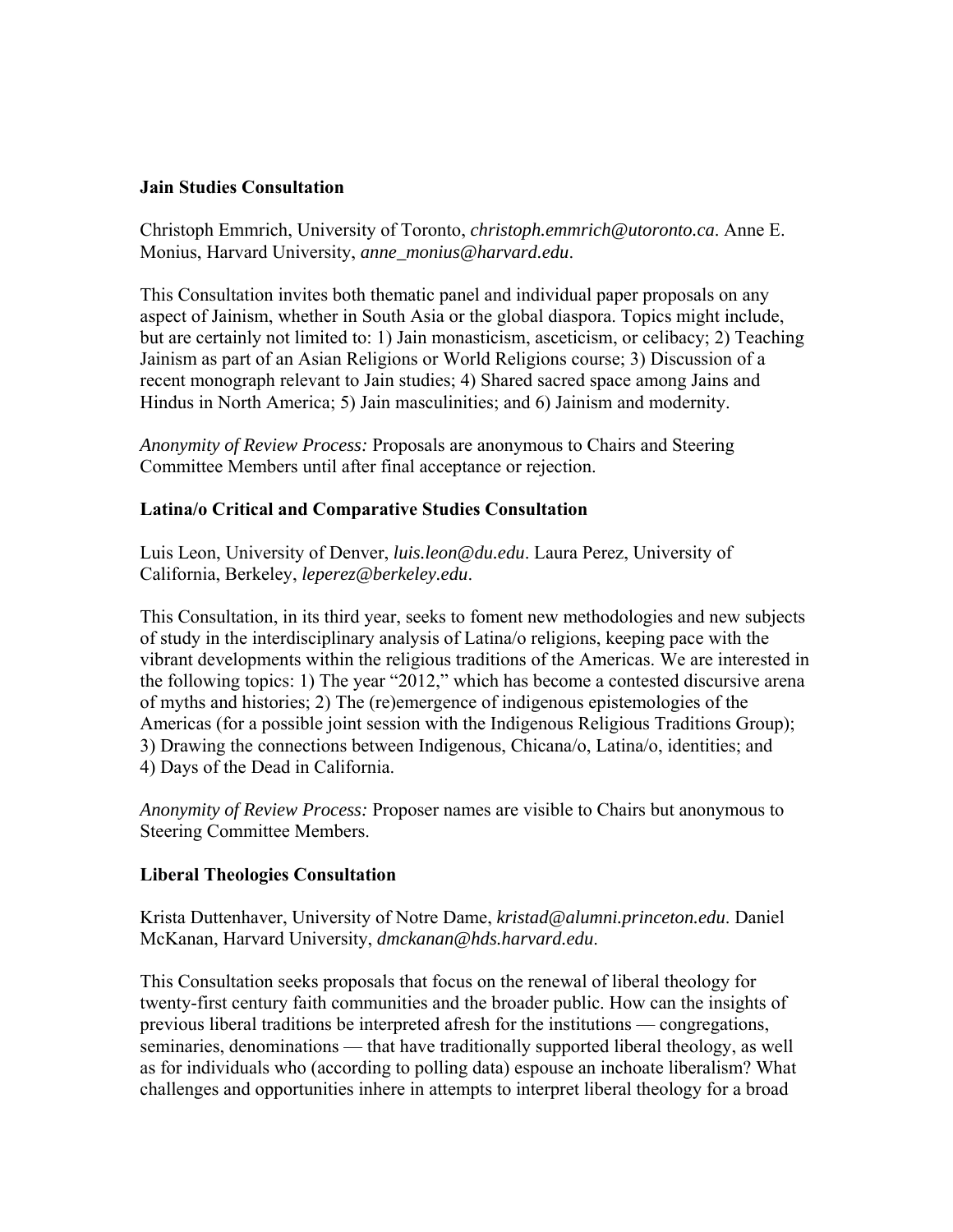**Jain Studies Consultation**

Christoph Emmrich, University of Toronto, *christoph.emmrich@utoronto.ca*. Anne E. Monius, Harvard University, *anne_monius@harvard.edu*.

This Consultation invites both thematic panel and individual paper proposals on any aspect of Jainism, whether in South Asia or the global diaspora. Topics might include, but are certainly not limited to: 1) Jain monasticism, asceticism, or celibacy; 2) Teaching Jainism as part of an Asian Religions or World Religions course; 3) Discussion of a recent monograph relevant to Jain studies; 4) Shared sacred space among Jains and Hindus in North America; 5) Jain masculinities; and 6) Jainism and modernity.

*Anonymity of Review Process:* Proposals are anonymous to Chairs and Steering Committee Members until after final acceptance or rejection.

**Latina/o Critical and Comparative Studies Consultation**

Luis Leon, University of Denver, *luis.leon@du.edu*. Laura Perez, University of California, Berkeley, *leperez@berkeley.edu*.

This Consultation, in its third year, seeks to foment new methodologies and new subjects of study in the interdisciplinary analysis of Latina/o religions, keeping pace with the vibrant developments within the religious traditions of the Americas. We are interested in the following topics: 1) The year "2012," which has become a contested discursive arena of myths and histories; 2) The (re)emergence of indigenous epistemologies of the Americas (for a possible joint session with the Indigenous Religious Traditions Group); 3) Drawing the connections between Indigenous, Chicana/o, Latina/o, identities; and 4) Days of the Dead in California.

*Anonymity of Review Process:* Proposer names are visible to Chairs but anonymous to Steering Committee Members.

**Liberal Theologies Consultation**

Krista Duttenhaver, University of Notre Dame, *kristad@alumni.princeton.edu*. Daniel McKanan, Harvard University, *dmckanan@hds.harvard.edu*.

This Consultation seeks proposals that focus on the renewal of liberal theology for twenty-first century faith communities and the broader public. How can the insights of previous liberal traditions be interpreted afresh for the institutions — congregations, seminaries, denominations — that have traditionally supported liberal theology, as well as for individuals who (according to polling data) espouse an inchoate liberalism? What challenges and opportunities inhere in attempts to interpret liberal theology for a broad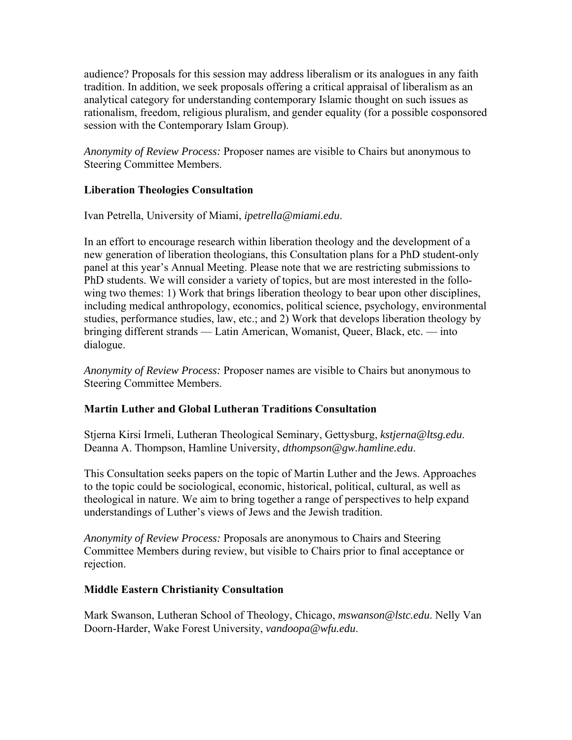audience? Proposals for this session may address liberalism or its analogues in any faith tradition. In addition, we seek proposals offering a critical appraisal of liberalism as an analytical category for understanding contemporary Islamic thought on such issues as rationalism, freedom, religious pluralism, and gender equality (for a possible cosponsored session with the Contemporary Islam Group).

*Anonymity of Review Process:* Proposer names are visible to Chairs but anonymous to Steering Committee Members.

### Liberation Theologies Consultation

Ivan Petrella, University of Miami, *ipetrella@miami.edu*.

In an effort to encourage research within liberation theology and the development of a new generation of liberation theologians, this Consultation plans for a PhD student-only panel at this year's Annual Meeting. Please note that we are restricting submissions to PhD students. We will consider a variety of topics, but are most interested in the following two themes: 1) Work that brings liberation theology to bear upon other disciplines, including medical anthropology, economics, political science, psychology, environmental studies, performance studies, law, etc.; and 2) Work that develops liberation theology by bringing different strands — Latin American, Womanist, Queer, Black, etc. — into dialogue.

*Anonymity of Review Process:* Proposer names are visible to Chairs but anonymous to Steering Committee Members.

### Martin Luther and Global Lutheran Traditions Consultation

Stjerna Kirsi Irmeli, Lutheran Theological Seminary, Gettysburg, *kstjerna@ltsg.edu*. Deanna A. Thompson, Hamline University, *dthompson@gw.hamline.edu*.

This Consultation seeks papers on the topic of Martin Luther and the Jews. Approaches to the topic could be sociological, economic, historical, political, cultural, as well as theological in nature. We aim to bring together a range of perspectives to help expand understandings of Luther's views of Jews and the Jewish tradition.

*Anonymity of Review Process:* Proposals are anonymous to Chairs and Steering Committee Members during review, but visible to Chairs prior to final acceptance or rejection.

### Middle Eastern Christianity Consultation

Mark Swanson, Lutheran School of Theology, Chicago, *mswanson@lstc.edu*. Nelly Van Doorn-Harder, Wake Forest University, *vandoopa@wfu.edu*.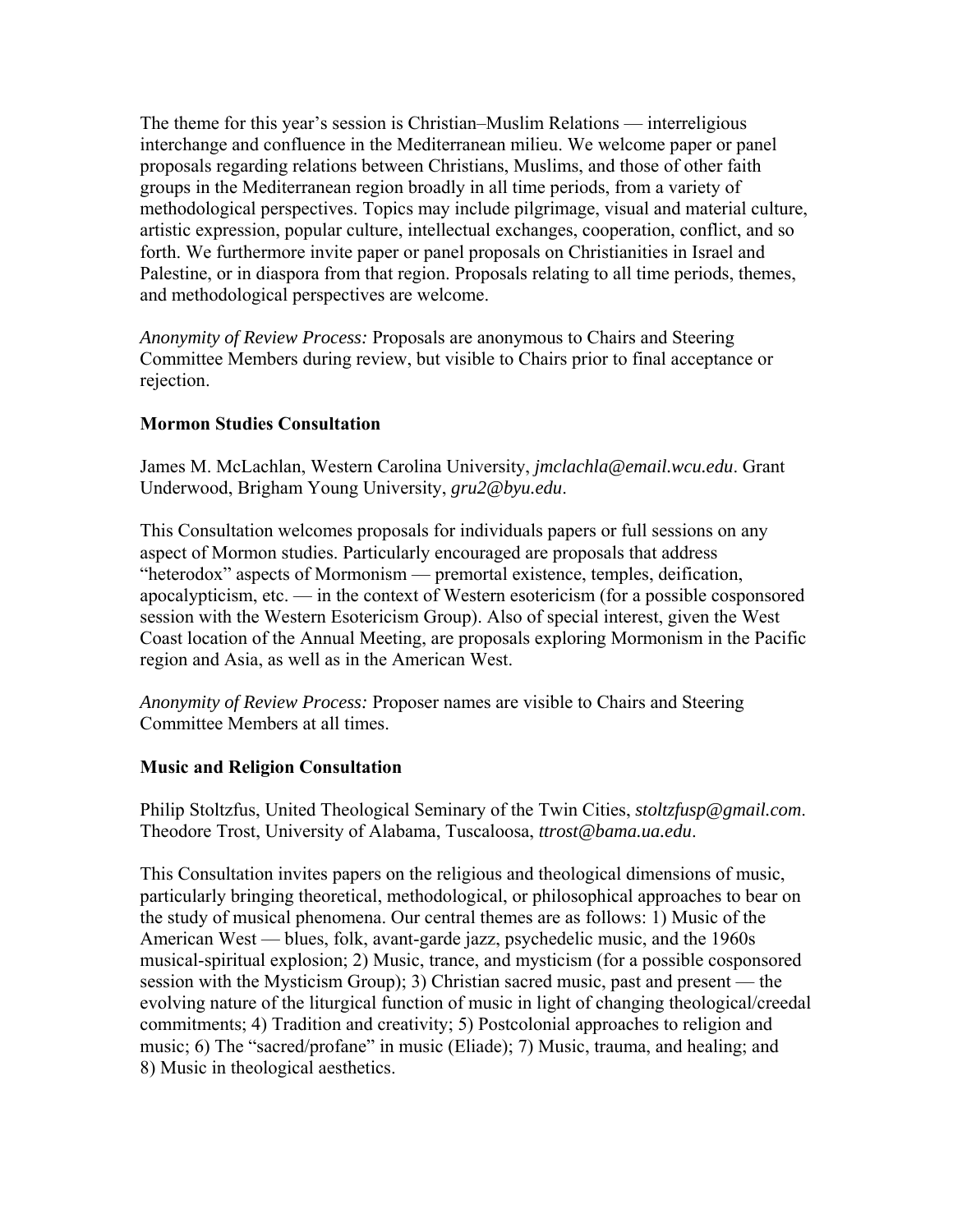The theme for this year's session is Christian–Muslim Relations — interreligious interchange and confluence in the Mediterranean milieu. We welcome paper or panel proposals regarding relations between Christians, Muslims, and those of other faith groups in the Mediterranean region broadly in all time periods, from a variety of methodological perspectives. Topics may include pilgrimage, visual and material culture, artistic expression, popular culture, intellectual exchanges, cooperation, conflict, and so forth. We furthermore invite paper or panel proposals on Christianities in Israel and Palestine, or in diaspora from that region. Proposals relating to all time periods, themes, and methodological perspectives are welcome.

*Anonymity of Review Process:* Proposals are anonymous to Chairs and Steering Committee Members during review, but visible to Chairs prior to final acceptance or rejection.

**Mormon Studies Consultation**

James M. McLachlan, Western Carolina University, *jmclachla@email.wcu.edu*. Grant Underwood, Brigham Young University, *gru2@byu.edu*.

This Consultation welcomes proposals for individuals papers or full sessions on any aspect of Mormon studies. Particularly encouraged are proposals that address "heterodox" aspects of Mormonism — premortal existence, temples, deification, apocalypticism, etc. — in the context of Western esotericism (for a possible cosponsored session with the Western Esotericism Group). Also of special interest, given the West Coast location of the Annual Meeting, are proposals exploring Mormonism in the Pacific region and Asia, as well as in the American West.

*Anonymity of Review Process:* Proposer names are visible to Chairs and Steering Committee Members at all times.

**Music and Religion Consultation**

Philip Stoltzfus, United Theological Seminary of the Twin Cities, *stoltzfusp@gmail.com*. Theodore Trost, University of Alabama, Tuscaloosa, *ttrost@bama.ua.edu*.

This Consultation invites papers on the religious and theological dimensions of music, particularly bringing theoretical, methodological, or philosophical approaches to bear on the study of musical phenomena. Our central themes are as follows: 1) Music of the American West — blues, folk, avant-garde jazz, psychedelic music, and the 1960s musical-spiritual explosion; 2) Music, trance, and mysticism (for a possible cosponsored session with the Mysticism Group); 3) Christian sacred music, past and present — the evolving nature of the liturgical function of music in light of changing theological/creedal commitments; 4) Tradition and creativity; 5) Postcolonial approaches to religion and music; 6) The "sacred/profane" in music (Eliade); 7) Music, trauma, and healing; and 8) Music in theological aesthetics.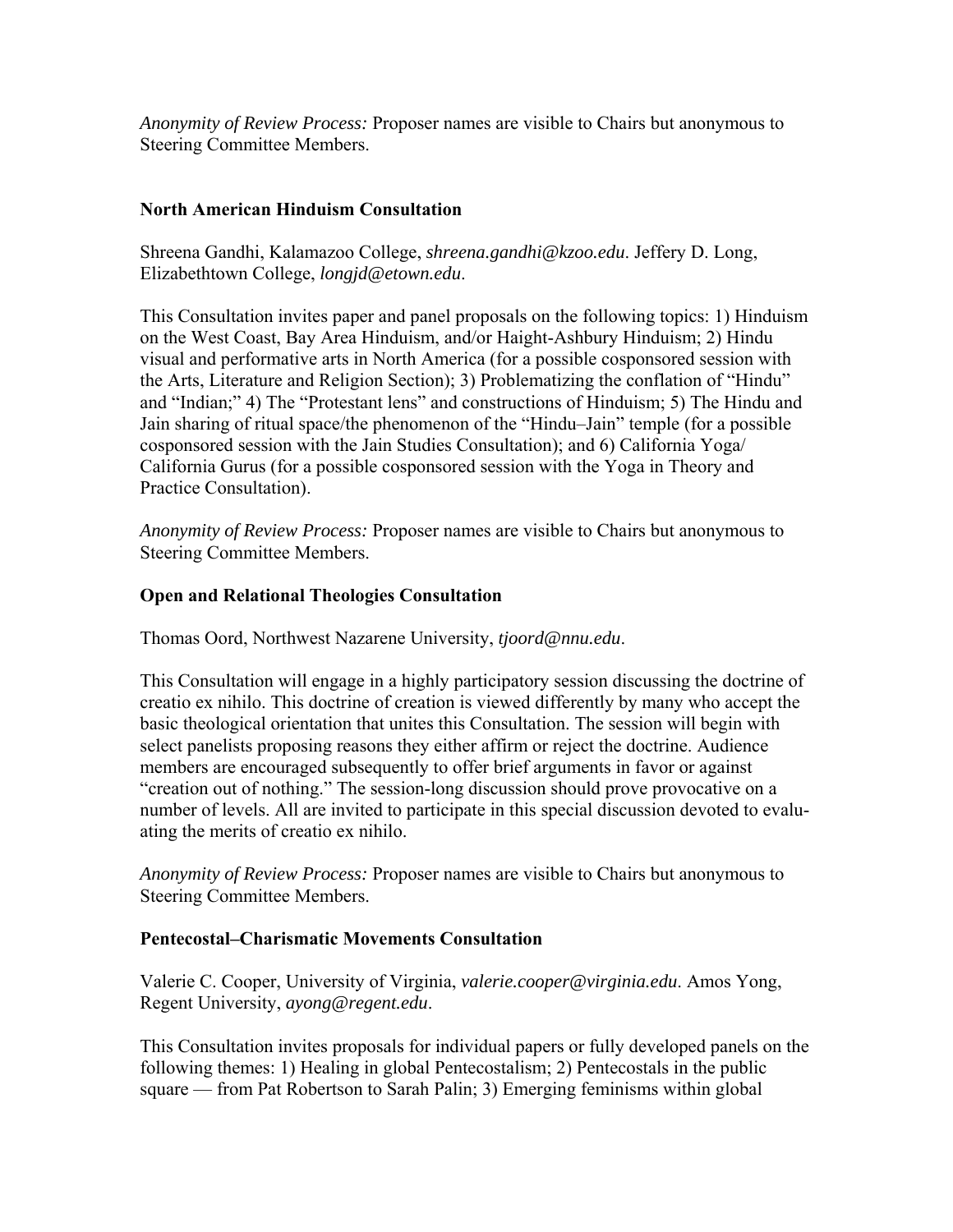*Anonymity of Review Process:* Proposer names are visible to Chairs but anonymous to Steering Committee Members.

### North American Hinduism Consultation

Shreena Gandhi, Kalamazoo College, *shreena.gandhi@kzoo.edu*. Jeffery D. Long, Elizabethtown College, *longjd@etown.edu*.

This Consultation invites paper and panel proposals on the following topics: 1) Hinduism on the West Coast, Bay Area Hinduism, and/or Haight-Ashbury Hinduism; 2) Hindu visual and performative arts in North America (for a possible cosponsored session with the Arts, Literature and Religion Section); 3) Problematizing the conflation of "Hindu" and "Indian;" 4) The "Protestant lens" and constructions of Hinduism; 5) The Hindu and Jain sharing of ritual space/the phenomenon of the "Hindu–Jain" temple (for a possible cosponsored session with the Jain Studies Consultation); and 6) California Yoga/ California Gurus (for a possible cosponsored session with the Yoga in Theory and Practice Consultation).

*Anonymity of Review Process:* Proposer names are visible to Chairs but anonymous to Steering Committee Members.

### Open and Relational Theologies Consultation

Thomas Oord, Northwest Nazarene University, *tjoord@nnu.edu*.

This Consultation will engage in a highly participatory session discussing the doctrine of creatio ex nihilo. This doctrine of creation is viewed differently by many who accept the basic theological orientation that unites this Consultation. The session will begin with select panelists proposing reasons they either affirm or reject the doctrine. Audience members are encouraged subsequently to offer brief arguments in favor or against "creation out of nothing." The session-long discussion should prove provocative on a number of levels. All are invited to participate in this special discussion devoted to evaluating the merits of creatio ex nihilo.

*Anonymity of Review Process:* Proposer names are visible to Chairs but anonymous to Steering Committee Members.

### Pentecostal–Charismatic Movements Consultation

Valerie C. Cooper, University of Virginia, *valerie.cooper@virginia.edu*. Amos Yong, Regent University, *ayong@regent.edu*.

This Consultation invites proposals for individual papers or fully developed panels on the following themes: 1) Healing in global Pentecostalism; 2) Pentecostals in the public square — from Pat Robertson to Sarah Palin; 3) Emerging feminisms within global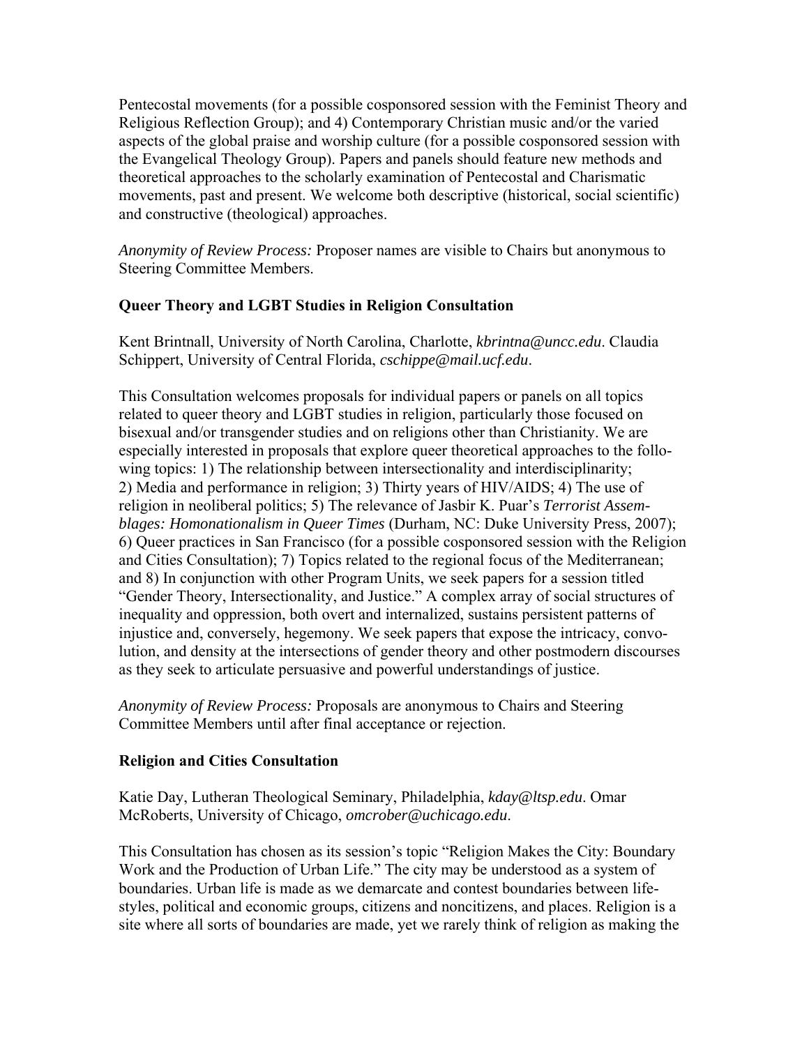Pentecostal movements (for a possible cosponsored session with the Feminist Theory and Religious Reflection Group); and 4) Contemporary Christian music and/or the varied aspects of the global praise and worship culture (for a possible cosponsored session with the Evangelical Theology Group). Papers and panels should feature new methods and theoretical approaches to the scholarly examination of Pentecostal and Charismatic movements, past and present. We welcome both descriptive (historical, social scientific) and constructive (theological) approaches.

*Anonymity of Review Process:* Proposer names are visible to Chairs but anonymous to Steering Committee Members.

**Queer Theory and LGBT Studies in Religion Consultation**

Kent Brintnall, University of North Carolina, Charlotte, *kbrintna@uncc.edu*. Claudia Schippert, University of Central Florida, *cschippe@mail.ucf.edu*.

This Consultation welcomes proposals for individual papers or panels on all topics related to queer theory and LGBT studies in religion, particularly those focused on bisexual and/or transgender studies and on religions other than Christianity. We are especially interested in proposals that explore queer theoretical approaches to the following topics: 1) The relationship between intersectionality and interdisciplinarity; 2) Media and performance in religion; 3) Thirty years of HIV/AIDS; 4) The use of religion in neoliberal politics; 5) The relevance of Jasbir K. Puar's *Terrorist Assemblages: Homonationalism in Queer Times* (Durham, NC: Duke University Press, 2007); 6) Queer practices in San Francisco (for a possible cosponsored session with the Religion and Cities Consultation); 7) Topics related to the regional focus of the Mediterranean; and 8) In conjunction with other Program Units, we seek papers for a session titled "Gender Theory, Intersectionality, and Justice." A complex array of social structures of inequality and oppression, both overt and internalized, sustains persistent patterns of injustice and, conversely, hegemony. We seek papers that expose the intricacy, convolution, and density at the intersections of gender theory and other postmodern discourses as they seek to articulate persuasive and powerful understandings of justice.

*Anonymity of Review Process:* Proposals are anonymous to Chairs and Steering Committee Members until after final acceptance or rejection.

**Religion and Cities Consultation**

Katie Day, Lutheran Theological Seminary, Philadelphia, *kday@ltsp.edu*. Omar McRoberts, University of Chicago, *omcrober@uchicago.edu*.

This Consultation has chosen as its session's topic "Religion Makes the City: Boundary Work and the Production of Urban Life." The city may be understood as a system of boundaries. Urban life is made as we demarcate and contest boundaries between lifestyles, political and economic groups, citizens and noncitizens, and places. Religion is a site where all sorts of boundaries are made, yet we rarely think of religion as making the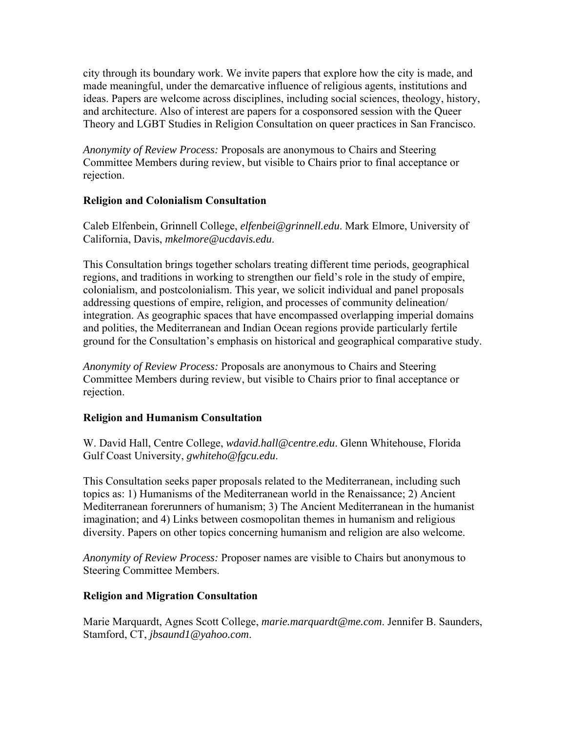city through its boundary work. We invite papers that explore how the city is made, and made meaningful, under the demarcative influence of religious agents, institutions and ideas. Papers are welcome across disciplines, including social sciences, theology, history, and architecture. Also of interest are papers for a cosponsored session with the Queer Theory and LGBT Studies in Religion Consultation on queer practices in San Francisco.

*Anonymity of Review Process:* Proposals are anonymous to Chairs and Steering Committee Members during review, but visible to Chairs prior to final acceptance or rejection.

**Religion and Colonialism Consultation**

Caleb Elfenbein, Grinnell College, *elfenbei@grinnell.edu*. Mark Elmore, University of California, Davis, *mkelmore@ucdavis.edu*.

This Consultation brings together scholars treating different time periods, geographical regions, and traditions in working to strengthen our field's role in the study of empire, colonialism, and postcolonialism. This year, we solicit individual and panel proposals addressing questions of empire, religion, and processes of community delineation/ integration. As geographic spaces that have encompassed overlapping imperial domains and polities, the Mediterranean and Indian Ocean regions provide particularly fertile ground for the Consultation's emphasis on historical and geographical comparative study.

*Anonymity of Review Process:* Proposals are anonymous to Chairs and Steering Committee Members during review, but visible to Chairs prior to final acceptance or rejection.

**Religion and Humanism Consultation**

W. David Hall, Centre College, *wdavid.hall@centre.edu*. Glenn Whitehouse, Florida Gulf Coast University, *gwhiteho@fgcu.edu*.

This Consultation seeks paper proposals related to the Mediterranean, including such topics as: 1) Humanisms of the Mediterranean world in the Renaissance; 2) Ancient Mediterranean forerunners of humanism; 3) The Ancient Mediterranean in the humanist imagination; and 4) Links between cosmopolitan themes in humanism and religious diversity. Papers on other topics concerning humanism and religion are also welcome.

*Anonymity of Review Process:* Proposer names are visible to Chairs but anonymous to Steering Committee Members.

**Religion and Migration Consultation**

Marie Marquardt, Agnes Scott College, *marie.marquardt@me.com*. Jennifer B. Saunders, Stamford, CT, *jbsaund1@yahoo.com*.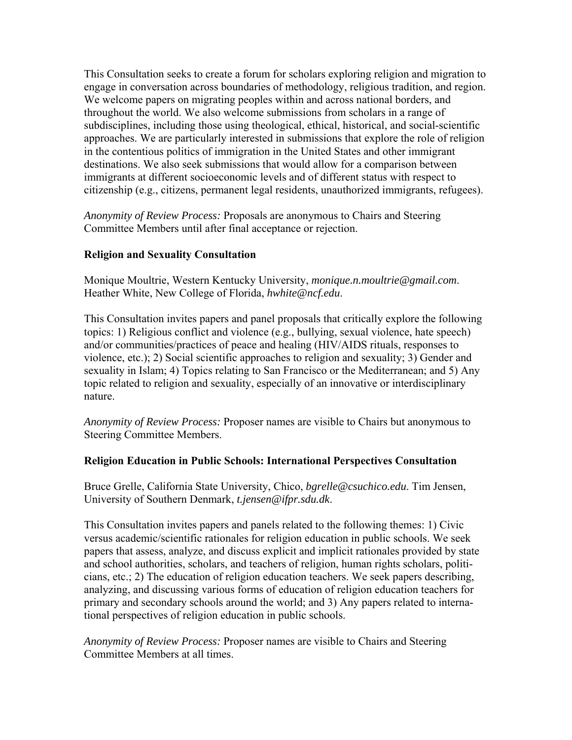This Consultation seeks to create a forum for scholars exploring religion and migration to engage in conversation across boundaries of methodology, religious tradition, and region. We welcome papers on migrating peoples within and across national borders, and throughout the world. We also welcome submissions from scholars in a range of subdisciplines, including those using theological, ethical, historical, and social-scientific approaches. We are particularly interested in submissions that explore the role of religion in the contentious politics of immigration in the United States and other immigrant destinations. We also seek submissions that would allow for a comparison between immigrants at different socioeconomic levels and of different status with respect to citizenship (e.g., citizens, permanent legal residents, unauthorized immigrants, refugees).

*Anonymity of Review Process:* Proposals are anonymous to Chairs and Steering Committee Members until after final acceptance or rejection.

**Religion and Sexuality Consultation**

Monique Moultrie, Western Kentucky University, *monique.n.moultrie@gmail.com*. Heather White, New College of Florida, *hwhite@ncf.edu*.

This Consultation invites papers and panel proposals that critically explore the following topics: 1) Religious conflict and violence (e.g., bullying, sexual violence, hate speech) and/or communities/practices of peace and healing (HIV/AIDS rituals, responses to violence, etc.); 2) Social scientific approaches to religion and sexuality; 3) Gender and sexuality in Islam; 4) Topics relating to San Francisco or the Mediterranean; and 5) Any topic related to religion and sexuality, especially of an innovative or interdisciplinary nature.

*Anonymity of Review Process:* Proposer names are visible to Chairs but anonymous to Steering Committee Members.

**Religion Education in Public Schools: International Perspectives Consultation**

Bruce Grelle, California State University, Chico, *bgrelle@csuchico.edu*. Tim Jensen, University of Southern Denmark, *t.jensen@ifpr.sdu.dk*.

This Consultation invites papers and panels related to the following themes: 1) Civic versus academic/scientific rationales for religion education in public schools. We seek papers that assess, analyze, and discuss explicit and implicit rationales provided by state and school authorities, scholars, and teachers of religion, human rights scholars, politicians, etc.; 2) The education of religion education teachers. We seek papers describing, analyzing, and discussing various forms of education of religion education teachers for primary and secondary schools around the world; and 3) Any papers related to international perspectives of religion education in public schools.

*Anonymity of Review Process:* Proposer names are visible to Chairs and Steering Committee Members at all times.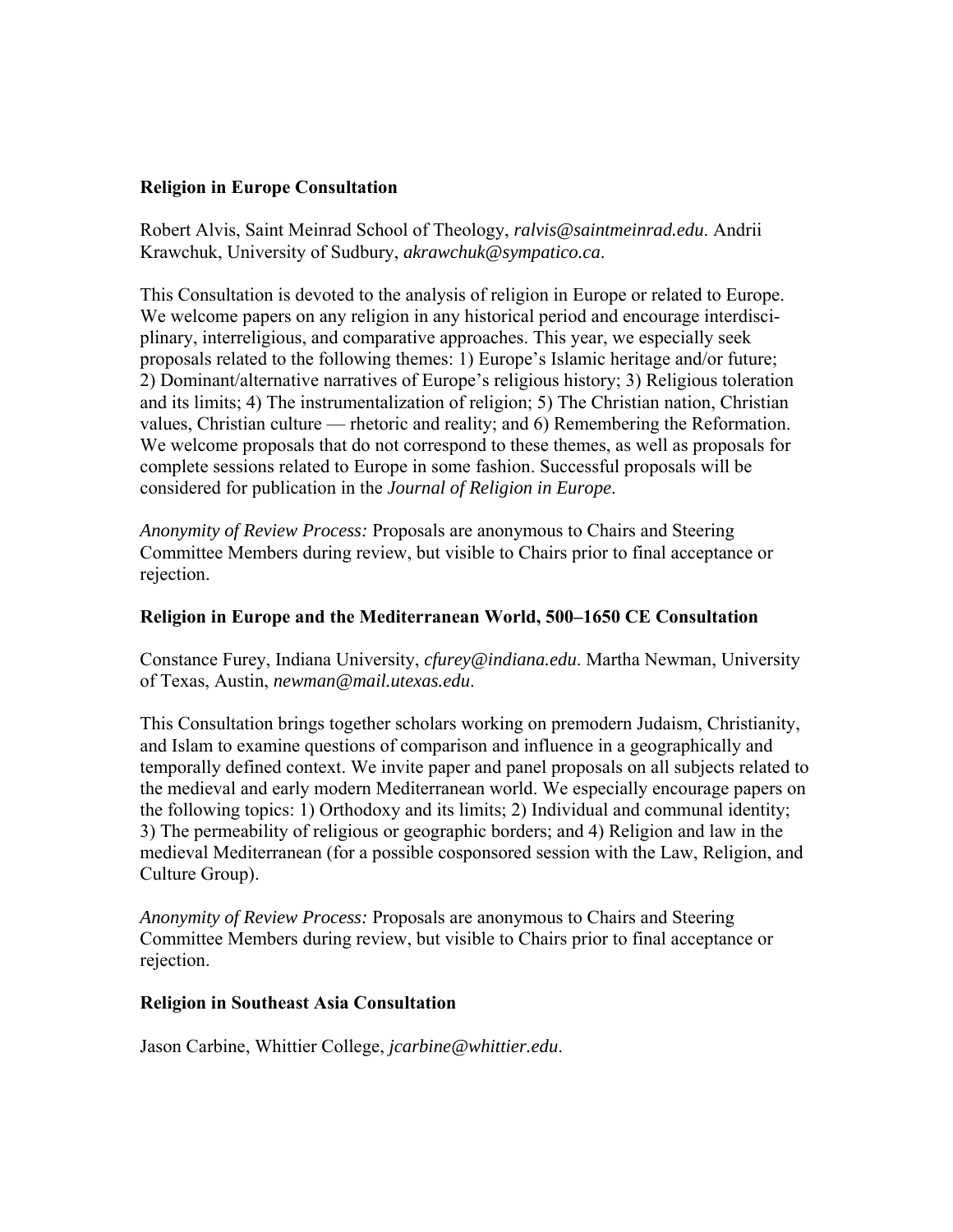### Religion in Europe Consultation

Robert Alvis, Saint Meinrad School of Theology, *ralvis@saintmeinrad.edu*. Andrii Krawchuk, University of Sudbury, *akrawchuk@sympatico.ca*.

This Consultation is devoted to the analysis of religion in Europe or related to Europe. We welcome papers on any religion in any historical period and encourage interdisciplinary, interreligious, and comparative approaches. This year, we especially seek proposals related to the following themes: 1) Europe's Islamic heritage and/or future; 2) Dominant/alternative narratives of Europe's religious history; 3) Religious toleration and its limits; 4) The instrumentalization of religion; 5) The Christian nation, Christian values, Christian culture — rhetoric and reality; and 6) Remembering the Reformation. We welcome proposals that do not correspond to these themes, as well as proposals for complete sessions related to Europe in some fashion. Successful proposals will be considered for publication in the *Journal of Religion in Europe*.

*Anonymity of Review Process:* Proposals are anonymous to Chairs and Steering Committee Members during review, but visible to Chairs prior to final acceptance or rejection.

### Religion in Europe and the Mediterranean World, 500–1650 CE Consultation

Constance Furey, Indiana University, *cfurey@indiana.edu*. Martha Newman, University of Texas, Austin, *newman@mail.utexas.edu*.

This Consultation brings together scholars working on premodern Judaism, Christianity, and Islam to examine questions of comparison and influence in a geographically and temporally defined context. We invite paper and panel proposals on all subjects related to the medieval and early modern Mediterranean world. We especially encourage papers on the following topics: 1) Orthodoxy and its limits; 2) Individual and communal identity; 3) The permeability of religious or geographic borders; and 4) Religion and law in the medieval Mediterranean (for a possible cosponsored session with the Law, Religion, and Culture Group).

*Anonymity of Review Process:* Proposals are anonymous to Chairs and Steering Committee Members during review, but visible to Chairs prior to final acceptance or rejection.

### Religion in Southeast Asia Consultation

Jason Carbine, Whittier College, *jcarbine@whittier.edu*.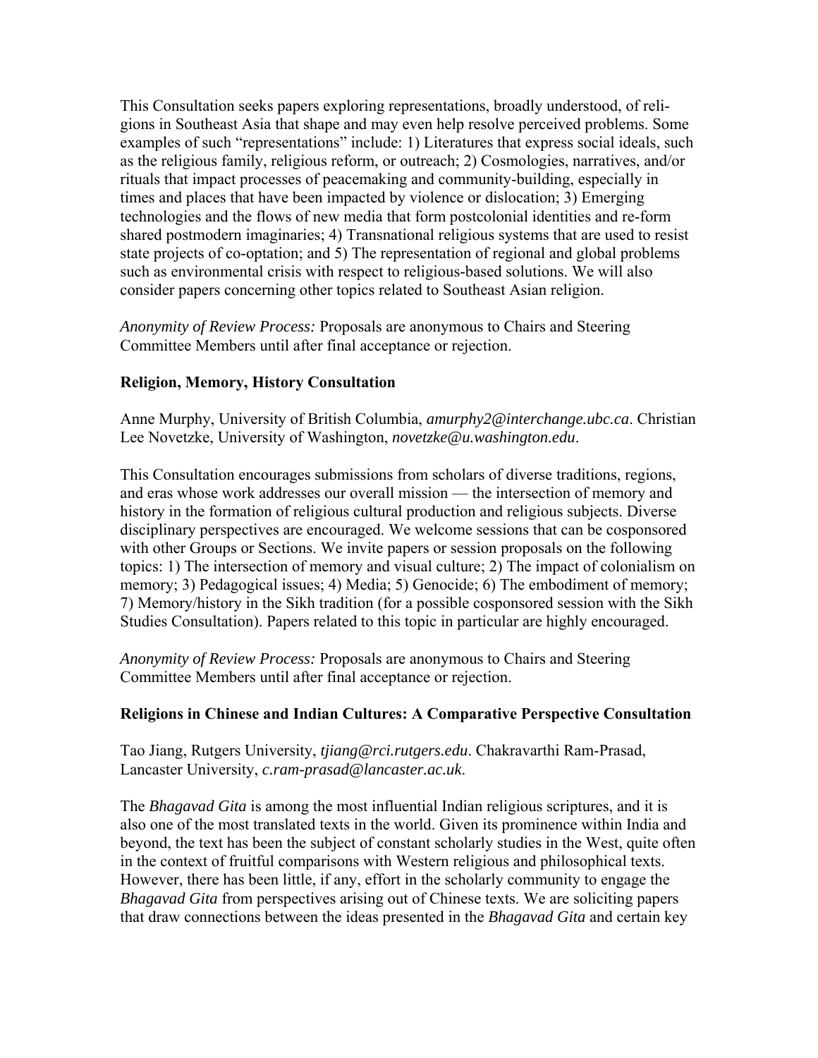This Consultation seeks papers exploring representations, broadly understood, of religions in Southeast Asia that shape and may even help resolve perceived problems. Some examples of such “representations” include: 1) Literatures that express social ideals, such as the religious family, religious reform, or outreach; 2) Cosmologies, narratives, and/or rituals that impact processes of peacemaking and community-building, especially in times and places that have been impacted by violence or dislocation; 3) Emerging technologies and the flows of new media that form postcolonial identities and re-form shared postmodern imaginaries; 4) Transnational religious systems that are used to resist state projects of co-optation; and 5) The representation of regional and global problems such as environmental crisis with respect to religious-based solutions. We will also consider papers concerning other topics related to Southeast Asian religion.

*Anonymity of Review Process:* Proposals are anonymous to Chairs and Steering Committee Members until after final acceptance or rejection.

**Religion, Memory, History Consultation**

Anne Murphy, University of British Columbia, *amurphy2@interchange.ubc.ca*. Christian Lee Novetzke, University of Washington, *novetzke@u.washington.edu*.

This Consultation encourages submissions from scholars of diverse traditions, regions, and eras whose work addresses our overall mission — the intersection of memory and history in the formation of religious cultural production and religious subjects. Diverse disciplinary perspectives are encouraged. We welcome sessions that can be cosponsored with other Groups or Sections. We invite papers or session proposals on the following topics: 1) The intersection of memory and visual culture; 2) The impact of colonialism on memory; 3) Pedagogical issues; 4) Media; 5) Genocide; 6) The embodiment of memory; 7) Memory/history in the Sikh tradition (for a possible cosponsored session with the Sikh Studies Consultation). Papers related to this topic in particular are highly encouraged.

*Anonymity of Review Process:* Proposals are anonymous to Chairs and Steering Committee Members until after final acceptance or rejection.

**Religions in Chinese and Indian Cultures: A Comparative Perspective Consultation**

Tao Jiang, Rutgers University, *tjiang@rci.rutgers.edu*. Chakravarthi Ram-Prasad, Lancaster University, *c.ram-prasad@lancaster.ac.uk*.

The *Bhagavad Gita* is among the most influential Indian religious scriptures, and it is also one of the most translated texts in the world. Given its prominence within India and beyond, the text has been the subject of constant scholarly studies in the West, quite often in the context of fruitful comparisons with Western religious and philosophical texts. However, there has been little, if any, effort in the scholarly community to engage the *Bhagavad Gita* from perspectives arising out of Chinese texts. We are soliciting papers that draw connections between the ideas presented in the *Bhagavad Gita* and certain key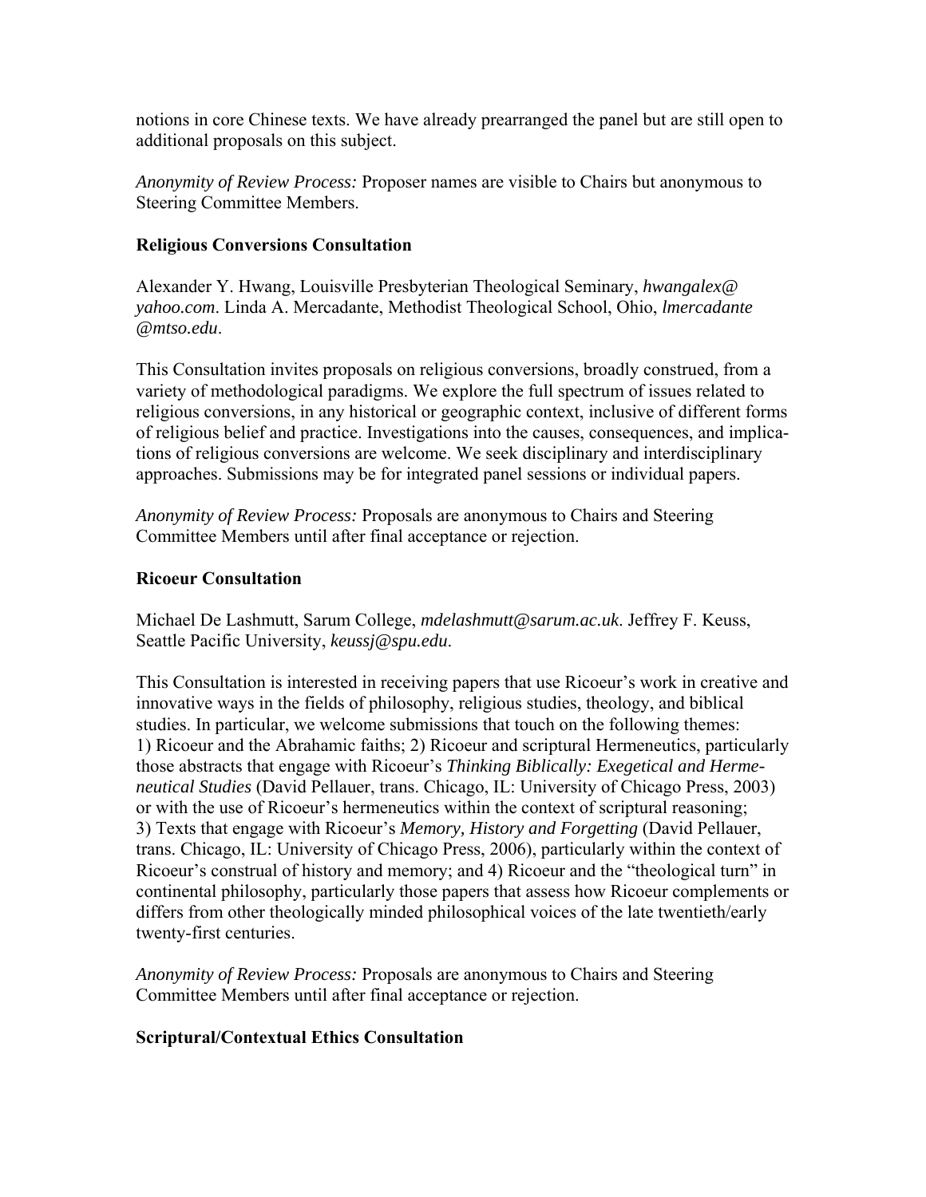notions in core Chinese texts. We have already prearranged the panel but are still open to additional proposals on this subject.

*Anonymity of Review Process:* Proposer names are visible to Chairs but anonymous to Steering Committee Members.

**Religious Conversions Consultation**

Alexander Y. Hwang, Louisville Presbyterian Theological Seminary, *hwangalex@yahoo.com*. Linda A. Mercadante, Methodist Theological School, Ohio, *lmercadante@mtso.edu*.

This Consultation invites proposals on religious conversions, broadly construed, from a variety of methodological paradigms. We explore the full spectrum of issues related to religious conversions, in any historical or geographic context, inclusive of different forms of religious belief and practice. Investigations into the causes, consequences, and implications of religious conversions are welcome. We seek disciplinary and interdisciplinary approaches. Submissions may be for integrated panel sessions or individual papers.

*Anonymity of Review Process:* Proposals are anonymous to Chairs and Steering Committee Members until after final acceptance or rejection.

**Ricoeur Consultation**

Michael De Lashmutt, Sarum College, *mdelashmutt@sarum.ac.uk*. Jeffrey F. Keuss, Seattle Pacific University, *keussj@spu.edu*.

This Consultation is interested in receiving papers that use Ricoeur's work in creative and innovative ways in the fields of philosophy, religious studies, theology, and biblical studies. In particular, we welcome submissions that touch on the following themes: 1) Ricoeur and the Abrahamic faiths; 2) Ricoeur and scriptural Hermeneutics, particularly those abstracts that engage with Ricoeur's *Thinking Biblically: Exegetical and Hermeneutical Studies* (David Pellauer, trans. Chicago, IL: University of Chicago Press, 2003) or with the use of Ricoeur's hermeneutics within the context of scriptural reasoning; 3) Texts that engage with Ricoeur's *Memory, History and Forgetting* (David Pellauer, trans. Chicago, IL: University of Chicago Press, 2006), particularly within the context of Ricoeur's construal of history and memory; and 4) Ricoeur and the "theological turn" in continental philosophy, particularly those papers that assess how Ricoeur complements or differs from other theologically minded philosophical voices of the late twentieth/early twenty-first centuries.

*Anonymity of Review Process:* Proposals are anonymous to Chairs and Steering Committee Members until after final acceptance or rejection.

**Scriptural/Contextual Ethics Consultation**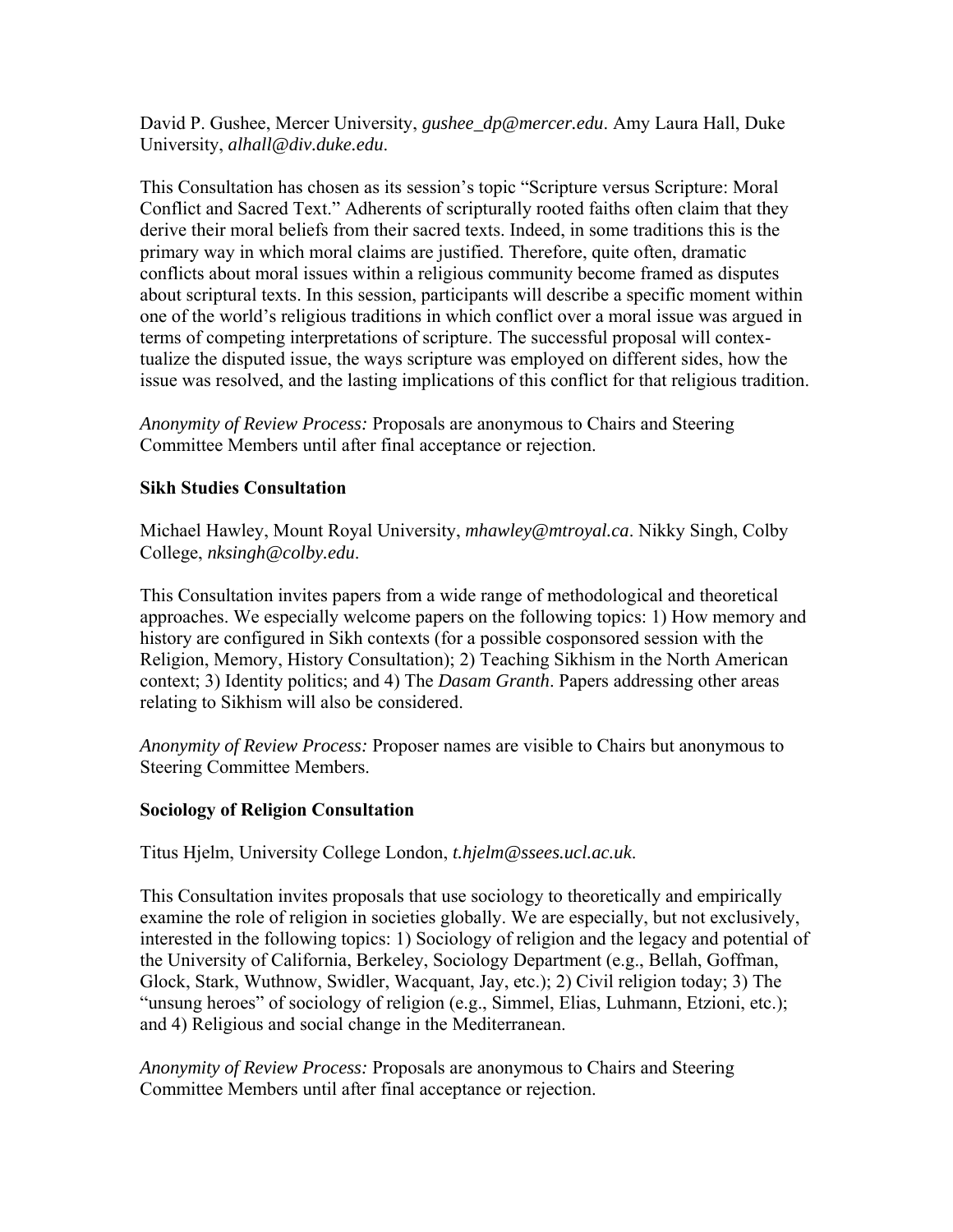David P. Gushee, Mercer University, *gushee_dp@mercer.edu*. Amy Laura Hall, Duke University, *alhall@div.duke.edu*.

This Consultation has chosen as its session's topic "Scripture versus Scripture: Moral Conflict and Sacred Text." Adherents of scripturally rooted faiths often claim that they derive their moral beliefs from their sacred texts. Indeed, in some traditions this is the primary way in which moral claims are justified. Therefore, quite often, dramatic conflicts about moral issues within a religious community become framed as disputes about scriptural texts. In this session, participants will describe a specific moment within one of the world's religious traditions in which conflict over a moral issue was argued in terms of competing interpretations of scripture. The successful proposal will contextualize the disputed issue, the ways scripture was employed on different sides, how the issue was resolved, and the lasting implications of this conflict for that religious tradition.

*Anonymity of Review Process:* Proposals are anonymous to Chairs and Steering Committee Members until after final acceptance or rejection.

**Sikh Studies Consultation**

Michael Hawley, Mount Royal University, *mhawley@mtroyal.ca*. Nikky Singh, Colby College, *nksingh@colby.edu*.

This Consultation invites papers from a wide range of methodological and theoretical approaches. We especially welcome papers on the following topics: 1) How memory and history are configured in Sikh contexts (for a possible cosponsored session with the Religion, Memory, History Consultation); 2) Teaching Sikhism in the North American context; 3) Identity politics; and 4) The *Dasam Granth*. Papers addressing other areas relating to Sikhism will also be considered.

*Anonymity of Review Process:* Proposer names are visible to Chairs but anonymous to Steering Committee Members.

**Sociology of Religion Consultation**

Titus Hjelm, University College London, *t.hjelm@ssees.ucl.ac.uk*.

This Consultation invites proposals that use sociology to theoretically and empirically examine the role of religion in societies globally. We are especially, but not exclusively, interested in the following topics: 1) Sociology of religion and the legacy and potential of the University of California, Berkeley, Sociology Department (e.g., Bellah, Goffman, Glock, Stark, Wuthnow, Swidler, Wacquant, Jay, etc.); 2) Civil religion today; 3) The "unsung heroes" of sociology of religion (e.g., Simmel, Elias, Luhmann, Etzioni, etc.); and 4) Religious and social change in the Mediterranean.

*Anonymity of Review Process:* Proposals are anonymous to Chairs and Steering Committee Members until after final acceptance or rejection.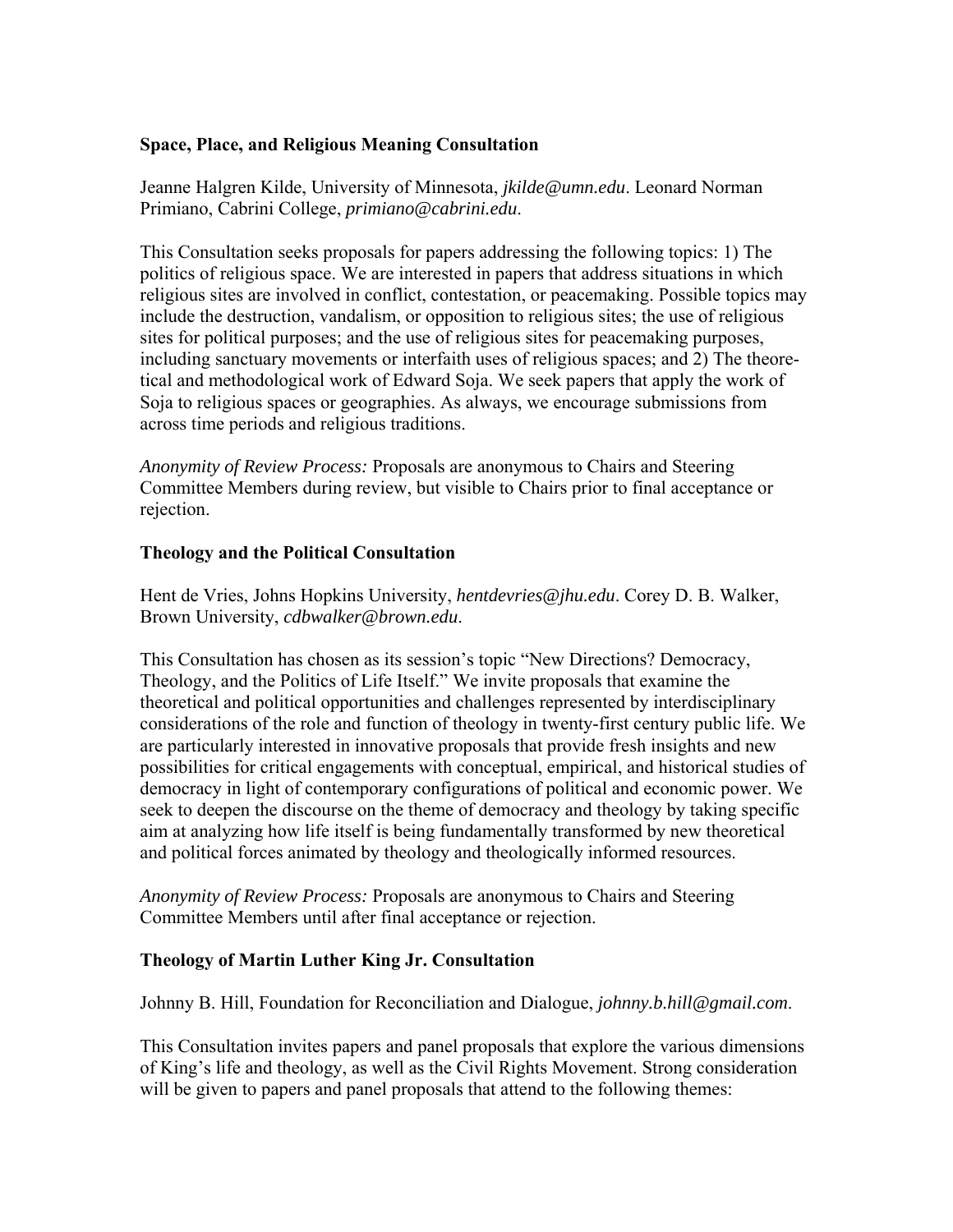### Space, Place, and Religious Meaning Consultation

Jeanne Halgren Kilde, University of Minnesota, *jkilde@umn.edu*. Leonard Norman Primiano, Cabrini College, *primiano@cabrini.edu*.

This Consultation seeks proposals for papers addressing the following topics: 1) The politics of religious space. We are interested in papers that address situations in which religious sites are involved in conflict, contestation, or peacemaking. Possible topics may include the destruction, vandalism, or opposition to religious sites; the use of religious sites for political purposes; and the use of religious sites for peacemaking purposes, including sanctuary movements or interfaith uses of religious spaces; and 2) The theoretical and methodological work of Edward Soja. We seek papers that apply the work of Soja to religious spaces or geographies. As always, we encourage submissions from across time periods and religious traditions.

*Anonymity of Review Process:* Proposals are anonymous to Chairs and Steering Committee Members during review, but visible to Chairs prior to final acceptance or rejection.

### Theology and the Political Consultation

Hent de Vries, Johns Hopkins University, *hentdevries@jhu.edu*. Corey D. B. Walker, Brown University, *cdbwalker@brown.edu*.

This Consultation has chosen as its session's topic "New Directions? Democracy, Theology, and the Politics of Life Itself." We invite proposals that examine the theoretical and political opportunities and challenges represented by interdisciplinary considerations of the role and function of theology in twenty-first century public life. We are particularly interested in innovative proposals that provide fresh insights and new possibilities for critical engagements with conceptual, empirical, and historical studies of democracy in light of contemporary configurations of political and economic power. We seek to deepen the discourse on the theme of democracy and theology by taking specific aim at analyzing how life itself is being fundamentally transformed by new theoretical and political forces animated by theology and theologically informed resources.

*Anonymity of Review Process:* Proposals are anonymous to Chairs and Steering Committee Members until after final acceptance or rejection.

### Theology of Martin Luther King Jr. Consultation

Johnny B. Hill, Foundation for Reconciliation and Dialogue, *johnny.b.hill@gmail.com*.

This Consultation invites papers and panel proposals that explore the various dimensions of King's life and theology, as well as the Civil Rights Movement. Strong consideration will be given to papers and panel proposals that attend to the following themes: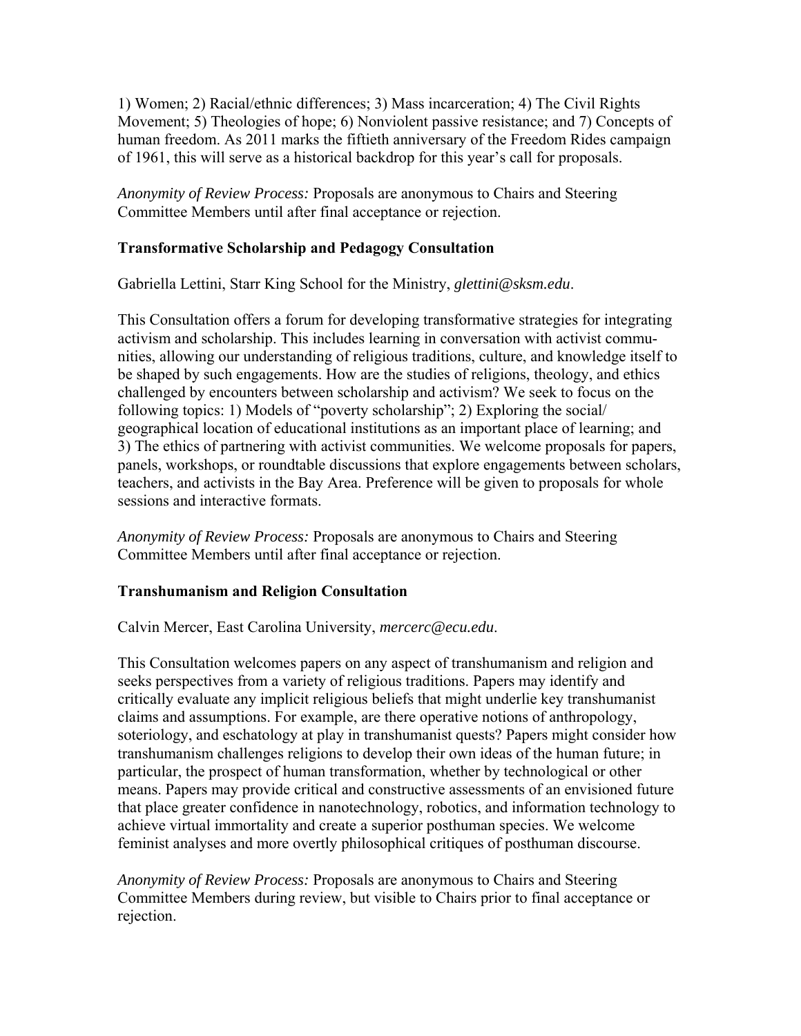1) Women; 2) Racial/ethnic differences; 3) Mass incarceration; 4) The Civil Rights Movement; 5) Theologies of hope; 6) Nonviolent passive resistance; and 7) Concepts of human freedom. As 2011 marks the fiftieth anniversary of the Freedom Rides campaign of 1961, this will serve as a historical backdrop for this year's call for proposals.

*Anonymity of Review Process:* Proposals are anonymous to Chairs and Steering Committee Members until after final acceptance or rejection.

### Transformative Scholarship and Pedagogy Consultation

Gabriella Lettini, Starr King School for the Ministry, *glettini@sksm.edu*.

This Consultation offers a forum for developing transformative strategies for integrating activism and scholarship. This includes learning in conversation with activist communities, allowing our understanding of religious traditions, culture, and knowledge itself to be shaped by such engagements. How are the studies of religions, theology, and ethics challenged by encounters between scholarship and activism? We seek to focus on the following topics: 1) Models of "poverty scholarship"; 2) Exploring the social/geographical location of educational institutions as an important place of learning; and 3) The ethics of partnering with activist communities. We welcome proposals for papers, panels, workshops, or roundtable discussions that explore engagements between scholars, teachers, and activists in the Bay Area. Preference will be given to proposals for whole sessions and interactive formats.

*Anonymity of Review Process:* Proposals are anonymous to Chairs and Steering Committee Members until after final acceptance or rejection.

### Transhumanism and Religion Consultation

Calvin Mercer, East Carolina University, *mercerc@ecu.edu*.

This Consultation welcomes papers on any aspect of transhumanism and religion and seeks perspectives from a variety of religious traditions. Papers may identify and critically evaluate any implicit religious beliefs that might underlie key transhumanist claims and assumptions. For example, are there operative notions of anthropology, soteriology, and eschatology at play in transhumanist quests? Papers might consider how transhumanism challenges religions to develop their own ideas of the human future; in particular, the prospect of human transformation, whether by technological or other means. Papers may provide critical and constructive assessments of an envisioned future that place greater confidence in nanotechnology, robotics, and information technology to achieve virtual immortality and create a superior posthuman species. We welcome feminist analyses and more overtly philosophical critiques of posthuman discourse.

*Anonymity of Review Process:* Proposals are anonymous to Chairs and Steering Committee Members during review, but visible to Chairs prior to final acceptance or rejection.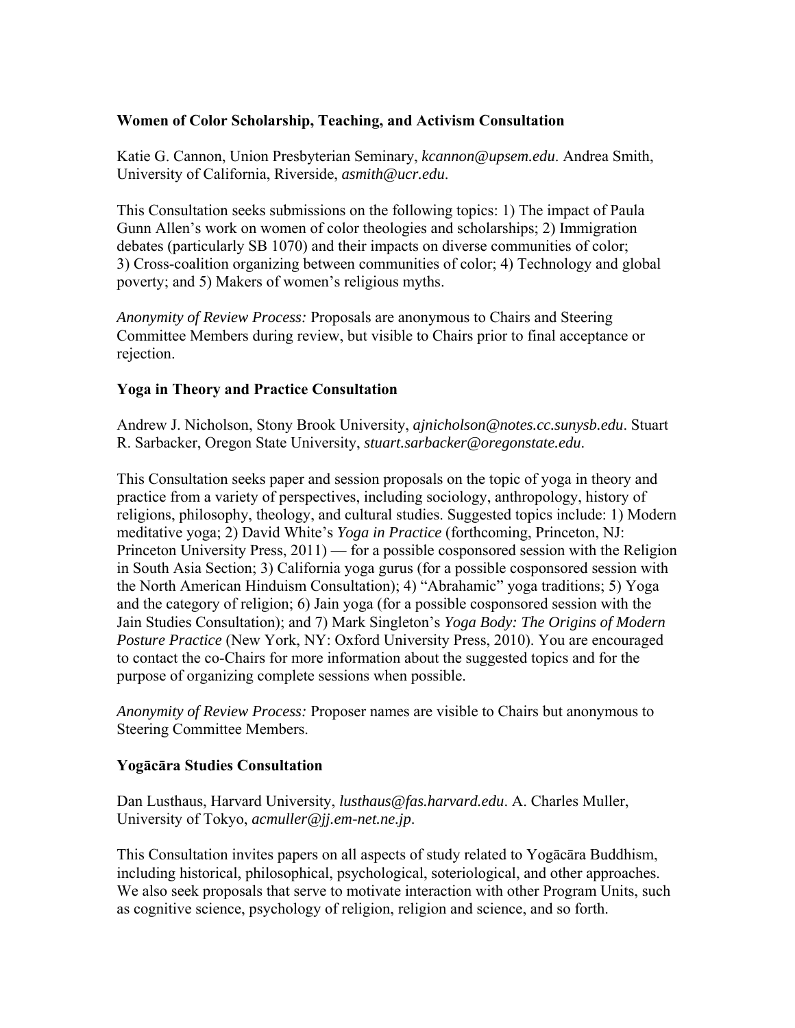### Women of Color Scholarship, Teaching, and Activism Consultation

Katie G. Cannon, Union Presbyterian Seminary, *kcannon@upsem.edu*. Andrea Smith, University of California, Riverside, *asmith@ucr.edu*.

This Consultation seeks submissions on the following topics: 1) The impact of Paula Gunn Allen's work on women of color theologies and scholarships; 2) Immigration debates (particularly SB 1070) and their impacts on diverse communities of color; 3) Cross-coalition organizing between communities of color; 4) Technology and global poverty; and 5) Makers of women's religious myths.

*Anonymity of Review Process:* Proposals are anonymous to Chairs and Steering Committee Members during review, but visible to Chairs prior to final acceptance or rejection.

### Yoga in Theory and Practice Consultation

Andrew J. Nicholson, Stony Brook University, *ajnicholson@notes.cc.sunysb.edu*. Stuart R. Sarbacker, Oregon State University, *stuart.sarbacker@oregonstate.edu*.

This Consultation seeks paper and session proposals on the topic of yoga in theory and practice from a variety of perspectives, including sociology, anthropology, history of religions, philosophy, theology, and cultural studies. Suggested topics include: 1) Modern meditative yoga; 2) David White's *Yoga in Practice* (forthcoming, Princeton, NJ: Princeton University Press, 2011) — for a possible cosponsored session with the Religion in South Asia Section; 3) California yoga gurus (for a possible cosponsored session with the North American Hinduism Consultation); 4) "Abrahamic" yoga traditions; 5) Yoga and the category of religion; 6) Jain yoga (for a possible cosponsored session with the Jain Studies Consultation); and 7) Mark Singleton's *Yoga Body: The Origins of Modern Posture Practice* (New York, NY: Oxford University Press, 2010). You are encouraged to contact the co-Chairs for more information about the suggested topics and for the purpose of organizing complete sessions when possible.

*Anonymity of Review Process:* Proposer names are visible to Chairs but anonymous to Steering Committee Members.

### Yogācāra Studies Consultation

Dan Lusthaus, Harvard University, *lusthaus@fas.harvard.edu*. A. Charles Muller, University of Tokyo, *acmuller@jj.em-net.ne.jp*.

This Consultation invites papers on all aspects of study related to Yogācāra Buddhism, including historical, philosophical, psychological, soteriological, and other approaches. We also seek proposals that serve to motivate interaction with other Program Units, such as cognitive science, psychology of religion, religion and science, and so forth.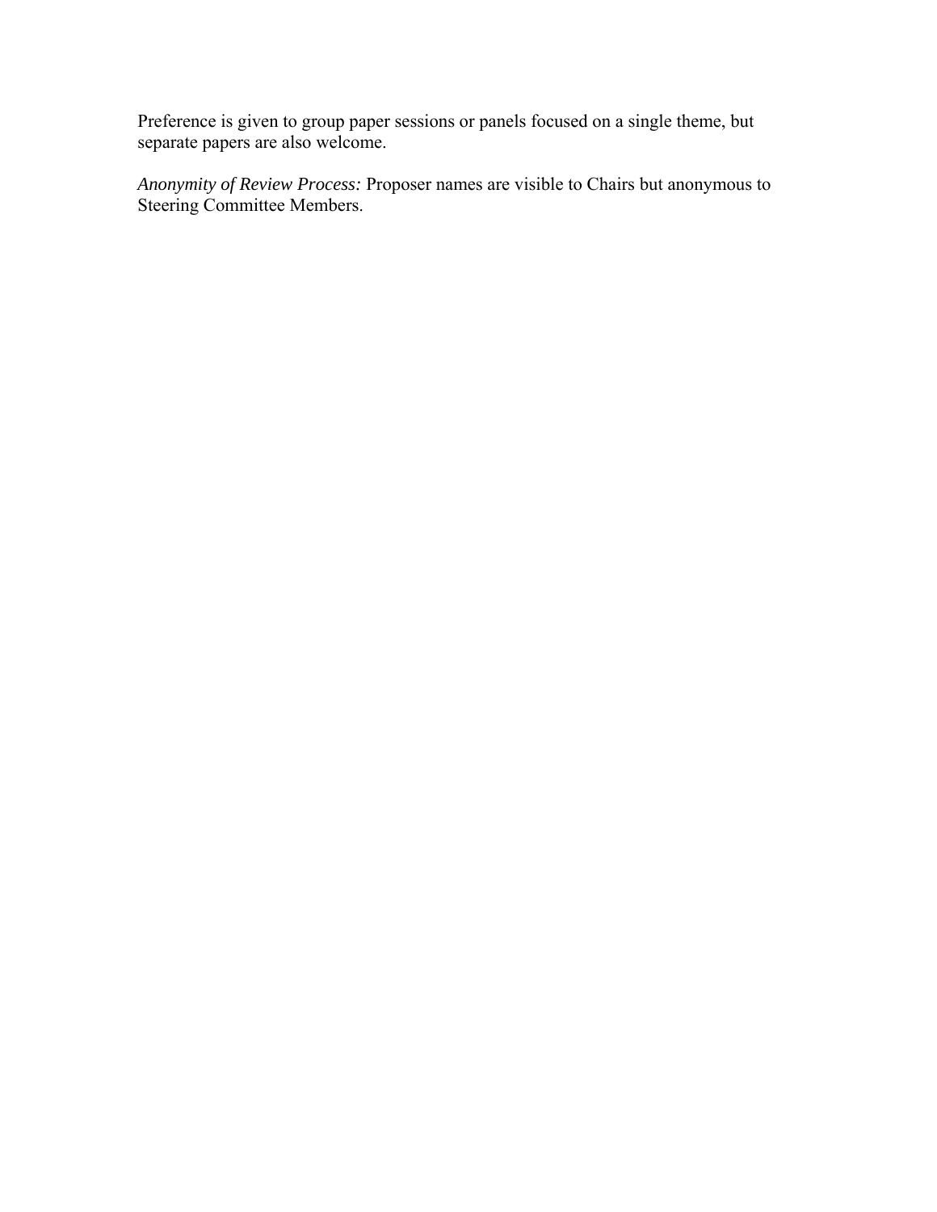Preference is given to group paper sessions or panels focused on a single theme, but separate papers are also welcome.

*Anonymity of Review Process:* Proposer names are visible to Chairs but anonymous to Steering Committee Members.